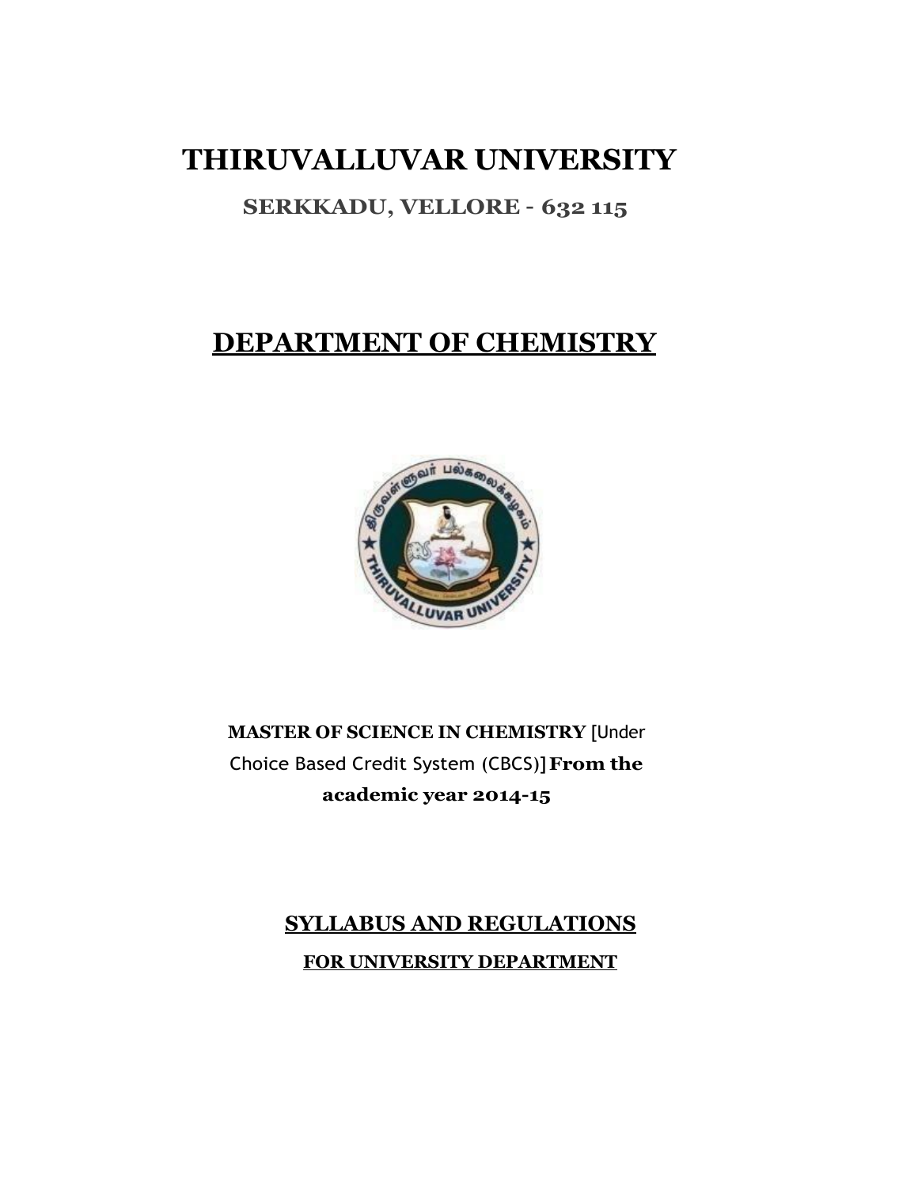# THIRUVALLUVAR UNIVERSITY

**SERKKADU, VELLORE - 632 115**

## DEPARTMENT OF CHEMISTRY

**MASTER OF SCIENCE IN CHEMISTRY** [Under Choice Based Credit System (CBCS)] **From the academic year 2014-15**

## SYLLABUS AND REGULATIONS

### FOR UNIVERSITY DEPARTMENT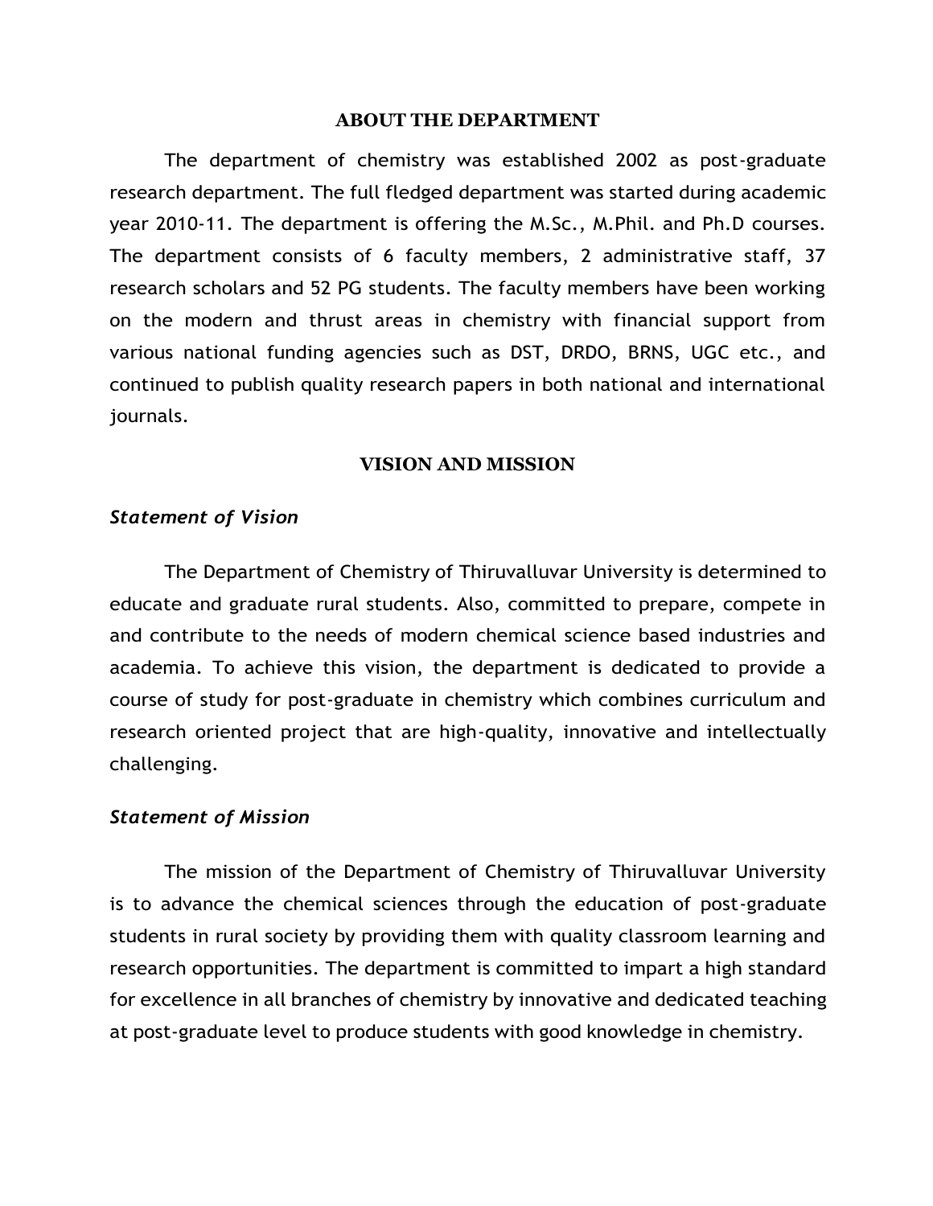## ABOUT THE DEPARTMENT

The department of chemistry was established 2002 as post-graduate research department. The full fledged department was started during academic year 2010-11. The department is offering the M.Sc., M.Phil. and Ph.D courses. The department consists of 6 faculty members, 2 administrative staff, 37 research scholars and 52 PG students. The faculty members have been working on the modern and thrust areas in chemistry with financial support from various national funding agencies such as DST, DRDO, BRNS, UGC etc., and continued to publish quality research papers in both national and international journals.

## VISION AND MISSION

### *Statement of Vision*

The Department of Chemistry of Thiruvalluvar University is determined to educate and graduate rural students. Also, committed to prepare, compete in and contribute to the needs of modern chemical science based industries and academia. To achieve this vision, the department is dedicated to provide a course of study for post-graduate in chemistry which combines curriculum and research oriented project that are high-quality, innovative and intellectually challenging.

### *Statement of Mission*

The mission of the Department of Chemistry of Thiruvalluvar University is to advance the chemical sciences through the education of post-graduate students in rural society by providing them with quality classroom learning and research opportunities. The department is committed to impart a high standard for excellence in all branches of chemistry by innovative and dedicated teaching at post-graduate level to produce students with good knowledge in chemistry.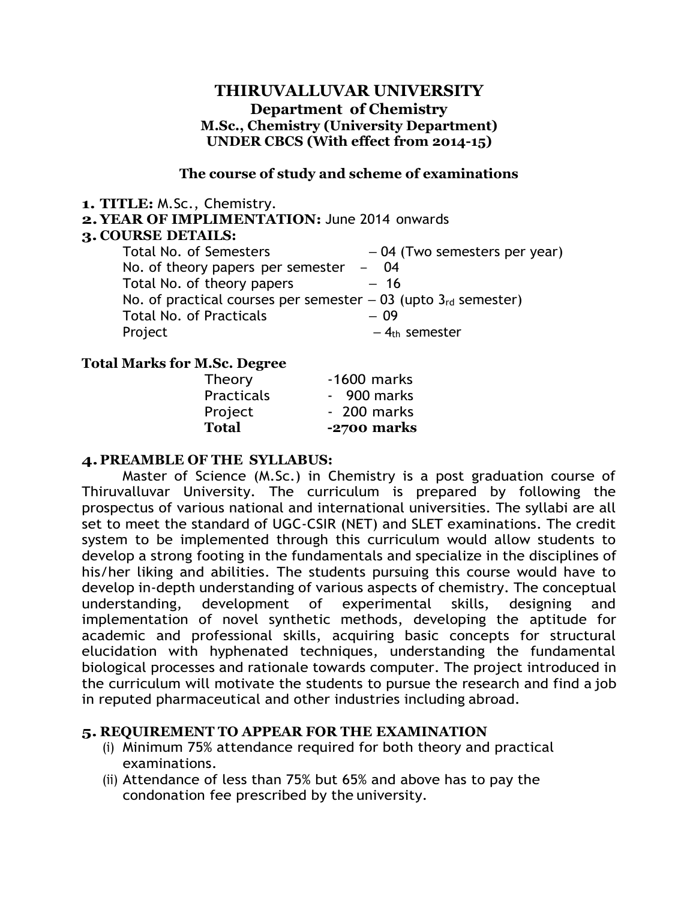# THIRUVALLUVAR UNIVERSITY

## Department of Chemistry

### M.Sc., Chemistry (University Department)

### UNDER CBCS (With effect from 2014-15)

**The course of study and scheme of examinations**

1. **TITLE:** M.Sc., Chemistry.
2. **YEAR OF IMPLIMENTATION:** June 2014 onwards
3. **COURSE DETAILS:**

| | |
|---|---|
| Total No. of Semesters | – 04 (Two semesters per year) |
| No. of theory papers per semester | – 04 |
| Total No. of theory papers | – 16 |
| No. of practical courses per semester | – 03 (upto 3rd semester) |
| Total No. of Practicals | – 09 |
| Project | – 4th semester |

**Total Marks for M.Sc. Degree**

| | |
|---|---|
| Theory | -1600 marks |
| Practicals | - 900 marks |
| Project | - 200 marks |
| **Total** | **-2700 marks** |

4. **PREAMBLE OF THE SYLLABUS:**

Master of Science (M.Sc.) in Chemistry is a post graduation course of Thiruvalluvar University. The curriculum is prepared by following the prospectus of various national and international universities. The syllabi are all set to meet the standard of UGC-CSIR (NET) and SLET examinations. The credit system to be implemented through this curriculum would allow students to develop a strong footing in the fundamentals and specialize in the disciplines of his/her liking and abilities. The students pursuing this course would have to develop in-depth understanding of various aspects of chemistry. The conceptual understanding, development of experimental skills, designing and implementation of novel synthetic methods, developing the aptitude for academic and professional skills, acquiring basic concepts for structural elucidation with hyphenated techniques, understanding the fundamental biological processes and rationale towards computer. The project introduced in the curriculum will motivate the students to pursue the research and find a job in reputed pharmaceutical and other industries including abroad.

5. **REQUIREMENT TO APPEAR FOR THE EXAMINATION**
   (i) Minimum 75% attendance required for both theory and practical examinations.
   (ii) Attendance of less than 75% but 65% and above has to pay the condonation fee prescribed by the university.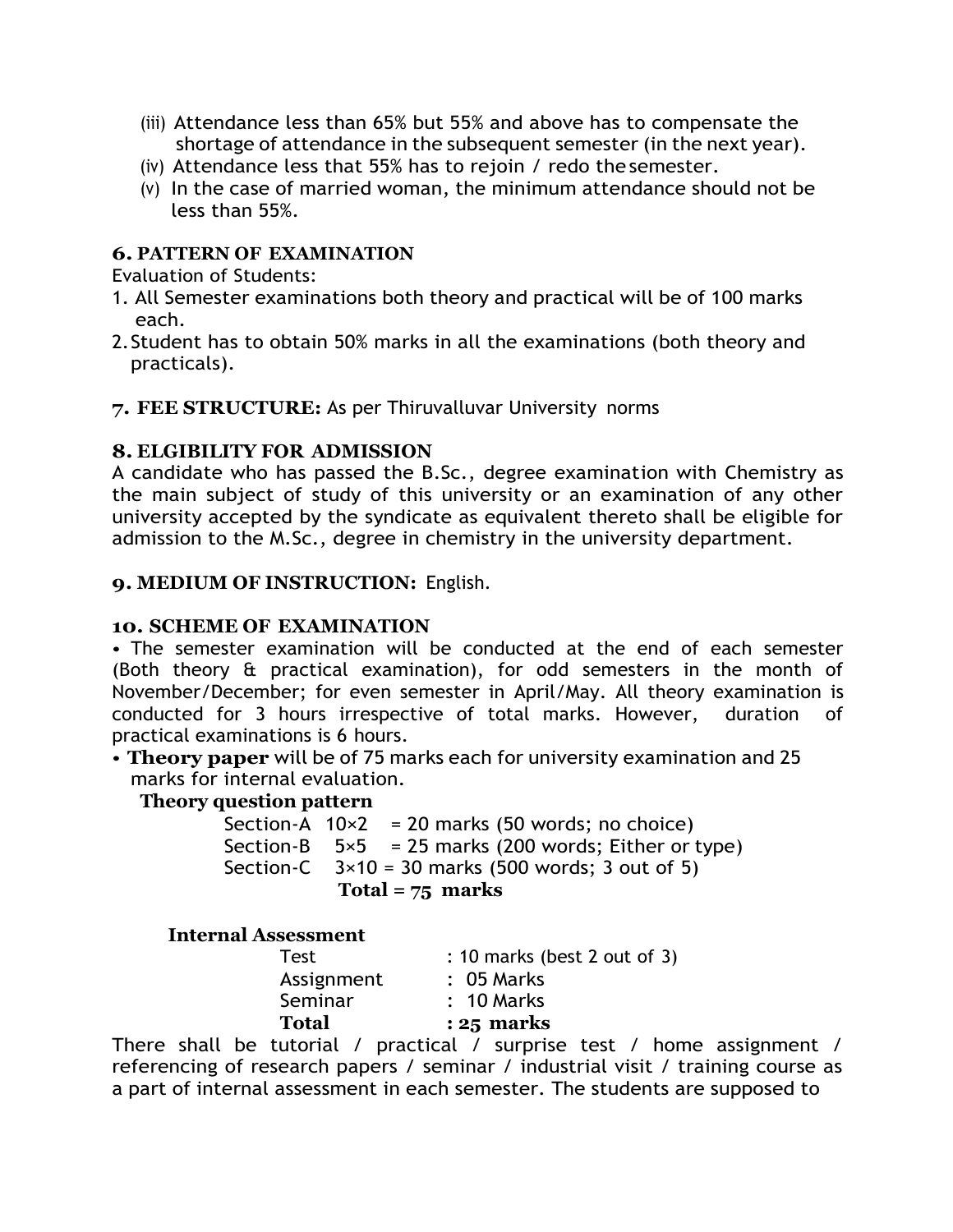(iii) Attendance less than 65% but 55% and above has to compensate the shortage of attendance in the subsequent semester (in the next year).
(iv) Attendance less that 55% has to rejoin / redo the semester.
(v) In the case of married woman, the minimum attendance should not be less than 55%.

## 6. PATTERN OF EXAMINATION

Evaluation of Students:

1. All Semester examinations both theory and practical will be of 100 marks each.
2. Student has to obtain 50% marks in all the examinations (both theory and practicals).

## 7. FEE STRUCTURE: As per Thiruvalluvar University norms

## 8. ELGIBILITY FOR ADMISSION

A candidate who has passed the B.Sc., degree examination with Chemistry as the main subject of study of this university or an examination of any other university accepted by the syndicate as equivalent thereto shall be eligible for admission to the M.Sc., degree in chemistry in the university department.

## 9. MEDIUM OF INSTRUCTION: English.

## 10. SCHEME OF EXAMINATION

• The semester examination will be conducted at the end of each semester (Both theory & practical examination), for odd semesters in the month of November/December; for even semester in April/May. All theory examination is conducted for 3 hours irrespective of total marks. However, duration of practical examinations is 6 hours.

• **Theory paper** will be of 75 marks each for university examination and 25 marks for internal evaluation.

**Theory question pattern**

| | | |
|---|---|---|
| Section-A | 10×2 | = 20 marks (50 words; no choice) |
| Section-B | 5×5 | = 25 marks (200 words; Either or type) |
| Section-C | 3×10 | = 30 marks (500 words; 3 out of 5) |
| | **Total = 75 marks** | |

**Internal Assessment**

| | |
|---|---|
| Test | : 10 marks (best 2 out of 3) |
| Assignment | : 05 Marks |
| Seminar | : 10 Marks |
| **Total** | **: 25 marks** |

There shall be tutorial / practical / surprise test / home assignment / referencing of research papers / seminar / industrial visit / training course as a part of internal assessment in each semester. The students are supposed to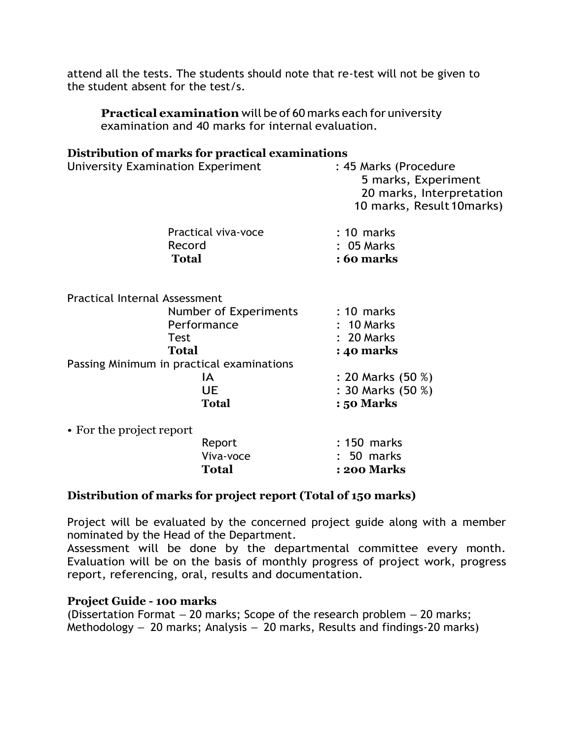attend all the tests. The students should note that re-test will not be given to the student absent for the test/s.

**Practical examination** will be of 60 marks each for university examination and 40 marks for internal evaluation.

**Distribution of marks for practical examinations**

| | |
|---|---|
| University Examination Experiment | : 45 Marks (Procedure 5 marks, Experiment 20 marks, Interpretation 10 marks, Result 10marks) |
| Practical viva-voce | : 10 marks |
| Record | : 05 Marks |
| **Total** | **: 60 marks** |

| | |
|---|---|
| Practical Internal Assessment | |
| Number of Experiments | : 10 marks |
| Performance | : 10 Marks |
| Test | : 20 Marks |
| **Total** | **: 40 marks** |

| | |
|---|---|
| Passing Minimum in practical examinations | |
| IA | : 20 Marks (50 %) |
| UE | : 30 Marks (50 %) |
| **Total** | **: 50 Marks** |

- For the project report

| | |
|---|---|
| Report | : 150 marks |
| Viva-voce | : 50 marks |
| **Total** | **: 200 Marks** |

**Distribution of marks for project report (Total of 150 marks)**

Project will be evaluated by the concerned project guide along with a member nominated by the Head of the Department.
Assessment will be done by the departmental committee every month. Evaluation will be on the basis of monthly progress of project work, progress report, referencing, oral, results and documentation.

**Project Guide - 100 marks**
(Dissertation Format – 20 marks; Scope of the research problem – 20 marks; Methodology – 20 marks; Analysis – 20 marks, Results and findings-20 marks)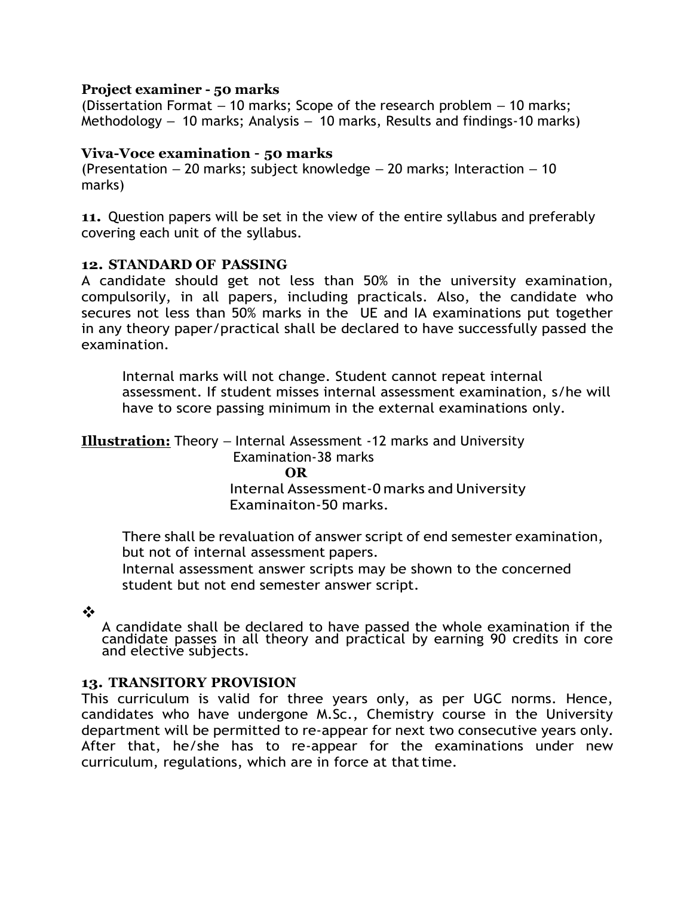**Project examiner - 50 marks**
(Dissertation Format – 10 marks; Scope of the research problem – 10 marks; Methodology – 10 marks; Analysis – 10 marks, Results and findings-10 marks)

**Viva-Voce examination - 50 marks**
(Presentation – 20 marks; subject knowledge – 20 marks; Interaction – 10 marks)

**11.** Question papers will be set in the view of the entire syllabus and preferably covering each unit of the syllabus.

**12. STANDARD OF PASSING**

A candidate should get not less than 50% in the university examination, compulsorily, in all papers, including practicals. Also, the candidate who secures not less than 50% marks in the UE and IA examinations put together in any theory paper/practical shall be declared to have successfully passed the examination.

Internal marks will not change. Student cannot repeat internal assessment. If student misses internal assessment examination, s/he will have to score passing minimum in the external examinations only.

**Illustration:** Theory – Internal Assessment -12 marks and University Examination-38 marks

**OR**

Internal Assessment-0 marks and University Examinaiton-50 marks.

There shall be revaluation of answer script of end semester examination, but not of internal assessment papers.

Internal assessment answer scripts may be shown to the concerned student but not end semester answer script.

- A candidate shall be declared to have passed the whole examination if the candidate passes in all theory and practical by earning 90 credits in core and elective subjects.

**13. TRANSITORY PROVISION**

This curriculum is valid for three years only, as per UGC norms. Hence, candidates who have undergone M.Sc., Chemistry course in the University department will be permitted to re-appear for next two consecutive years only. After that, he/she has to re-appear for the examinations under new curriculum, regulations, which are in force at that time.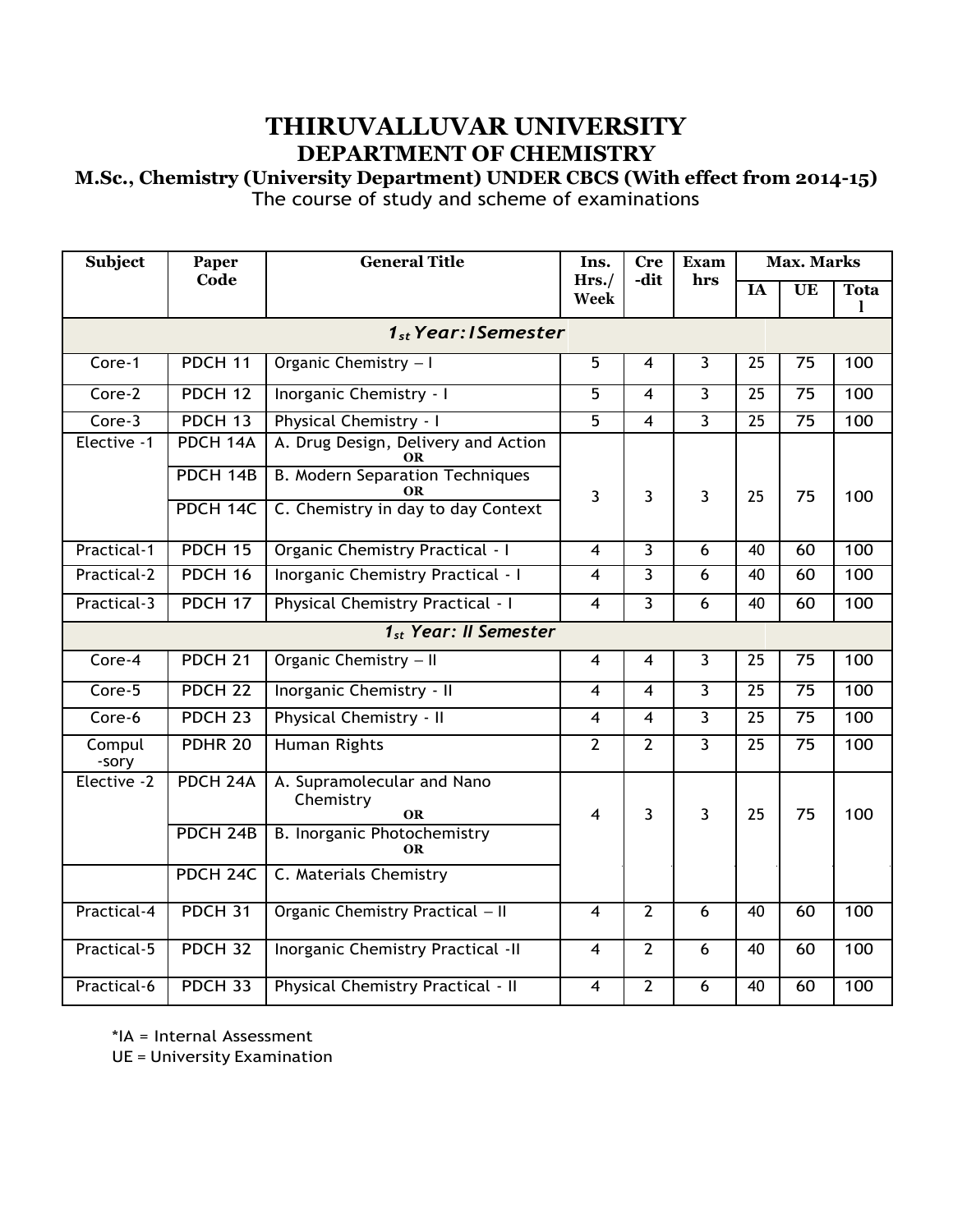# THIRUVALLUVAR UNIVERSITY

## DEPARTMENT OF CHEMISTRY

### M.Sc., Chemistry (University Department) UNDER CBCS (With effect from 2014-15)

The course of study and scheme of examinations

| Subject | Paper Code | General Title | Ins. Hrs./ Week | Cre -dit | Exam hrs | Max. Marks | | |
|---|---|---|---|---|---|---|---|---|
| | | | | | | IA | UE | Total |
| ***1st Year: I Semester*** | | | | | | | | |
| Core-1 | PDCH 11 | Organic Chemistry – I | 5 | 4 | 3 | 25 | 75 | 100 |
| Core-2 | PDCH 12 | Inorganic Chemistry - I | 5 | 4 | 3 | 25 | 75 | 100 |
| Core-3 | PDCH 13 | Physical Chemistry - I | 5 | 4 | 3 | 25 | 75 | 100 |
| Elective -1 | PDCH 14A | A. Drug Design, Delivery and Action **OR** | 3 | 3 | 3 | 25 | 75 | 100 |
| | PDCH 14B | B. Modern Separation Techniques **OR** | | | | | | |
| | PDCH 14C | C. Chemistry in day to day Context | | | | | | |
| Practical-1 | PDCH 15 | Organic Chemistry Practical - I | 4 | 3 | 6 | 40 | 60 | 100 |
| Practical-2 | PDCH 16 | Inorganic Chemistry Practical - I | 4 | 3 | 6 | 40 | 60 | 100 |
| Practical-3 | PDCH 17 | Physical Chemistry Practical - I | 4 | 3 | 6 | 40 | 60 | 100 |
| ***1st Year: II Semester*** | | | | | | | | |
| Core-4 | PDCH 21 | Organic Chemistry – II | 4 | 4 | 3 | 25 | 75 | 100 |
| Core-5 | PDCH 22 | Inorganic Chemistry - II | 4 | 4 | 3 | 25 | 75 | 100 |
| Core-6 | PDCH 23 | Physical Chemistry - II | 4 | 4 | 3 | 25 | 75 | 100 |
| Compul -sory | PDHR 20 | Human Rights | 2 | 2 | 3 | 25 | 75 | 100 |
| Elective -2 | PDCH 24A | A. Supramolecular and Nano Chemistry **OR** | 4 | 3 | 3 | 25 | 75 | 100 |
| | PDCH 24B | B. Inorganic Photochemistry **OR** | | | | | | |
| | PDCH 24C | C. Materials Chemistry | | | | | | |
| Practical-4 | PDCH 31 | Organic Chemistry Practical – II | 4 | 2 | 6 | 40 | 60 | 100 |
| Practical-5 | PDCH 32 | Inorganic Chemistry Practical -II | 4 | 2 | 6 | 40 | 60 | 100 |
| Practical-6 | PDCH 33 | Physical Chemistry Practical - II | 4 | 2 | 6 | 40 | 60 | 100 |

*IA = Internal Assessment
UE = University Examination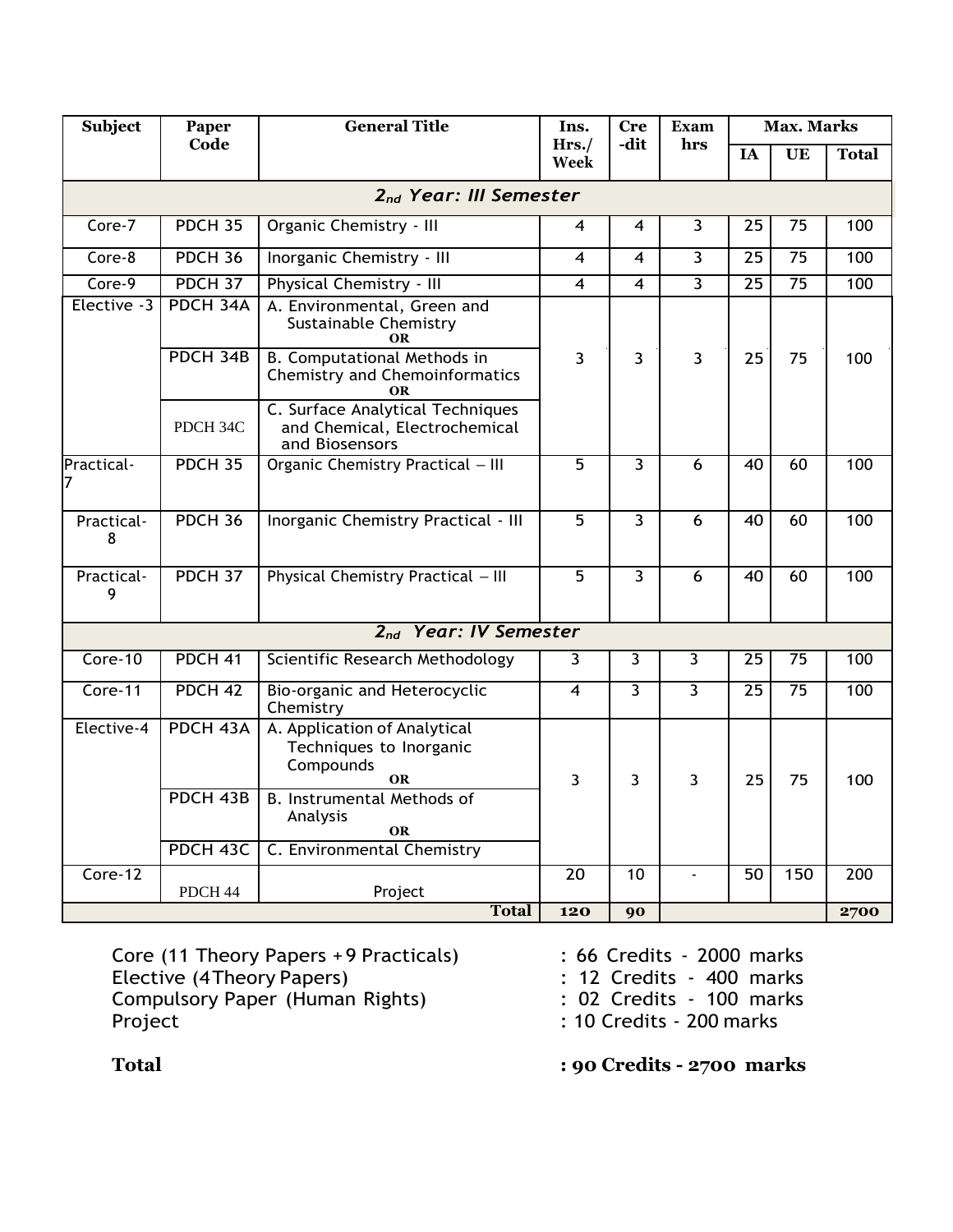| Subject | Paper Code | General Title | Ins. Hrs./ Week | Cre -dit | Exam hrs | Max. Marks | | |
|---|---|---|---|---|---|---|---|---|
| | | | | | | IA | UE | Total |
| ***$2_{nd}$ Year: III Semester*** | | | | | | | | |
| Core-7 | PDCH 35 | Organic Chemistry - III | 4 | 4 | 3 | 25 | 75 | 100 |
| Core-8 | PDCH 36 | Inorganic Chemistry - III | 4 | 4 | 3 | 25 | 75 | 100 |
| Core-9 | PDCH 37 | Physical Chemistry - III | 4 | 4 | 3 | 25 | 75 | 100 |
| Elective -3 | PDCH 34A | A. Environmental, Green and Sustainable Chemistry **OR** | 3 | 3 | 3 | 25 | 75 | 100 |
| | PDCH 34B | B. Computational Methods in Chemistry and Chemoinformatics **OR** | | | | | | |
| | PDCH 34C | C. Surface Analytical Techniques and Chemical, Electrochemical and Biosensors | | | | | | |
| Practical-7 | PDCH 35 | Organic Chemistry Practical – III | 5 | 3 | 6 | 40 | 60 | 100 |
| Practical-8 | PDCH 36 | Inorganic Chemistry Practical - III | 5 | 3 | 6 | 40 | 60 | 100 |
| Practical-9 | PDCH 37 | Physical Chemistry Practical – III | 5 | 3 | 6 | 40 | 60 | 100 |
| ***$2_{nd}$ Year: IV Semester*** | | | | | | | | |
| Core-10 | PDCH 41 | Scientific Research Methodology | 3 | 3 | 3 | 25 | 75 | 100 |
| Core-11 | PDCH 42 | Bio-organic and Heterocyclic Chemistry | 4 | 3 | 3 | 25 | 75 | 100 |
| Elective-4 | PDCH 43A | A. Application of Analytical Techniques to Inorganic Compounds **OR** | 3 | 3 | 3 | 25 | 75 | 100 |
| | PDCH 43B | B. Instrumental Methods of Analysis **OR** | | | | | | |
| | PDCH 43C | C. Environmental Chemistry | | | | | | |
| Core-12 | PDCH 44 | Project | 20 | 10 | - | 50 | 150 | 200 |
| | | **Total** | **120** | **90** | | | | **2700** |

Core (11 Theory Papers + 9 Practicals) : 66 Credits - 2000 marks
Elective (4 Theory Papers) : 12 Credits - 400 marks
Compulsory Paper (Human Rights) : 02 Credits - 100 marks
Project : 10 Credits - 200 marks

**Total : 90 Credits - 2700 marks**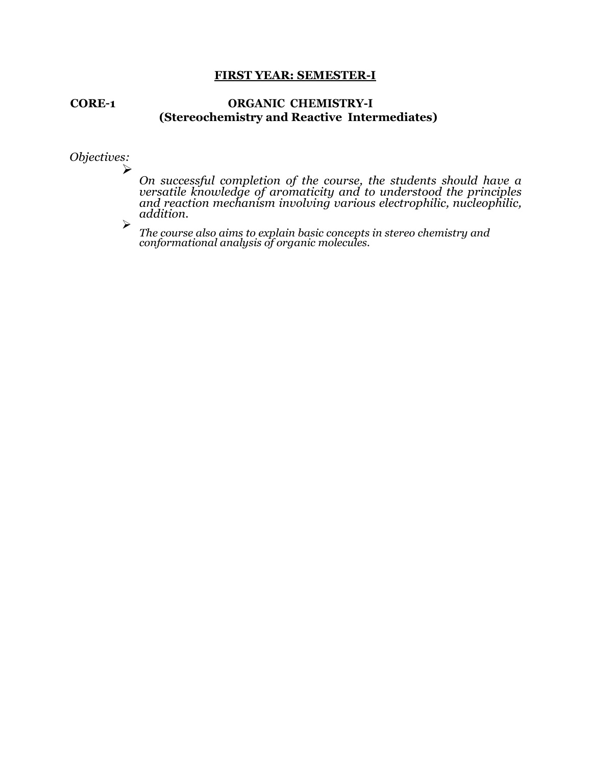## FIRST YEAR: SEMESTER-I

**CORE-1 ORGANIC CHEMISTRY-I**
**(Stereochemistry and Reactive Intermediates)**

*Objectives:*

- *On successful completion of the course, the students should have a versatile knowledge of aromaticity and to understood the principles and reaction mechanism involving various electrophilic, nucleophilic, addition.*
- *The course also aims to explain basic concepts in stereo chemistry and conformational analysis of organic molecules.*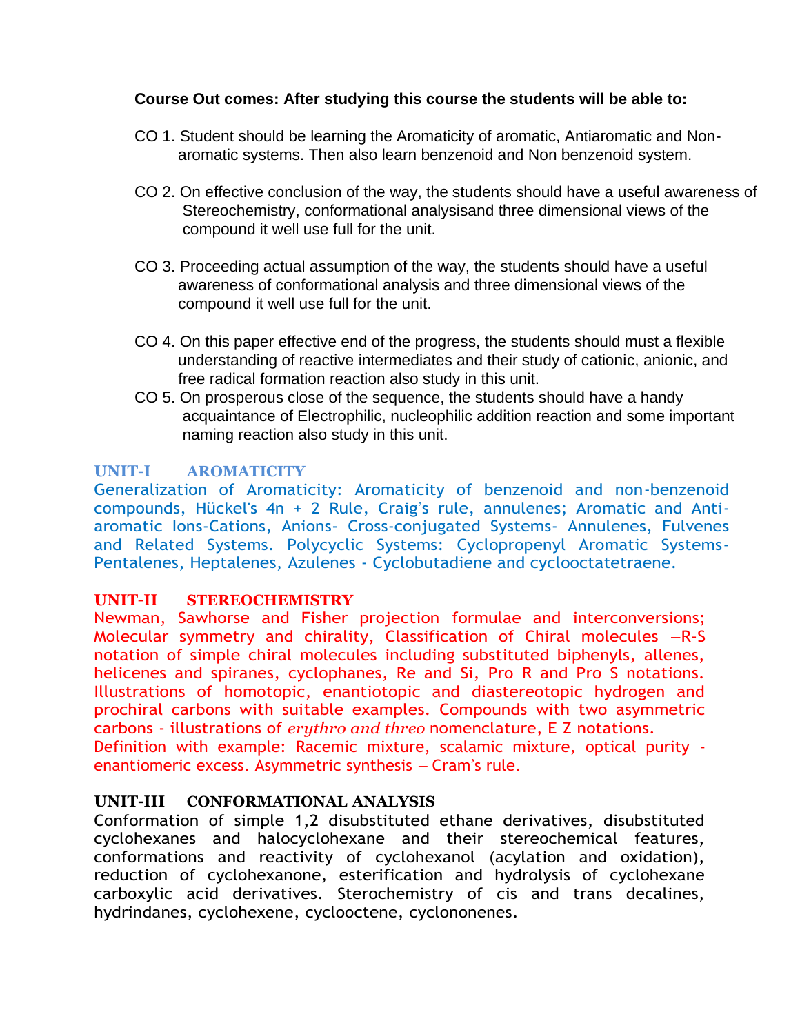**Course Out comes: After studying this course the students will be able to:**

CO 1. Student should be learning the Aromaticity of aromatic, Antiaromatic and Non-aromatic systems. Then also learn benzenoid and Non benzenoid system.

CO 2. On effective conclusion of the way, the students should have a useful awareness of Stereochemistry, conformational analysisand three dimensional views of the compound it well use full for the unit.

CO 3. Proceeding actual assumption of the way, the students should have a useful awareness of conformational analysis and three dimensional views of the compound it well use full for the unit.

CO 4. On this paper effective end of the progress, the students should must a flexible understanding of reactive intermediates and their study of cationic, anionic, and free radical formation reaction also study in this unit.

CO 5. On prosperous close of the sequence, the students should have a handy acquaintance of Electrophilic, nucleophilic addition reaction and some important naming reaction also study in this unit.

## UNIT-I AROMATICITY

Generalization of Aromaticity: Aromaticity of benzenoid and non-benzenoid compounds, Hückel's 4n + 2 Rule, Craig's rule, annulenes; Aromatic and Anti-aromatic Ions-Cations, Anions- Cross-conjugated Systems- Annulenes, Fulvenes and Related Systems. Polycyclic Systems: Cyclopropenyl Aromatic Systems-Pentalenes, Heptalenes, Azulenes - Cyclobutadiene and cyclooctatetraene.

## UNIT-II STEREOCHEMISTRY

Newman, Sawhorse and Fisher projection formulae and interconversions; Molecular symmetry and chirality, Classification of Chiral molecules –R-S notation of simple chiral molecules including substituted biphenyls, allenes, helicenes and spiranes, cyclophanes, Re and Si, Pro R and Pro S notations. Illustrations of homotopic, enantiotopic and diastereotopic hydrogen and prochiral carbons with suitable examples. Compounds with two asymmetric carbons - illustrations of *erythro and threo* nomenclature, E Z notations.
Definition with example: Racemic mixture, scalamic mixture, optical purity - enantiomeric excess. Asymmetric synthesis – Cram's rule.

## UNIT-III CONFORMATIONAL ANALYSIS

Conformation of simple 1,2 disubstituted ethane derivatives, disubstituted cyclohexanes and halocyclohexane and their stereochemical features, conformations and reactivity of cyclohexanol (acylation and oxidation), reduction of cyclohexanone, esterification and hydrolysis of cyclohexane carboxylic acid derivatives. Sterochemistry of cis and trans decalines, hydrindanes, cyclohexene, cyclooctene, cyclononenes.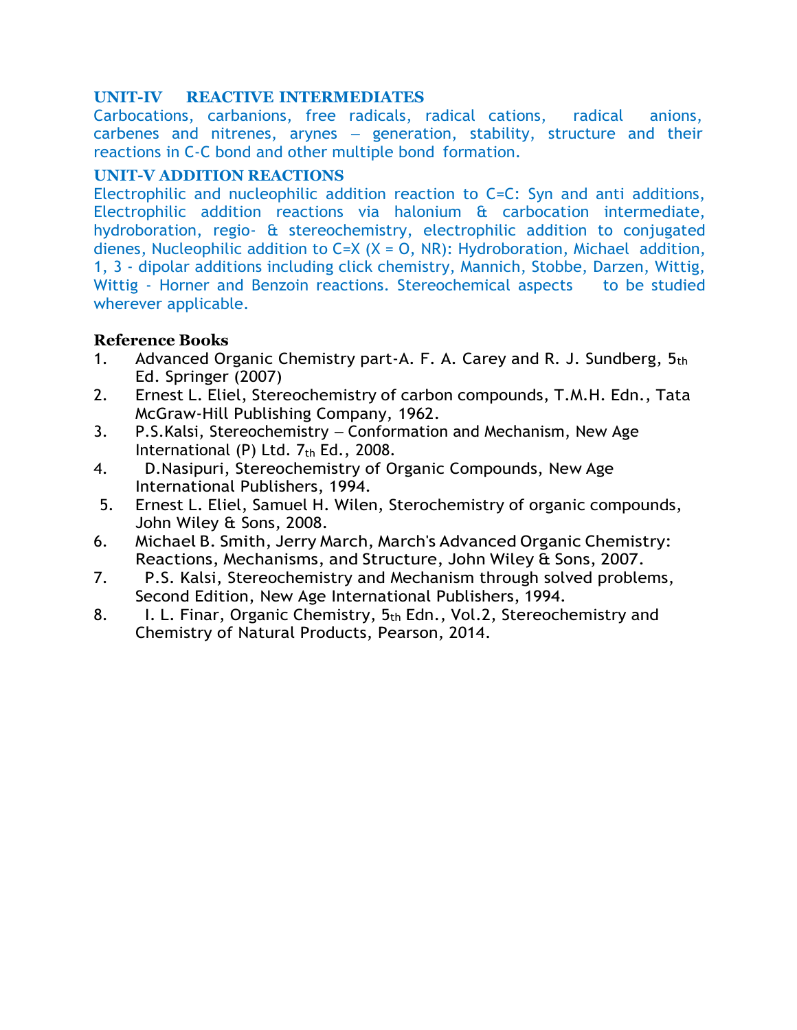## UNIT-IV REACTIVE INTERMEDIATES

Carbocations, carbanions, free radicals, radical cations, radical anions, carbenes and nitrenes, arynes – generation, stability, structure and their reactions in C-C bond and other multiple bond formation.

## UNIT-V ADDITION REACTIONS

Electrophilic and nucleophilic addition reaction to C=C: Syn and anti additions, Electrophilic addition reactions via halonium & carbocation intermediate, hydroboration, regio- & stereochemistry, electrophilic addition to conjugated dienes, Nucleophilic addition to C=X (X = O, NR): Hydroboration, Michael addition, 1, 3 - dipolar additions including click chemistry, Mannich, Stobbe, Darzen, Wittig, Wittig - Horner and Benzoin reactions. Stereochemical aspects to be studied wherever applicable.

### Reference Books

1. Advanced Organic Chemistry part-A. F. A. Carey and R. J. Sundberg, 5th Ed. Springer (2007)
2. Ernest L. Eliel, Stereochemistry of carbon compounds, T.M.H. Edn., Tata McGraw-Hill Publishing Company, 1962.
3. P.S.Kalsi, Stereochemistry – Conformation and Mechanism, New Age International (P) Ltd. 7th Ed., 2008.
4. D.Nasipuri, Stereochemistry of Organic Compounds, New Age International Publishers, 1994.
5. Ernest L. Eliel, Samuel H. Wilen, Sterochemistry of organic compounds, John Wiley & Sons, 2008.
6. Michael B. Smith, Jerry March, March's Advanced Organic Chemistry: Reactions, Mechanisms, and Structure, John Wiley & Sons, 2007.
7. P.S. Kalsi, Stereochemistry and Mechanism through solved problems, Second Edition, New Age International Publishers, 1994.
8. I. L. Finar, Organic Chemistry, 5th Edn., Vol.2, Stereochemistry and Chemistry of Natural Products, Pearson, 2014.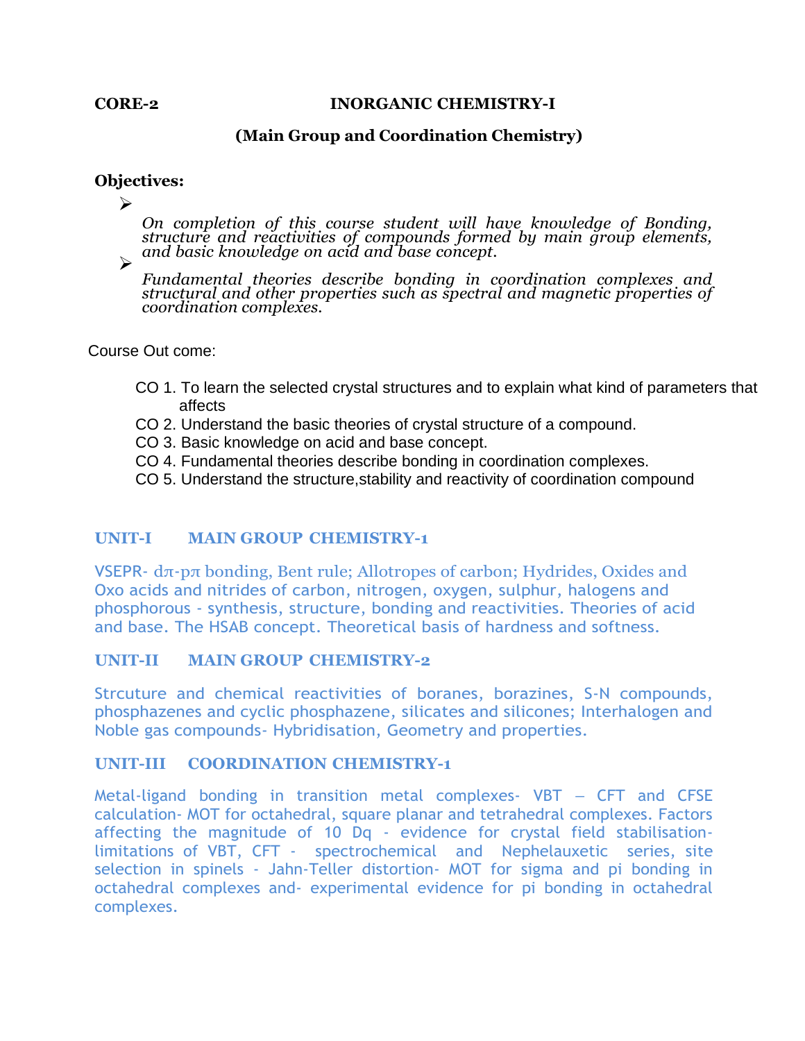**CORE-2 INORGANIC CHEMISTRY-I**

**(Main Group and Coordination Chemistry)**

**Objectives:**

- *On completion of this course student will have knowledge of Bonding, structure and reactivities of compounds formed by main group elements, and basic knowledge on acid and base concept.*
- *Fundamental theories describe bonding in coordination complexes and structural and other properties such as spectral and magnetic properties of coordination complexes.*

Course Out come:

- CO 1. To learn the selected crystal structures and to explain what kind of parameters that affects
- CO 2. Understand the basic theories of crystal structure of a compound.
- CO 3. Basic knowledge on acid and base concept.
- CO 4. Fundamental theories describe bonding in coordination complexes.
- CO 5. Understand the structure,stability and reactivity of coordination compound

## UNIT-I MAIN GROUP CHEMISTRY-1

VSEPR- dπ-pπ bonding, Bent rule; Allotropes of carbon; Hydrides, Oxides and Oxo acids and nitrides of carbon, nitrogen, oxygen, sulphur, halogens and phosphorous - synthesis, structure, bonding and reactivities. Theories of acid and base. The HSAB concept. Theoretical basis of hardness and softness.

## UNIT-II MAIN GROUP CHEMISTRY-2

Strcuture and chemical reactivities of boranes, borazines, S-N compounds, phosphazenes and cyclic phosphazene, silicates and silicones; Interhalogen and Noble gas compounds- Hybridisation, Geometry and properties.

## UNIT-III COORDINATION CHEMISTRY-1

Metal-ligand bonding in transition metal complexes- VBT – CFT and CFSE calculation- MOT for octahedral, square planar and tetrahedral complexes. Factors affecting the magnitude of 10 Dq - evidence for crystal field stabilisation- limitations of VBT, CFT - spectrochemical and Nephelauxetic series, site selection in spinels - Jahn-Teller distortion- MOT for sigma and pi bonding in octahedral complexes and- experimental evidence for pi bonding in octahedral complexes.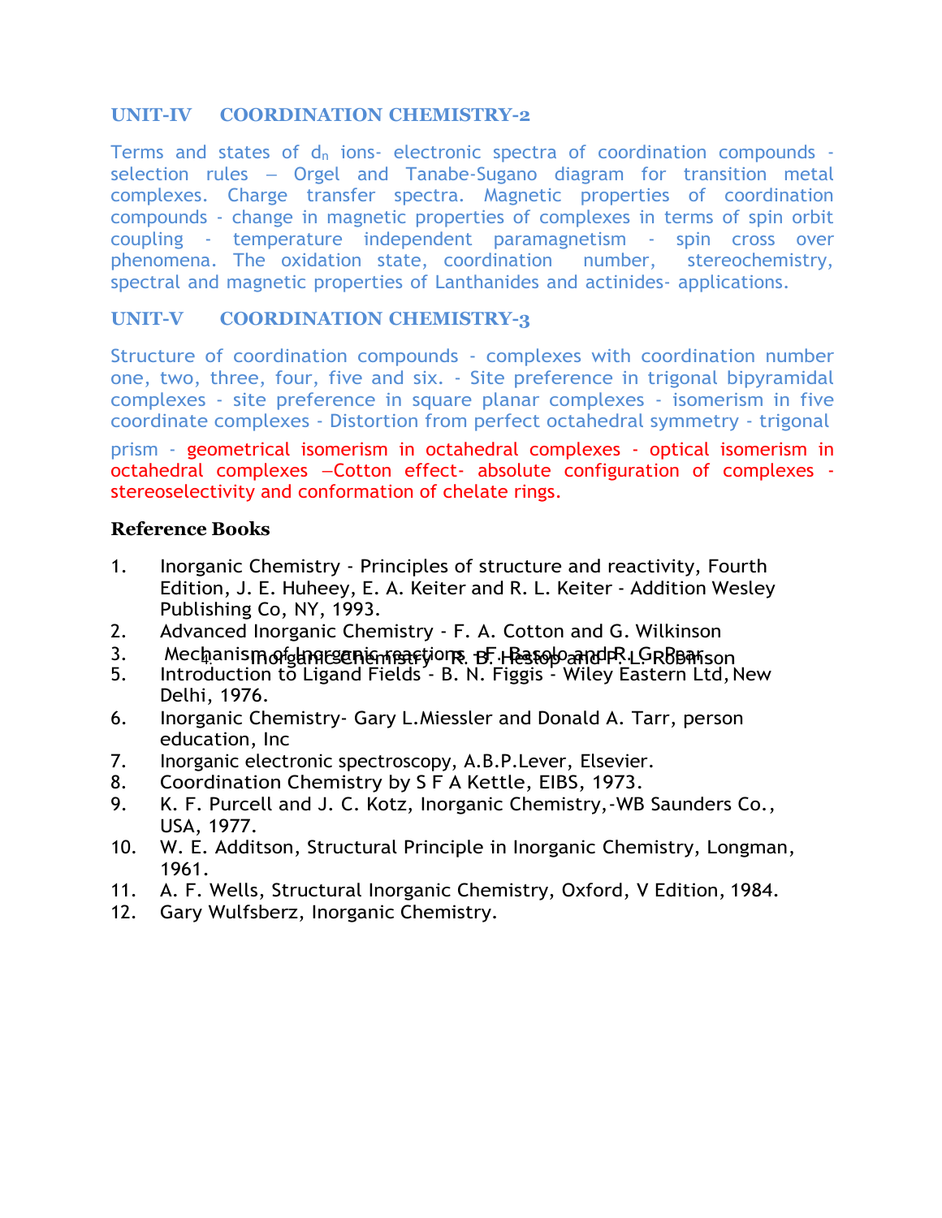## UNIT-IV COORDINATION CHEMISTRY-2

Terms and states of $d_n$ ions- electronic spectra of coordination compounds - selection rules – Orgel and Tanabe-Sugano diagram for transition metal complexes. Charge transfer spectra. Magnetic properties of coordination compounds - change in magnetic properties of complexes in terms of spin orbit coupling - temperature independent paramagnetism - spin cross over phenomena. The oxidation state, coordination number, stereochemistry, spectral and magnetic properties of Lanthanides and actinides- applications.

## UNIT-V COORDINATION CHEMISTRY-3

Structure of coordination compounds - complexes with coordination number one, two, three, four, five and six. - Site preference in trigonal bipyramidal complexes - site preference in square planar complexes - isomerism in five coordinate complexes - Distortion from perfect octahedral symmetry - trigonal prism - geometrical isomerism in octahedral complexes - optical isomerism in octahedral complexes –Cotton effect- absolute configuration of complexes - stereoselectivity and conformation of chelate rings.

### Reference Books

1. Inorganic Chemistry - Principles of structure and reactivity, Fourth Edition, J. E. Huheey, E. A. Keiter and R. L. Keiter - Addition Wesley Publishing Co, NY, 1993.
2. Advanced Inorganic Chemistry - F. A. Cotton and G. Wilkinson
3. Mechanism of Inorganic reactions - F. Basolo and R. G. Pearson
4. Inorganic Chemistry - R. B. Heslop and P. L. Robinson
5. Introduction to Ligand Fields - B. N. Figgis - Wiley Eastern Ltd, New Delhi, 1976.
6. Inorganic Chemistry- Gary L.Miessler and Donald A. Tarr, person education, Inc
7. Inorganic electronic spectroscopy, A.B.P.Lever, Elsevier.
8. Coordination Chemistry by S F A Kettle, EIBS, 1973.
9. K. F. Purcell and J. C. Kotz, Inorganic Chemistry,-WB Saunders Co., USA, 1977.
10. W. E. Additson, Structural Principle in Inorganic Chemistry, Longman, 1961.
11. A. F. Wells, Structural Inorganic Chemistry, Oxford, V Edition, 1984.
12. Gary Wulfsberz, Inorganic Chemistry.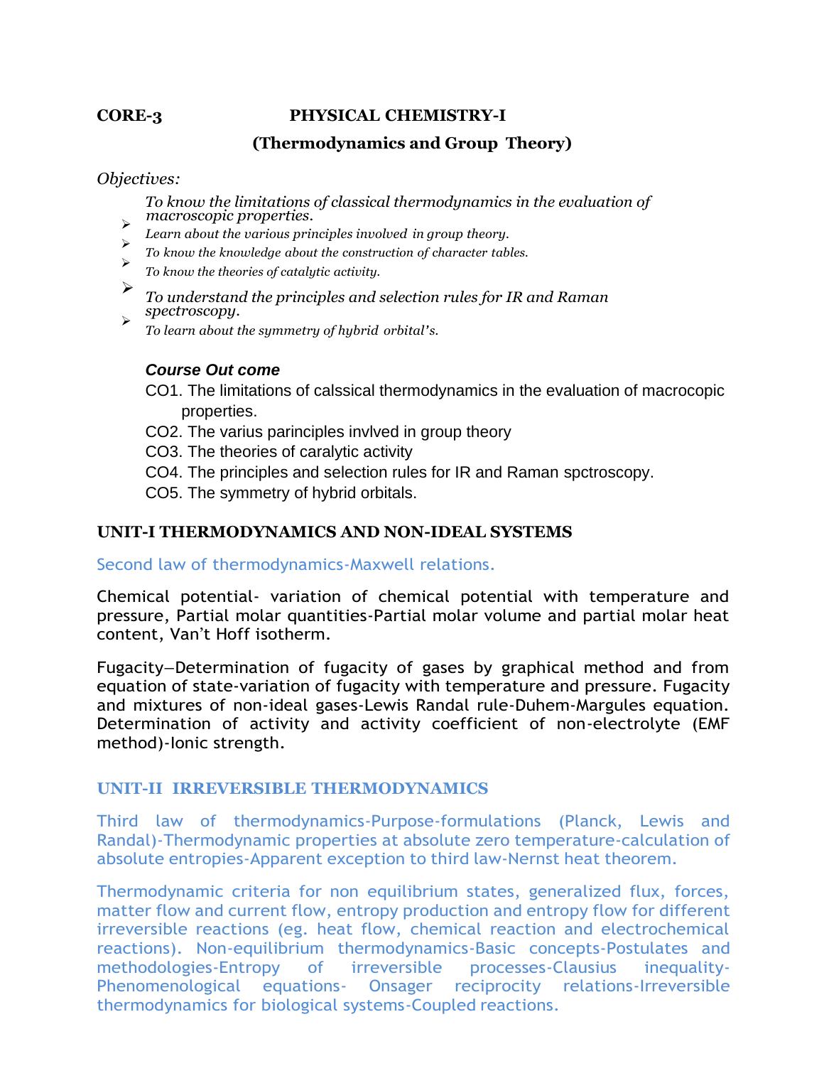**CORE-3 PHYSICAL CHEMISTRY-I**

**(Thermodynamics and Group Theory)**

*Objectives:*

- *To know the limitations of classical thermodynamics in the evaluation of macroscopic properties.*
- *Learn about the various principles involved in group theory.*
- *To know the knowledge about the construction of character tables.*
- *To know the theories of catalytic activity.*
- *To understand the principles and selection rules for IR and Raman spectroscopy.*
- *To learn about the symmetry of hybrid orbital's.*

***Course Out come***

CO1. The limitations of calssical thermodynamics in the evaluation of macrocopic properties.

CO2. The varius parinciples invlved in group theory

CO3. The theories of caralytic activity

CO4. The principles and selection rules for IR and Raman spctroscopy.

CO5. The symmetry of hybrid orbitals.

## UNIT-I THERMODYNAMICS AND NON-IDEAL SYSTEMS

Second law of thermodynamics-Maxwell relations.

Chemical potential- variation of chemical potential with temperature and pressure, Partial molar quantities-Partial molar volume and partial molar heat content, Van't Hoff isotherm.

Fugacity—Determination of fugacity of gases by graphical method and from equation of state-variation of fugacity with temperature and pressure. Fugacity and mixtures of non-ideal gases-Lewis Randal rule-Duhem-Margules equation. Determination of activity and activity coefficient of non-electrolyte (EMF method)-Ionic strength.

## UNIT-II IRREVERSIBLE THERMODYNAMICS

Third law of thermodynamics-Purpose-formulations (Planck, Lewis and Randal)-Thermodynamic properties at absolute zero temperature-calculation of absolute entropies-Apparent exception to third law-Nernst heat theorem.

Thermodynamic criteria for non equilibrium states, generalized flux, forces, matter flow and current flow, entropy production and entropy flow for different irreversible reactions (eg. heat flow, chemical reaction and electrochemical reactions). Non-equilibrium thermodynamics-Basic concepts-Postulates and methodologies-Entropy of irreversible processes-Clausius inequality-Phenomenological equations- Onsager reciprocity relations-Irreversible thermodynamics for biological systems-Coupled reactions.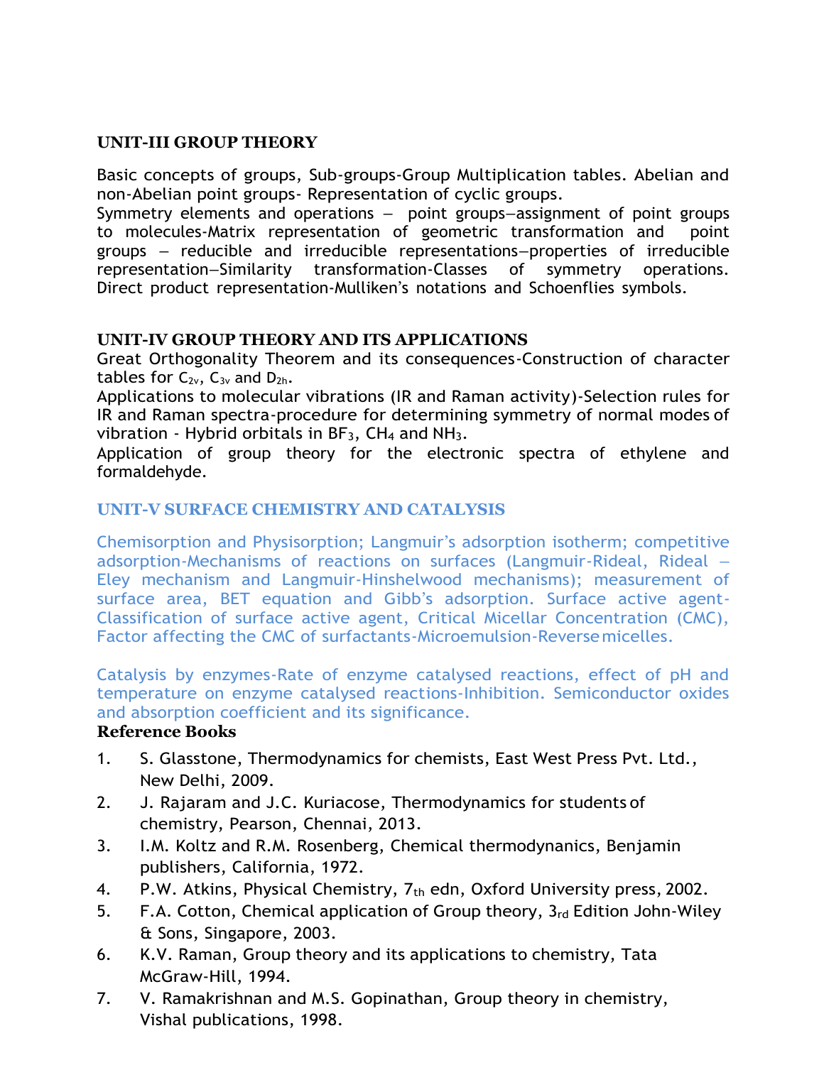## UNIT-III GROUP THEORY

Basic concepts of groups, Sub-groups-Group Multiplication tables. Abelian and non-Abelian point groups- Representation of cyclic groups.
Symmetry elements and operations – point groups–assignment of point groups to molecules-Matrix representation of geometric transformation and point groups – reducible and irreducible representations–properties of irreducible representation–Similarity transformation-Classes of symmetry operations. Direct product representation-Mulliken's notations and Schoenflies symbols.

## UNIT-IV GROUP THEORY AND ITS APPLICATIONS

Great Orthogonality Theorem and its consequences-Construction of character tables for $C_{2v}$, $C_{3v}$ and $D_{2h}$.
Applications to molecular vibrations (IR and Raman activity)-Selection rules for IR and Raman spectra-procedure for determining symmetry of normal modes of vibration - Hybrid orbitals in $BF_3$, $CH_4$ and $NH_3$.
Application of group theory for the electronic spectra of ethylene and formaldehyde.

## UNIT-V SURFACE CHEMISTRY AND CATALYSIS

Chemisorption and Physisorption; Langmuir's adsorption isotherm; competitive adsorption-Mechanisms of reactions on surfaces (Langmuir-Rideal, Rideal – Eley mechanism and Langmuir-Hinshelwood mechanisms); measurement of surface area, BET equation and Gibb's adsorption. Surface active agent-Classification of surface active agent, Critical Micellar Concentration (CMC), Factor affecting the CMC of surfactants-Microemulsion-Reverse micelles.

Catalysis by enzymes-Rate of enzyme catalysed reactions, effect of pH and temperature on enzyme catalysed reactions-Inhibition. Semiconductor oxides and absorption coefficient and its significance.

### Reference Books

1. S. Glasstone, Thermodynamics for chemists, East West Press Pvt. Ltd., New Delhi, 2009.
2. J. Rajaram and J.C. Kuriacose, Thermodynamics for students of chemistry, Pearson, Chennai, 2013.
3. I.M. Koltz and R.M. Rosenberg, Chemical thermodynanics, Benjamin publishers, California, 1972.
4. P.W. Atkins, Physical Chemistry, 7th edn, Oxford University press, 2002.
5. F.A. Cotton, Chemical application of Group theory, 3rd Edition John-Wiley & Sons, Singapore, 2003.
6. K.V. Raman, Group theory and its applications to chemistry, Tata McGraw-Hill, 1994.
7. V. Ramakrishnan and M.S. Gopinathan, Group theory in chemistry, Vishal publications, 1998.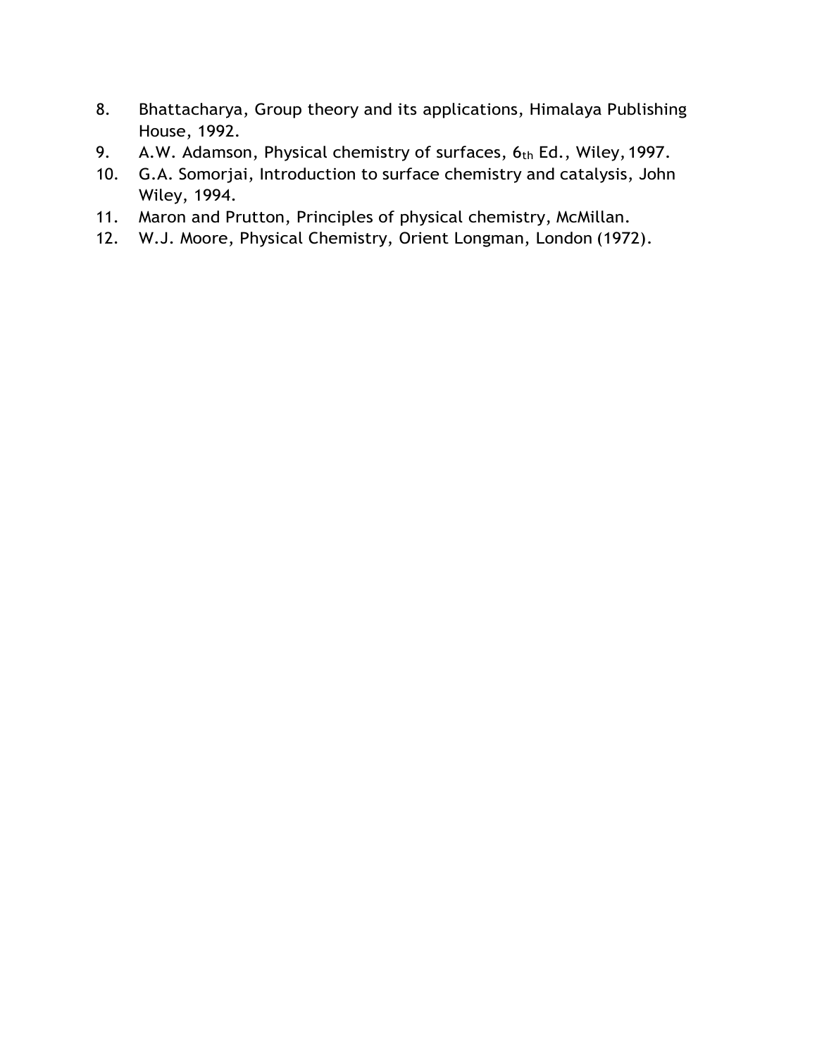8. Bhattacharya, Group theory and its applications, Himalaya Publishing House, 1992.
9. A.W. Adamson, Physical chemistry of surfaces, $6_{th}$ Ed., Wiley, 1997.
10. G.A. Somorjai, Introduction to surface chemistry and catalysis, John Wiley, 1994.
11. Maron and Prutton, Principles of physical chemistry, McMillan.
12. W.J. Moore, Physical Chemistry, Orient Longman, London (1972).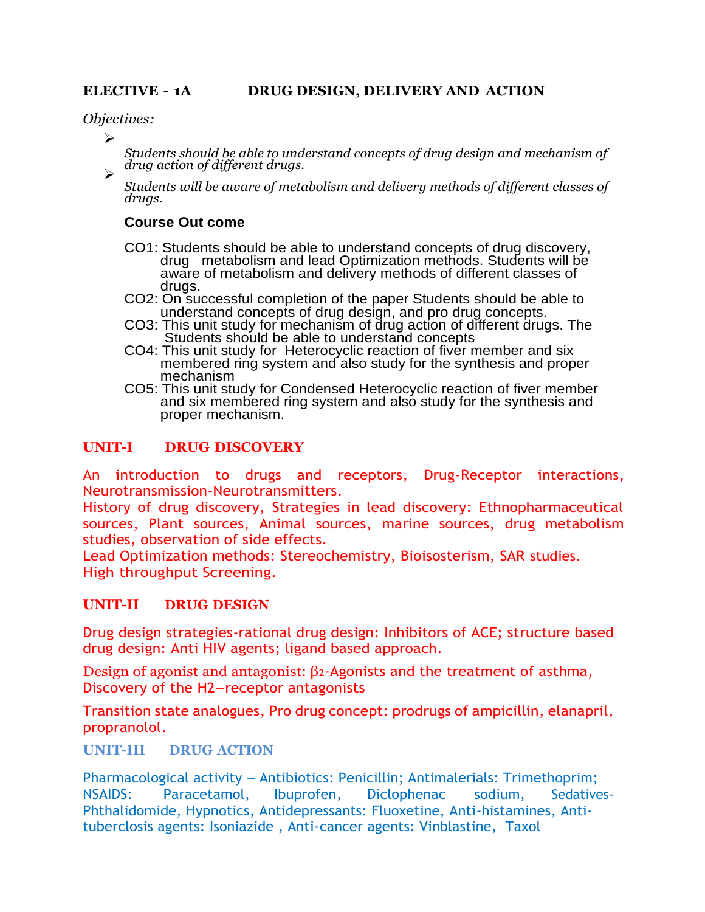**ELECTIVE - 1A DRUG DESIGN, DELIVERY AND ACTION**

*Objectives:*

- *Students should be able to understand concepts of drug design and mechanism of drug action of different drugs.*
- *Students will be aware of metabolism and delivery methods of different classes of drugs.*

**Course Out come**

CO1: Students should be able to understand concepts of drug discovery, drug metabolism and lead Optimization methods. Students will be aware of metabolism and delivery methods of different classes of drugs.

CO2: On successful completion of the paper Students should be able to understand concepts of drug design, and pro drug concepts.

CO3: This unit study for mechanism of drug action of different drugs. The Students should be able to understand concepts

CO4: This unit study for Heterocyclic reaction of fiver member and six membered ring system and also study for the synthesis and proper mechanism

CO5: This unit study for Condensed Heterocyclic reaction of fiver member and six membered ring system and also study for the synthesis and proper mechanism.

## UNIT-I DRUG DISCOVERY

An introduction to drugs and receptors, Drug-Receptor interactions, Neurotransmission-Neurotransmitters.

History of drug discovery, Strategies in lead discovery: Ethnopharmaceutical sources, Plant sources, Animal sources, marine sources, drug metabolism studies, observation of side effects.

Lead Optimization methods: Stereochemistry, Bioisosterism, SAR studies.

High throughput Screening.

## UNIT-II DRUG DESIGN

Drug design strategies-rational drug design: Inhibitors of ACE; structure based drug design: Anti HIV agents; ligand based approach.

Design of agonist and antagonist: $\beta_2$-Agonists and the treatment of asthma, Discovery of the H2–receptor antagonists

Transition state analogues, Pro drug concept: prodrugs of ampicillin, elanapril, propranolol.

## UNIT-III DRUG ACTION

Pharmacological activity – Antibiotics: Penicillin; Antimalerials: Trimethoprim; NSAIDS: Paracetamol, Ibuprofen, Diclophenac sodium, Sedatives-Phthalidomide, Hypnotics, Antidepressants: Fluoxetine, Anti-histamines, Anti-tuberclosis agents: Isoniazide , Anti-cancer agents: Vinblastine, Taxol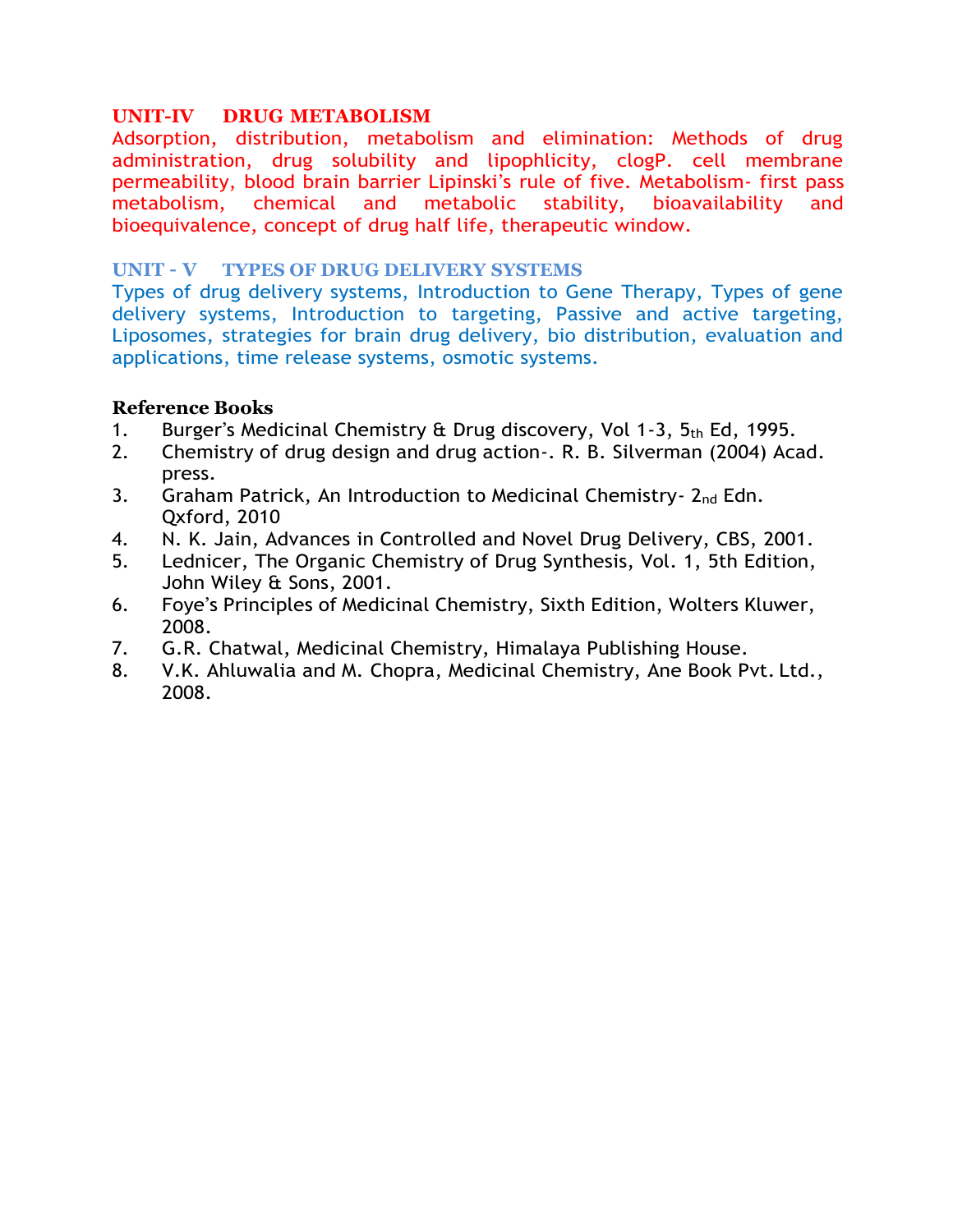## UNIT-IV DRUG METABOLISM

Adsorption, distribution, metabolism and elimination: Methods of drug administration, drug solubility and lipophlicity, clogP. cell membrane permeability, blood brain barrier Lipinski's rule of five. Metabolism- first pass metabolism, chemical and metabolic stability, bioavailability and bioequivalence, concept of drug half life, therapeutic window.

## UNIT - V TYPES OF DRUG DELIVERY SYSTEMS

Types of drug delivery systems, Introduction to Gene Therapy, Types of gene delivery systems, Introduction to targeting, Passive and active targeting, Liposomes, strategies for brain drug delivery, bio distribution, evaluation and applications, time release systems, osmotic systems.

### Reference Books

1. Burger's Medicinal Chemistry & Drug discovery, Vol 1-3, 5th Ed, 1995.
2. Chemistry of drug design and drug action-. R. B. Silverman (2004) Acad. press.
3. Graham Patrick, An Introduction to Medicinal Chemistry- 2nd Edn. Qxford, 2010
4. N. K. Jain, Advances in Controlled and Novel Drug Delivery, CBS, 2001.
5. Lednicer, The Organic Chemistry of Drug Synthesis, Vol. 1, 5th Edition, John Wiley & Sons, 2001.
6. Foye's Principles of Medicinal Chemistry, Sixth Edition, Wolters Kluwer, 2008.
7. G.R. Chatwal, Medicinal Chemistry, Himalaya Publishing House.
8. V.K. Ahluwalia and M. Chopra, Medicinal Chemistry, Ane Book Pvt. Ltd., 2008.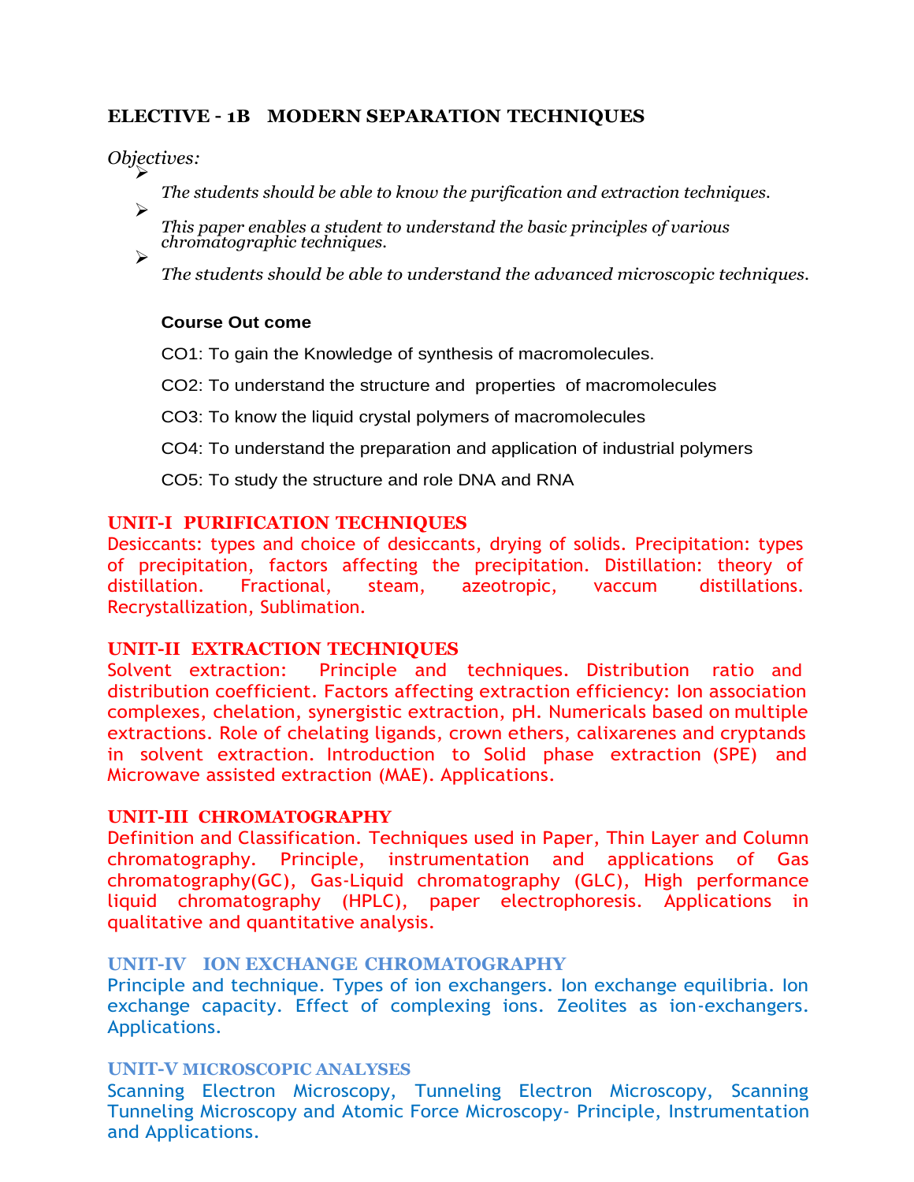## ELECTIVE - 1B MODERN SEPARATION TECHNIQUES

*Objectives:*

- *The students should be able to know the purification and extraction techniques.*
- *This paper enables a student to understand the basic principles of various chromatographic techniques.*
- *The students should be able to understand the advanced microscopic techniques.*

**Course Out come**

CO1: To gain the Knowledge of synthesis of macromolecules.

CO2: To understand the structure and properties of macromolecules

CO3: To know the liquid crystal polymers of macromolecules

CO4: To understand the preparation and application of industrial polymers

CO5: To study the structure and role DNA and RNA

### UNIT-I PURIFICATION TECHNIQUES

Desiccants: types and choice of desiccants, drying of solids. Precipitation: types of precipitation, factors affecting the precipitation. Distillation: theory of distillation. Fractional, steam, azeotropic, vaccum distillations. Recrystallization, Sublimation.

### UNIT-II EXTRACTION TECHNIQUES

Solvent extraction: Principle and techniques. Distribution ratio and distribution coefficient. Factors affecting extraction efficiency: Ion association complexes, chelation, synergistic extraction, pH. Numericals based on multiple extractions. Role of chelating ligands, crown ethers, calixarenes and cryptands in solvent extraction. Introduction to Solid phase extraction (SPE) and Microwave assisted extraction (MAE). Applications.

### UNIT-III CHROMATOGRAPHY

Definition and Classification. Techniques used in Paper, Thin Layer and Column chromatography. Principle, instrumentation and applications of Gas chromatography(GC), Gas-Liquid chromatography (GLC), High performance liquid chromatography (HPLC), paper electrophoresis. Applications in qualitative and quantitative analysis.

### UNIT-IV ION EXCHANGE CHROMATOGRAPHY

Principle and technique. Types of ion exchangers. Ion exchange equilibria. Ion exchange capacity. Effect of complexing ions. Zeolites as ion-exchangers. Applications.

### UNIT-V MICROSCOPIC ANALYSES

Scanning Electron Microscopy, Tunneling Electron Microscopy, Scanning Tunneling Microscopy and Atomic Force Microscopy- Principle, Instrumentation and Applications.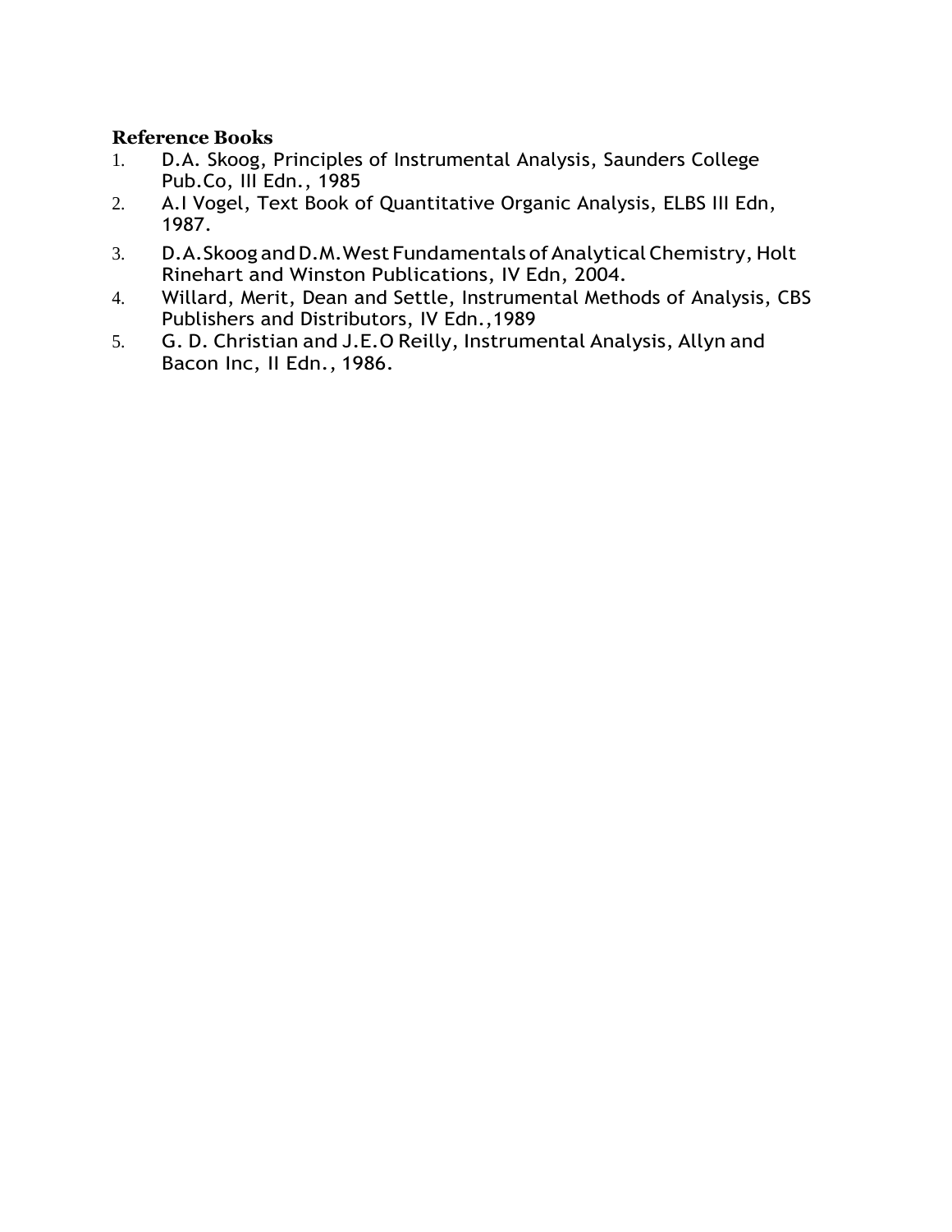**Reference Books**

1. D.A. Skoog, Principles of Instrumental Analysis, Saunders College Pub.Co, III Edn., 1985
2. A.I Vogel, Text Book of Quantitative Organic Analysis, ELBS III Edn, 1987.
3. D.A.Skoog and D.M.West Fundamentals of Analytical Chemistry, Holt Rinehart and Winston Publications, IV Edn, 2004.
4. Willard, Merit, Dean and Settle, Instrumental Methods of Analysis, CBS Publishers and Distributors, IV Edn.,1989
5. G. D. Christian and J.E.O Reilly, Instrumental Analysis, Allyn and Bacon Inc, II Edn., 1986.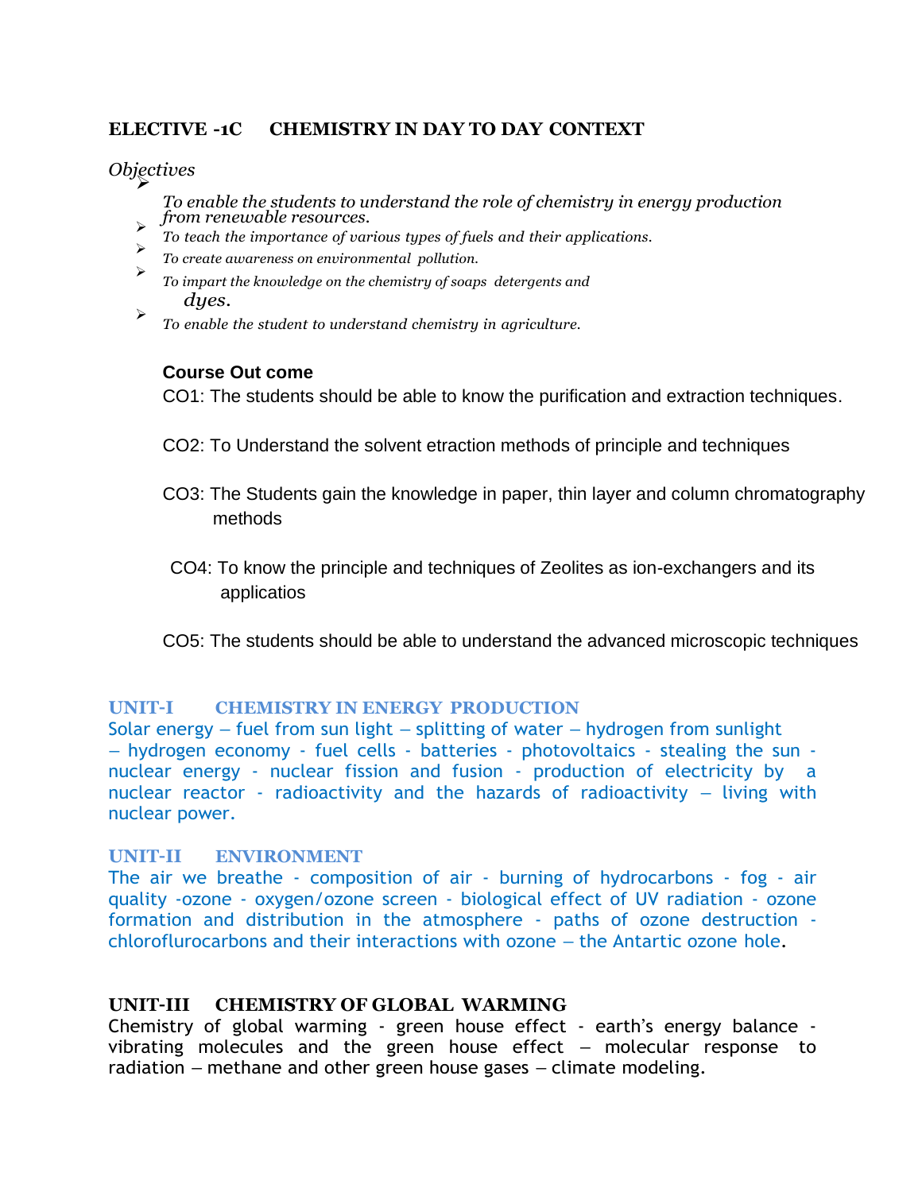## ELECTIVE -1C CHEMISTRY IN DAY TO DAY CONTEXT

*Objectives*

- *To enable the students to understand the role of chemistry in energy production from renewable resources.*
- *To teach the importance of various types of fuels and their applications.*
- *To create awareness on environmental pollution.*
- *To impart the knowledge on the chemistry of soaps detergents and dyes.*
- *To enable the student to understand chemistry in agriculture.*

**Course Out come**

CO1: The students should be able to know the purification and extraction techniques.

CO2: To Understand the solvent etraction methods of principle and techniques

CO3: The Students gain the knowledge in paper, thin layer and column chromatography methods

CO4: To know the principle and techniques of Zeolites as ion-exchangers and its applicatios

CO5: The students should be able to understand the advanced microscopic techniques

### UNIT-I CHEMISTRY IN ENERGY PRODUCTION

Solar energy – fuel from sun light – splitting of water – hydrogen from sunlight – hydrogen economy - fuel cells - batteries - photovoltaics - stealing the sun - nuclear energy - nuclear fission and fusion - production of electricity by a nuclear reactor - radioactivity and the hazards of radioactivity – living with nuclear power.

### UNIT-II ENVIRONMENT

The air we breathe - composition of air - burning of hydrocarbons - fog - air quality -ozone - oxygen/ozone screen - biological effect of UV radiation - ozone formation and distribution in the atmosphere - paths of ozone destruction - chloroflurocarbons and their interactions with ozone – the Antartic ozone hole.

### UNIT-III CHEMISTRY OF GLOBAL WARMING

Chemistry of global warming - green house effect - earth's energy balance - vibrating molecules and the green house effect – molecular response to radiation – methane and other green house gases – climate modeling.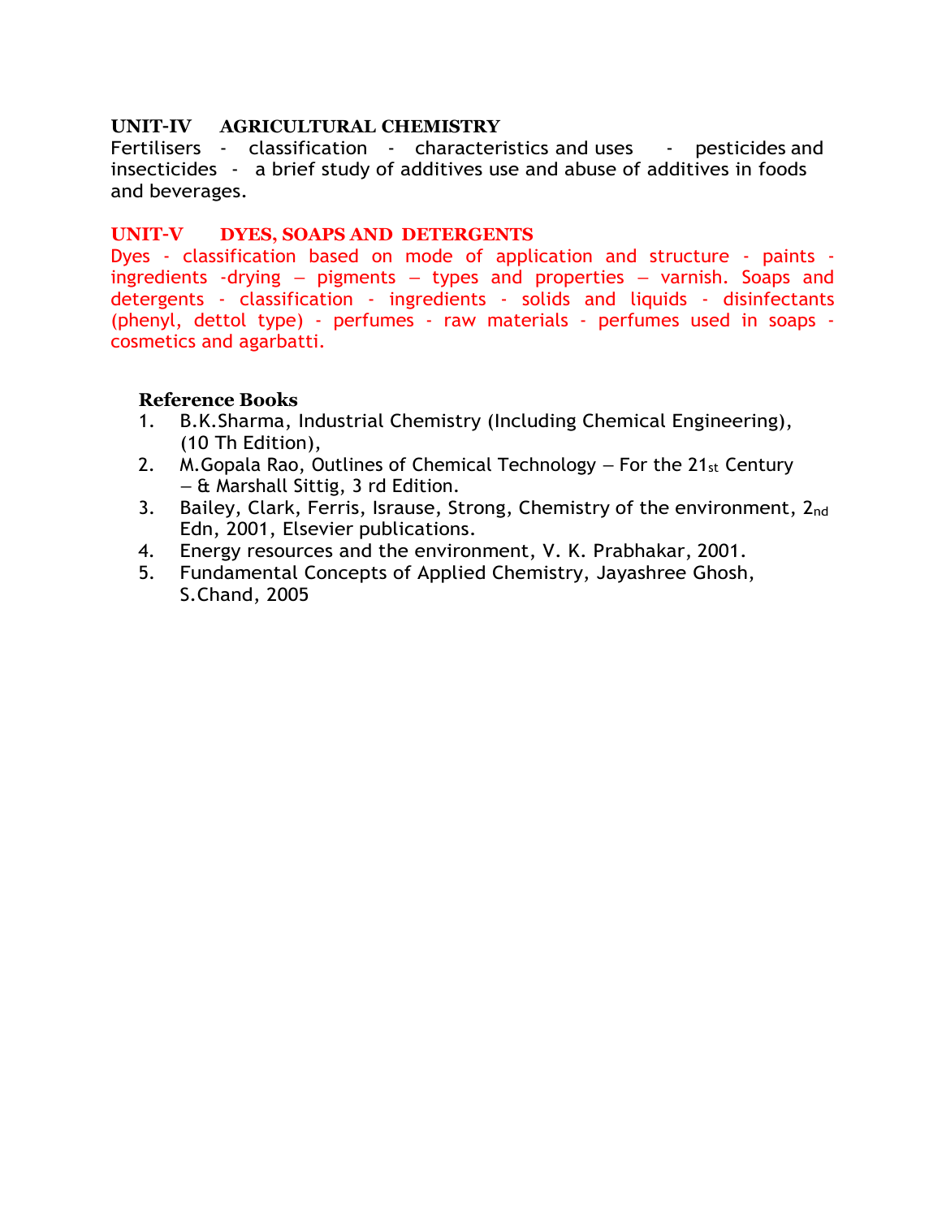### UNIT-IV AGRICULTURAL CHEMISTRY

Fertilisers - classification - characteristics and uses - pesticides and insecticides - a brief study of additives use and abuse of additives in foods and beverages.

### UNIT-V DYES, SOAPS AND DETERGENTS

Dyes - classification based on mode of application and structure - paints - ingredients -drying – pigments – types and properties – varnish. Soaps and detergents - classification - ingredients - solids and liquids - disinfectants (phenyl, dettol type) - perfumes - raw materials - perfumes used in soaps - cosmetics and agarbatti.

**Reference Books**

1. B.K.Sharma, Industrial Chemistry (Including Chemical Engineering), (10 Th Edition),
2. M.Gopala Rao, Outlines of Chemical Technology – For the 21st Century – & Marshall Sittig, 3 rd Edition.
3. Bailey, Clark, Ferris, Isrause, Strong, Chemistry of the environment, 2nd Edn, 2001, Elsevier publications.
4. Energy resources and the environment, V. K. Prabhakar, 2001.
5. Fundamental Concepts of Applied Chemistry, Jayashree Ghosh, S.Chand, 2005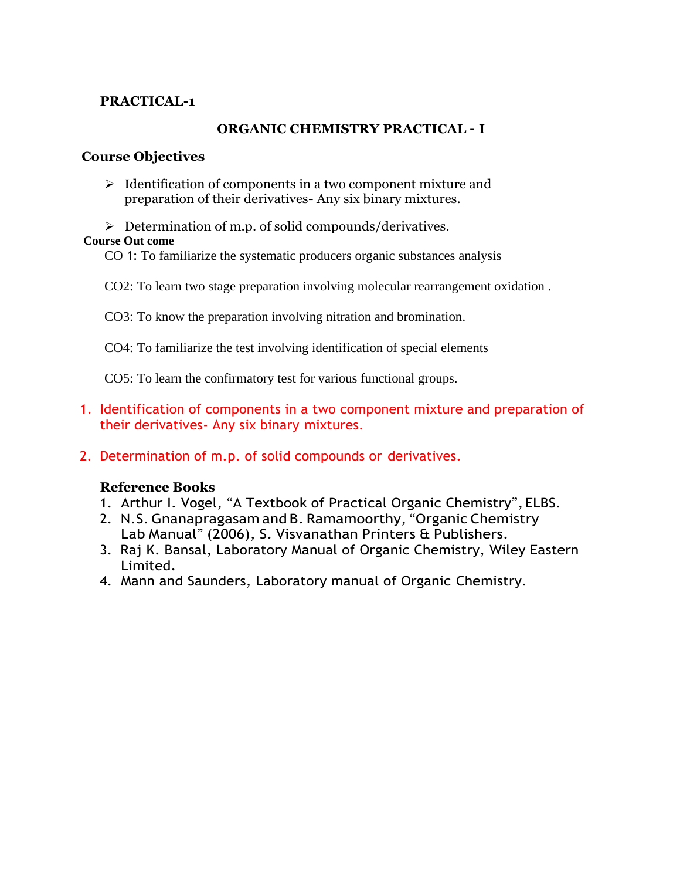**PRACTICAL-1**

## ORGANIC CHEMISTRY PRACTICAL - I

### Course Objectives

- Identification of components in a two component mixture and preparation of their derivatives- Any six binary mixtures.
- Determination of m.p. of solid compounds/derivatives.

**Course Out come**

CO 1: To familiarize the systematic producers organic substances analysis

CO2: To learn two stage preparation involving molecular rearrangement oxidation .

CO3: To know the preparation involving nitration and bromination.

CO4: To familiarize the test involving identification of special elements

CO5: To learn the confirmatory test for various functional groups.

1. Identification of components in a two component mixture and preparation of their derivatives- Any six binary mixtures.

2. Determination of m.p. of solid compounds or derivatives.

### Reference Books

1. Arthur I. Vogel, "A Textbook of Practical Organic Chemistry", ELBS.
2. N.S. Gnanapragasam and B. Ramamoorthy, "Organic Chemistry Lab Manual" (2006), S. Visvanathan Printers & Publishers.
3. Raj K. Bansal, Laboratory Manual of Organic Chemistry, Wiley Eastern Limited.
4. Mann and Saunders, Laboratory manual of Organic Chemistry.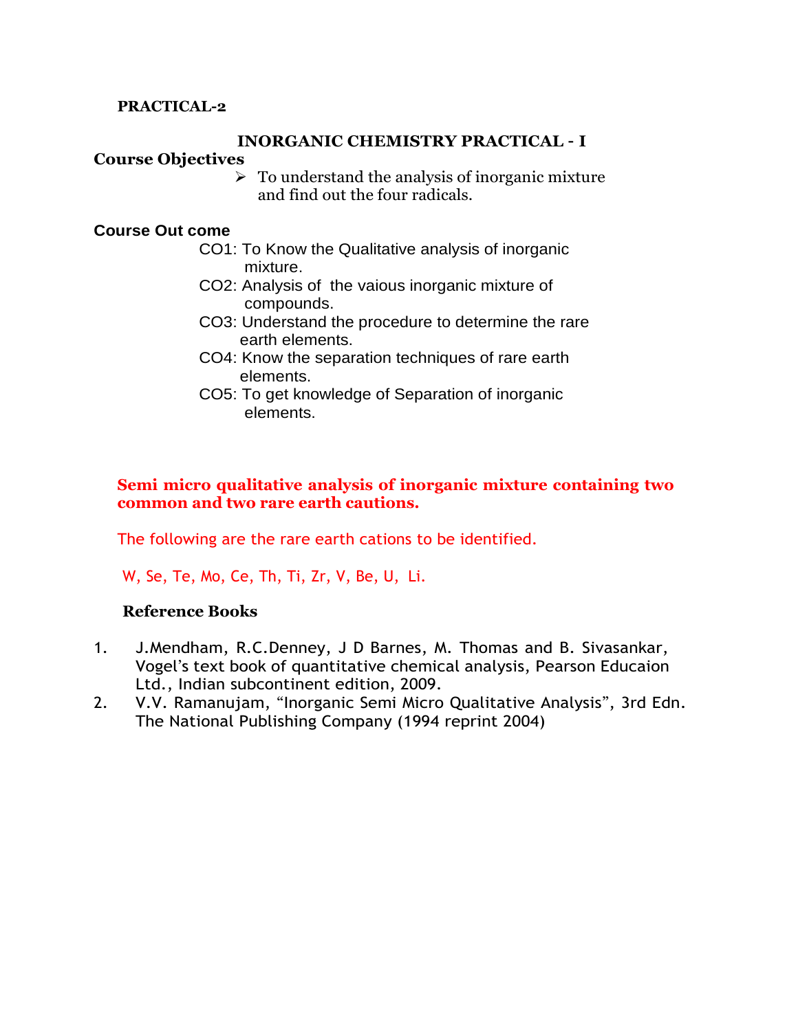**PRACTICAL-2**

## INORGANIC CHEMISTRY PRACTICAL - I

**Course Objectives**

- To understand the analysis of inorganic mixture and find out the four radicals.

**Course Out come**

CO1: To Know the Qualitative analysis of inorganic mixture.

CO2: Analysis of the vaious inorganic mixture of compounds.

CO3: Understand the procedure to determine the rare earth elements.

CO4: Know the separation techniques of rare earth elements.

CO5: To get knowledge of Separation of inorganic elements.

**Semi micro qualitative analysis of inorganic mixture containing two common and two rare earth cautions.**

The following are the rare earth cations to be identified.

W, Se, Te, Mo, Ce, Th, Ti, Zr, V, Be, U, Li.

**Reference Books**

1. J.Mendham, R.C.Denney, J D Barnes, M. Thomas and B. Sivasankar, Vogel's text book of quantitative chemical analysis, Pearson Educaion Ltd., Indian subcontinent edition, 2009.
2. V.V. Ramanujam, "Inorganic Semi Micro Qualitative Analysis", 3rd Edn. The National Publishing Company (1994 reprint 2004)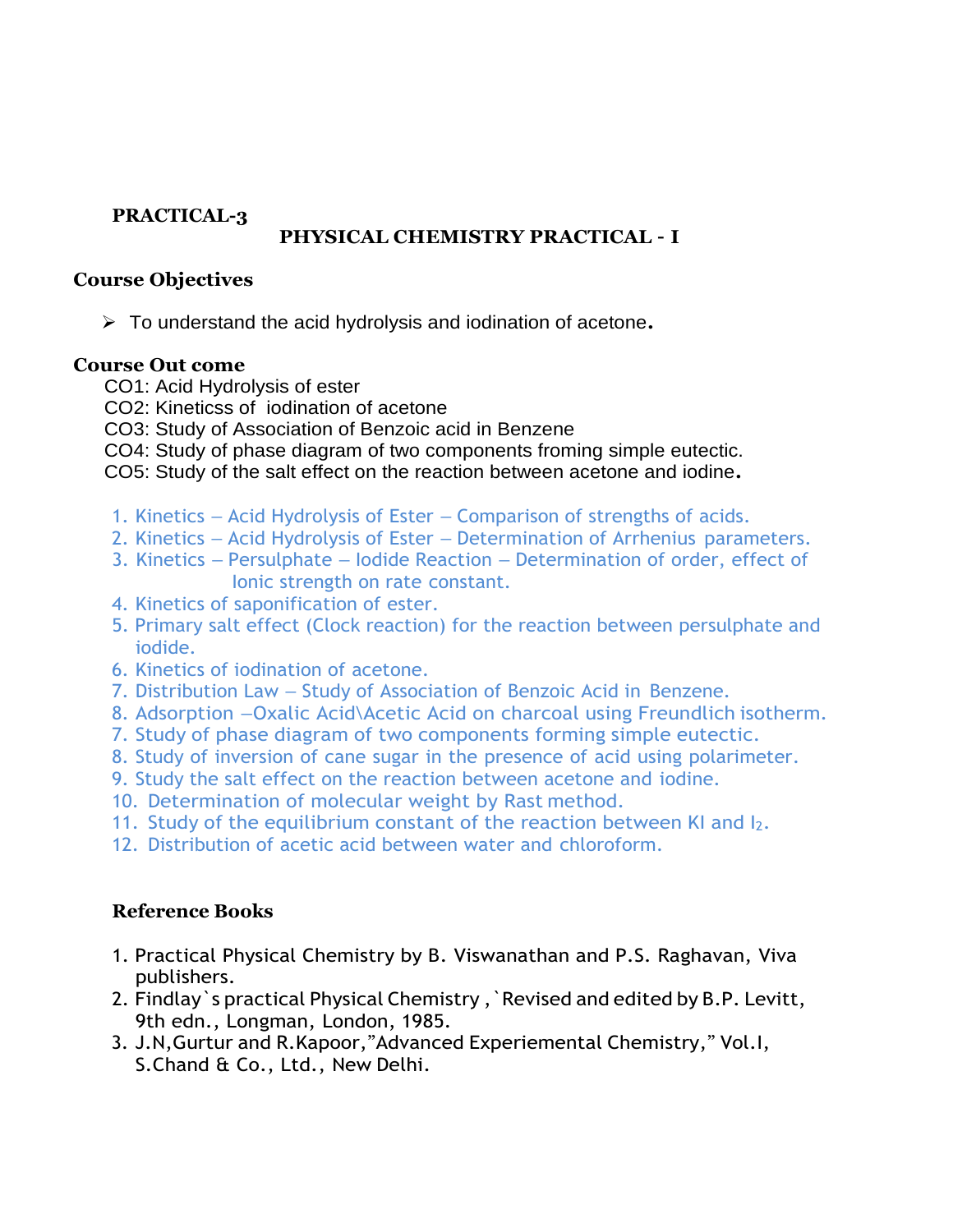**PRACTICAL-3**

## PHYSICAL CHEMISTRY PRACTICAL - I

### Course Objectives

- To understand the acid hydrolysis and iodination of acetone.

### Course Out come

CO1: Acid Hydrolysis of ester
CO2: Kineticss of iodination of acetone
CO3: Study of Association of Benzoic acid in Benzene
CO4: Study of phase diagram of two components froming simple eutectic.
CO5: Study of the salt effect on the reaction between acetone and iodine.

1. Kinetics – Acid Hydrolysis of Ester – Comparison of strengths of acids.
2. Kinetics – Acid Hydrolysis of Ester – Determination of Arrhenius parameters.
3. Kinetics – Persulphate – Iodide Reaction – Determination of order, effect of Ionic strength on rate constant.
4. Kinetics of saponification of ester.
5. Primary salt effect (Clock reaction) for the reaction between persulphate and iodide.
6. Kinetics of iodination of acetone.
7. Distribution Law – Study of Association of Benzoic Acid in Benzene.
8. Adsorption –Oxalic Acid\Acetic Acid on charcoal using Freundlich isotherm.
7. Study of phase diagram of two components forming simple eutectic.
8. Study of inversion of cane sugar in the presence of acid using polarimeter.
9. Study the salt effect on the reaction between acetone and iodine.
10. Determination of molecular weight by Rast method.
11. Study of the equilibrium constant of the reaction between KI and $I_2$.
12. Distribution of acetic acid between water and chloroform.

### Reference Books

1. Practical Physical Chemistry by B. Viswanathan and P.S. Raghavan, Viva publishers.
2. Findlay`s practical Physical Chemistry , `Revised and edited by B.P. Levitt, 9th edn., Longman, London, 1985.
3. J.N,Gurtur and R.Kapoor,"Advanced Experiemental Chemistry," Vol.I, S.Chand & Co., Ltd., New Delhi.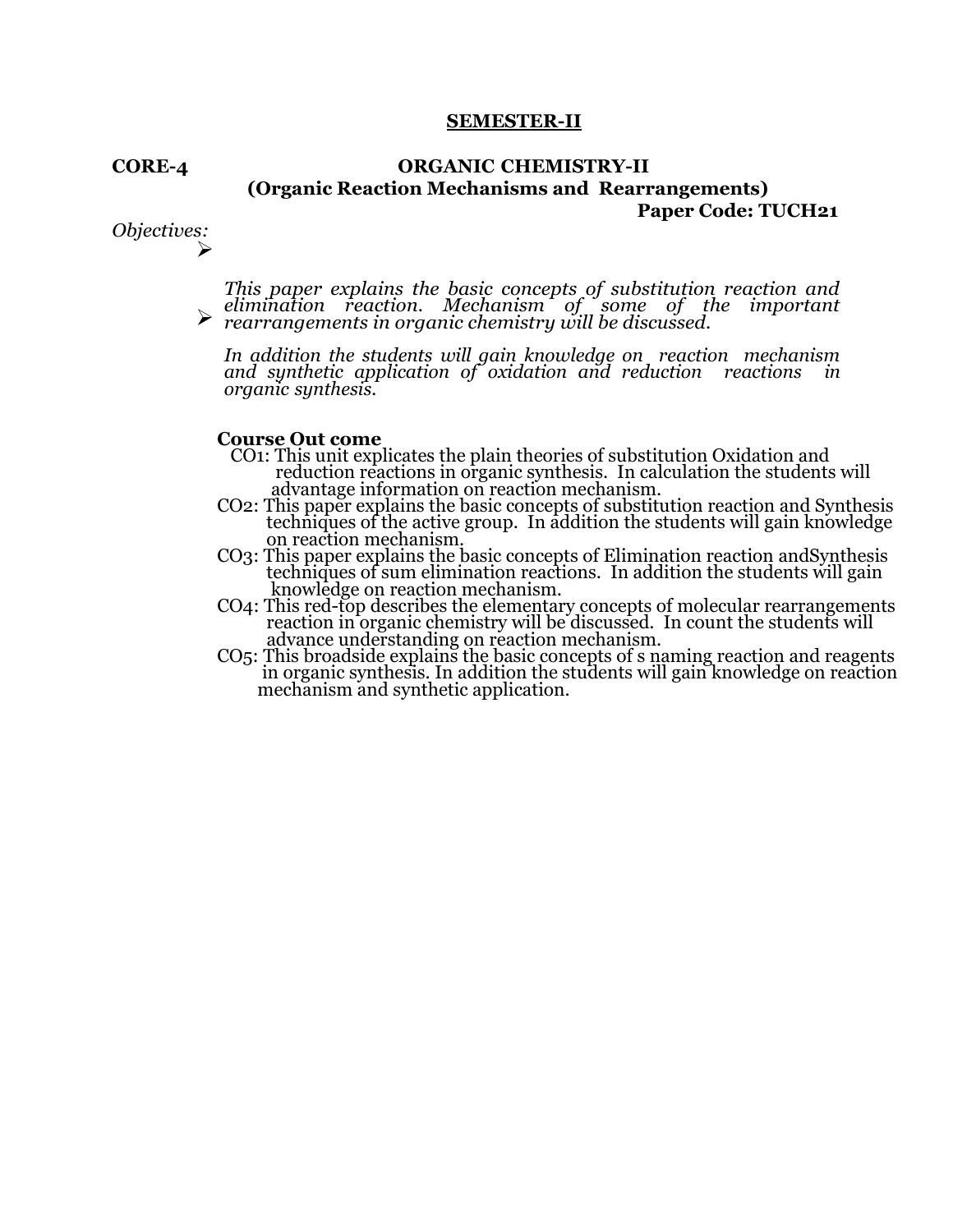**SEMESTER-II**

**CORE-4** **ORGANIC CHEMISTRY-II**
**(Organic Reaction Mechanisms and Rearrangements)**
**Paper Code: TUCH21**

*Objectives:*

- *This paper explains the basic concepts of substitution reaction and elimination reaction. Mechanism of some of the important rearrangements in organic chemistry will be discussed.*
- *In addition the students will gain knowledge on reaction mechanism and synthetic application of oxidation and reduction reactions in organic synthesis.*

**Course Out come**

CO1: This unit explicates the plain theories of substitution Oxidation and reduction reactions in organic synthesis. In calculation the students will advantage information on reaction mechanism.

CO2: This paper explains the basic concepts of substitution reaction and Synthesis techniques of the active group. In addition the students will gain knowledge on reaction mechanism.

CO3: This paper explains the basic concepts of Elimination reaction andSynthesis techniques of sum elimination reactions. In addition the students will gain knowledge on reaction mechanism.

CO4: This red-top describes the elementary concepts of molecular rearrangements reaction in organic chemistry will be discussed. In count the students will advance understanding on reaction mechanism.

CO5: This broadside explains the basic concepts of s naming reaction and reagents in organic synthesis. In addition the students will gain knowledge on reaction mechanism and synthetic application.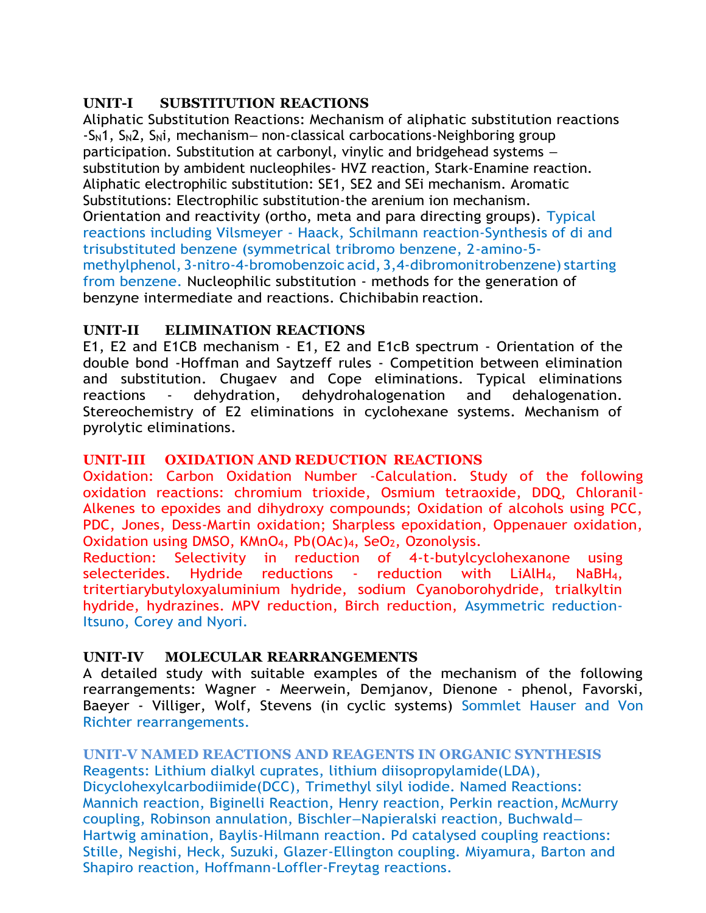**UNIT-I SUBSTITUTION REACTIONS**

Aliphatic Substitution Reactions: Mechanism of aliphatic substitution reactions -$S_N1$, $S_N2$, $S_Ni$, mechanism– non-classical carbocations-Neighboring group participation. Substitution at carbonyl, vinylic and bridgehead systems – substitution by ambident nucleophiles- HVZ reaction, Stark-Enamine reaction. Aliphatic electrophilic substitution: SE1, SE2 and SEi mechanism. Aromatic Substitutions: Electrophilic substitution-the arenium ion mechanism. Orientation and reactivity (ortho, meta and para directing groups). Typical reactions including Vilsmeyer - Haack, Schilmann reaction-Synthesis of di and trisubstituted benzene (symmetrical tribromo benzene, 2-amino-5-methylphenol, 3-nitro-4-bromobenzoic acid, 3,4-dibromonitrobenzene) starting from benzene. Nucleophilic substitution - methods for the generation of benzyne intermediate and reactions. Chichibabin reaction.

**UNIT-II ELIMINATION REACTIONS**

E1, E2 and E1CB mechanism - E1, E2 and E1cB spectrum - Orientation of the double bond -Hoffman and Saytzeff rules - Competition between elimination and substitution. Chugaev and Cope eliminations. Typical eliminations reactions - dehydration, dehydrohalogenation and dehalogenation. Stereochemistry of E2 eliminations in cyclohexane systems. Mechanism of pyrolytic eliminations.

**UNIT-III OXIDATION AND REDUCTION REACTIONS**

Oxidation: Carbon Oxidation Number -Calculation. Study of the following oxidation reactions: chromium trioxide, Osmium tetraoxide, DDQ, Chloranil-Alkenes to epoxides and dihydroxy compounds; Oxidation of alcohols using PCC, PDC, Jones, Dess-Martin oxidation; Sharpless epoxidation, Oppenauer oxidation, Oxidation using DMSO, $KMnO_4$, $Pb(OAc)_4$, $SeO_2$, Ozonolysis.

Reduction: Selectivity in reduction of 4-t-butylcyclohexanone using selecterides. Hydride reductions - reduction with $LiAlH_4$, $NaBH_4$, tritertiarybutyloxyaluminium hydride, sodium Cyanoborohydride, trialkyltin hydride, hydrazines. MPV reduction, Birch reduction, Asymmetric reduction-Itsuno, Corey and Nyori.

**UNIT-IV MOLECULAR REARRANGEMENTS**

A detailed study with suitable examples of the mechanism of the following rearrangements: Wagner - Meerwein, Demjanov, Dienone - phenol, Favorski, Baeyer - Villiger, Wolf, Stevens (in cyclic systems) Sommlet Hauser and Von Richter rearrangements.

**UNIT-V NAMED REACTIONS AND REAGENTS IN ORGANIC SYNTHESIS**

Reagents: Lithium dialkyl cuprates, lithium diisopropylamide(LDA), Dicyclohexylcarbodiimide(DCC), Trimethyl silyl iodide. Named Reactions: Mannich reaction, Biginelli Reaction, Henry reaction, Perkin reaction, McMurry coupling, Robinson annulation, Bischler–Napieralski reaction, Buchwald–Hartwig amination, Baylis-Hilmann reaction. Pd catalysed coupling reactions: Stille, Negishi, Heck, Suzuki, Glazer-Ellington coupling. Miyamura, Barton and Shapiro reaction, Hoffmann-Loffler-Freytag reactions.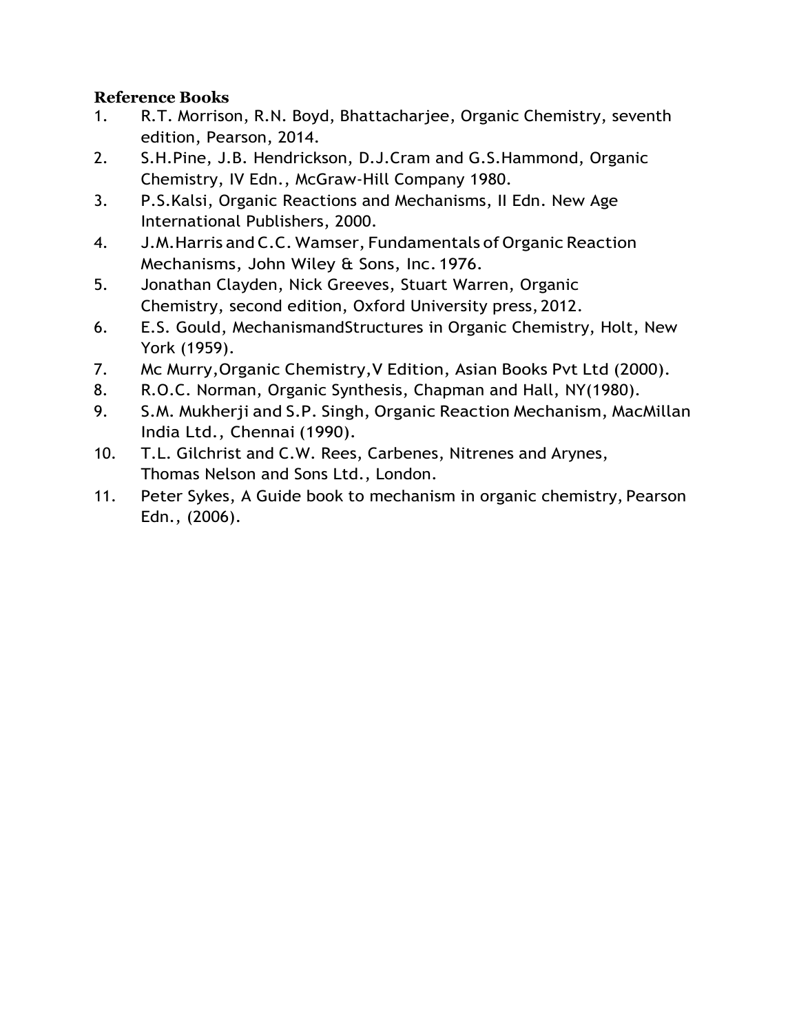**Reference Books**

1. R.T. Morrison, R.N. Boyd, Bhattacharjee, Organic Chemistry, seventh edition, Pearson, 2014.
2. S.H.Pine, J.B. Hendrickson, D.J.Cram and G.S.Hammond, Organic Chemistry, IV Edn., McGraw-Hill Company 1980.
3. P.S.Kalsi, Organic Reactions and Mechanisms, II Edn. New Age International Publishers, 2000.
4. J.M.Harris and C.C. Wamser, Fundamentals of Organic Reaction Mechanisms, John Wiley & Sons, Inc. 1976.
5. Jonathan Clayden, Nick Greeves, Stuart Warren, Organic Chemistry, second edition, Oxford University press, 2012.
6. E.S. Gould, MechanismandStructures in Organic Chemistry, Holt, New York (1959).
7. Mc Murry,Organic Chemistry,V Edition, Asian Books Pvt Ltd (2000).
8. R.O.C. Norman, Organic Synthesis, Chapman and Hall, NY(1980).
9. S.M. Mukherji and S.P. Singh, Organic Reaction Mechanism, MacMillan India Ltd., Chennai (1990).
10. T.L. Gilchrist and C.W. Rees, Carbenes, Nitrenes and Arynes, Thomas Nelson and Sons Ltd., London.
11. Peter Sykes, A Guide book to mechanism in organic chemistry, Pearson Edn., (2006).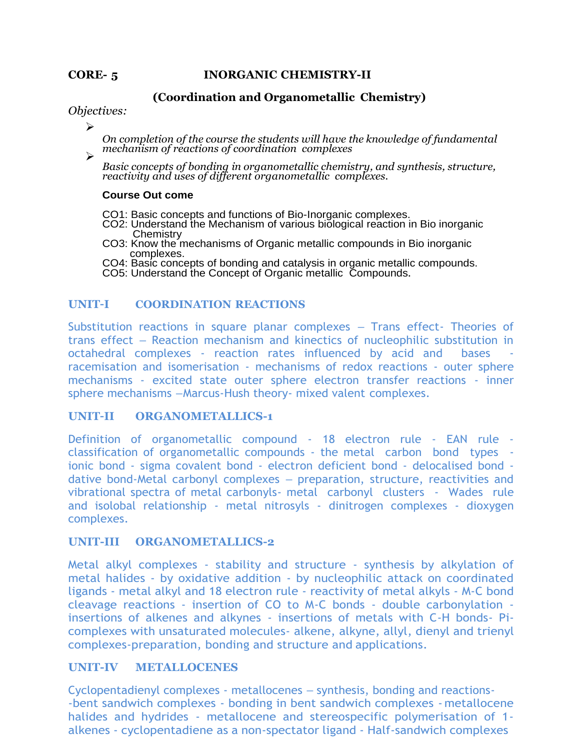**CORE- 5 INORGANIC CHEMISTRY-II**

**(Coordination and Organometallic Chemistry)**

*Objectives:*

- *On completion of the course the students will have the knowledge of fundamental mechanism of reactions of coordination complexes*
- *Basic concepts of bonding in organometallic chemistry, and synthesis, structure, reactivity and uses of different organometallic complexes.*

**Course Out come**

CO1: Basic concepts and functions of Bio-Inorganic complexes.
CO2: Understand the Mechanism of various biological reaction in Bio inorganic Chemistry
CO3: Know the mechanisms of Organic metallic compounds in Bio inorganic complexes.
CO4: Basic concepts of bonding and catalysis in organic metallic compounds.
CO5: Understand the Concept of Organic metallic Compounds.

## UNIT-I COORDINATION REACTIONS

Substitution reactions in square planar complexes – Trans effect- Theories of trans effect – Reaction mechanism and kinectics of nucleophilic substitution in octahedral complexes - reaction rates influenced by acid and bases - racemisation and isomerisation - mechanisms of redox reactions - outer sphere mechanisms - excited state outer sphere electron transfer reactions - inner sphere mechanisms –Marcus-Hush theory- mixed valent complexes.

## UNIT-II ORGANOMETALLICS-1

Definition of organometallic compound - 18 electron rule - EAN rule - classification of organometallic compounds - the metal carbon bond types - ionic bond - sigma covalent bond - electron deficient bond - delocalised bond - dative bond-Metal carbonyl complexes – preparation, structure, reactivities and vibrational spectra of metal carbonyls- metal carbonyl clusters - Wades rule and isolobal relationship - metal nitrosyls - dinitrogen complexes - dioxygen complexes.

## UNIT-III ORGANOMETALLICS-2

Metal alkyl complexes - stability and structure - synthesis by alkylation of metal halides - by oxidative addition - by nucleophilic attack on coordinated ligands - metal alkyl and 18 electron rule - reactivity of metal alkyls - M-C bond cleavage reactions - insertion of CO to M-C bonds - double carbonylation - insertions of alkenes and alkynes - insertions of metals with C-H bonds- Pi-complexes with unsaturated molecules- alkene, alkyne, allyl, dienyl and trienyl complexes-preparation, bonding and structure and applications.

## UNIT-IV METALLOCENES

Cyclopentadienyl complexes - metallocenes – synthesis, bonding and reactions- -bent sandwich complexes - bonding in bent sandwich complexes - metallocene halides and hydrides - metallocene and stereospecific polymerisation of 1-alkenes - cyclopentadiene as a non-spectator ligand - Half-sandwich complexes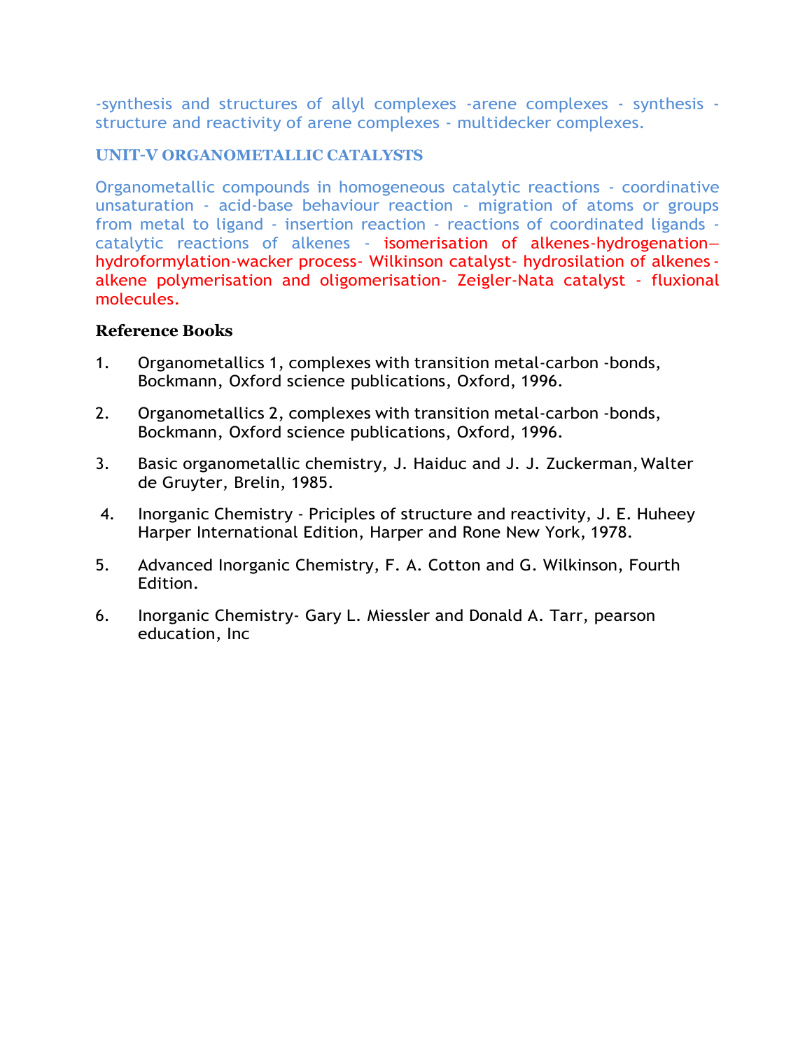-synthesis and structures of allyl complexes -arene complexes - synthesis - structure and reactivity of arene complexes - multidecker complexes.

### UNIT-V ORGANOMETALLIC CATALYSTS

Organometallic compounds in homogeneous catalytic reactions - coordinative unsaturation - acid-base behaviour reaction - migration of atoms or groups from metal to ligand - insertion reaction - reactions of coordinated ligands - catalytic reactions of alkenes - isomerisation of alkenes-hydrogenation—hydroformylation-wacker process- Wilkinson catalyst- hydrosilation of alkenes - alkene polymerisation and oligomerisation- Zeigler-Nata catalyst - fluxional molecules.

### Reference Books

1. Organometallics 1, complexes with transition metal-carbon -bonds, Bockmann, Oxford science publications, Oxford, 1996.
2. Organometallics 2, complexes with transition metal-carbon -bonds, Bockmann, Oxford science publications, Oxford, 1996.
3. Basic organometallic chemistry, J. Haiduc and J. J. Zuckerman, Walter de Gruyter, Brelin, 1985.
4. Inorganic Chemistry - Priciples of structure and reactivity, J. E. Huheey Harper International Edition, Harper and Rone New York, 1978.
5. Advanced Inorganic Chemistry, F. A. Cotton and G. Wilkinson, Fourth Edition.
6. Inorganic Chemistry- Gary L. Miessler and Donald A. Tarr, pearson education, Inc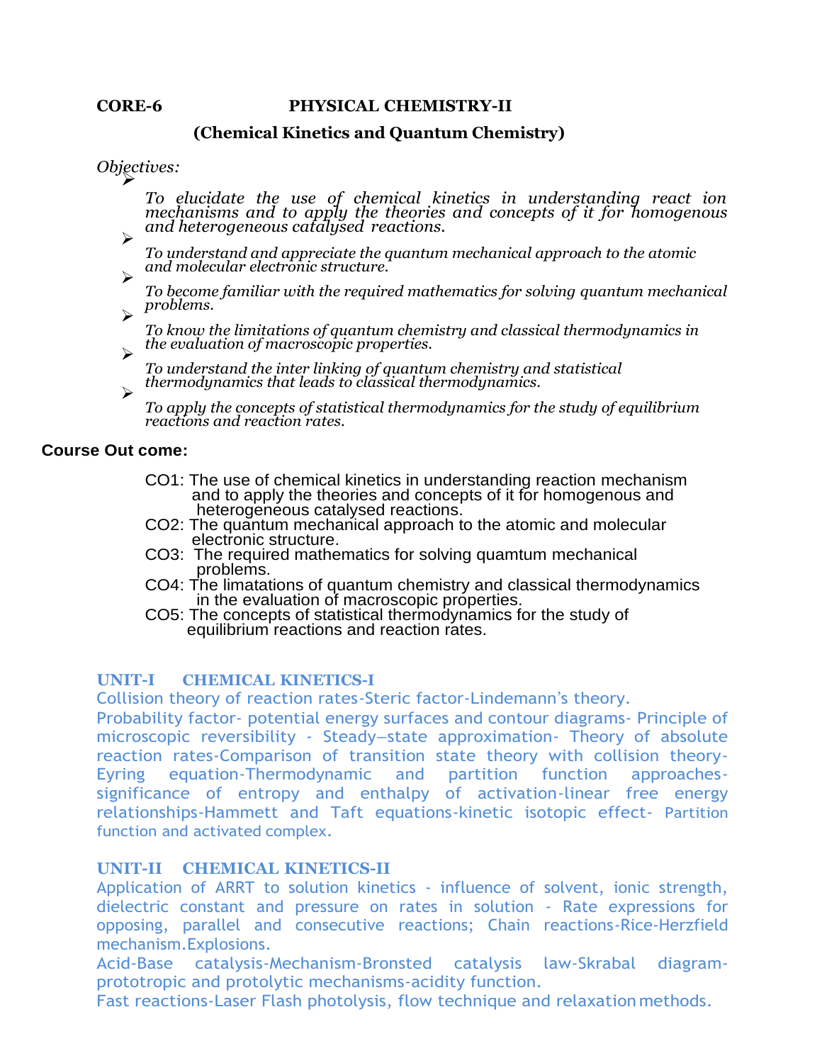**CORE-6 PHYSICAL CHEMISTRY-II**

**(Chemical Kinetics and Quantum Chemistry)**

*Objectives:*

- *To elucidate the use of chemical kinetics in understanding react ion mechanisms and to apply the theories and concepts of it for homogenous and heterogeneous catalysed reactions.*
- *To understand and appreciate the quantum mechanical approach to the atomic and molecular electronic structure.*
- *To become familiar with the required mathematics for solving quantum mechanical problems.*
- *To know the limitations of quantum chemistry and classical thermodynamics in the evaluation of macroscopic properties.*
- *To understand the inter linking of quantum chemistry and statistical thermodynamics that leads to classical thermodynamics.*
- *To apply the concepts of statistical thermodynamics for the study of equilibrium reactions and reaction rates.*

**Course Out come:**

CO1: The use of chemical kinetics in understanding reaction mechanism and to apply the theories and concepts of it for homogenous and heterogeneous catalysed reactions.
CO2: The quantum mechanical approach to the atomic and molecular electronic structure.
CO3: The required mathematics for solving quamtum mechanical problems.
CO4: The limatations of quantum chemistry and classical thermodynamics in the evaluation of macroscopic properties.
CO5: The concepts of statistical thermodynamics for the study of equilibrium reactions and reaction rates.

### UNIT-I CHEMICAL KINETICS-I

Collision theory of reaction rates-Steric factor-Lindemann's theory.
Probability factor- potential energy surfaces and contour diagrams- Principle of microscopic reversibility - Steady–state approximation- Theory of absolute reaction rates-Comparison of transition state theory with collision theory-Eyring equation-Thermodynamic and partition function approaches-significance of entropy and enthalpy of activation-linear free energy relationships-Hammett and Taft equations-kinetic isotopic effect- Partition function and activated complex.

### UNIT-II CHEMICAL KINETICS-II

Application of ARRT to solution kinetics - influence of solvent, ionic strength, dielectric constant and pressure on rates in solution - Rate expressions for opposing, parallel and consecutive reactions; Chain reactions-Rice-Herzfield mechanism.Explosions.
Acid-Base catalysis-Mechanism-Bronsted catalysis law-Skrabal diagram-prototropic and protolytic mechanisms-acidity function.
Fast reactions-Laser Flash photolysis, flow technique and relaxation methods.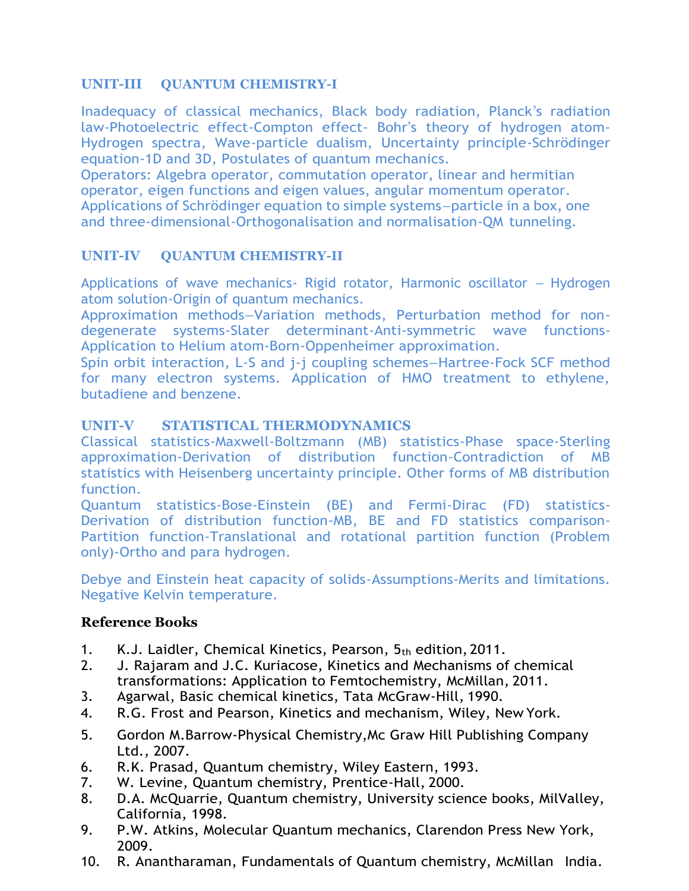## UNIT-III QUANTUM CHEMISTRY-I

Inadequacy of classical mechanics, Black body radiation, Planck's radiation law-Photoelectric effect-Compton effect- Bohr's theory of hydrogen atom-Hydrogen spectra, Wave-particle dualism, Uncertainty principle-Schrödinger equation-1D and 3D, Postulates of quantum mechanics.
Operators: Algebra operator, commutation operator, linear and hermitian operator, eigen functions and eigen values, angular momentum operator.
Applications of Schrödinger equation to simple systems—particle in a box, one and three-dimensional-Orthogonalisation and normalisation-QM tunneling.

## UNIT-IV QUANTUM CHEMISTRY-II

Applications of wave mechanics- Rigid rotator, Harmonic oscillator – Hydrogen atom solution-Origin of quantum mechanics.
Approximation methods—Variation methods, Perturbation method for non-degenerate systems-Slater determinant-Anti-symmetric wave functions-Application to Helium atom-Born-Oppenheimer approximation.
Spin orbit interaction, L-S and j-j coupling schemes—Hartree-Fock SCF method for many electron systems. Application of HMO treatment to ethylene, butadiene and benzene.

## UNIT-V STATISTICAL THERMODYNAMICS

Classical statistics-Maxwell-Boltzmann (MB) statistics-Phase space-Sterling approximation-Derivation of distribution function-Contradiction of MB statistics with Heisenberg uncertainty principle. Other forms of MB distribution function.
Quantum statistics-Bose-Einstein (BE) and Fermi-Dirac (FD) statistics-Derivation of distribution function-MB, BE and FD statistics comparison-Partition function-Translational and rotational partition function (Problem only)-Ortho and para hydrogen.

Debye and Einstein heat capacity of solids-Assumptions-Merits and limitations. Negative Kelvin temperature.

### Reference Books

1. K.J. Laidler, Chemical Kinetics, Pearson, 5th edition, 2011.
2. J. Rajaram and J.C. Kuriacose, Kinetics and Mechanisms of chemical transformations: Application to Femtochemistry, McMillan, 2011.
3. Agarwal, Basic chemical kinetics, Tata McGraw-Hill, 1990.
4. R.G. Frost and Pearson, Kinetics and mechanism, Wiley, New York.
5. Gordon M.Barrow-Physical Chemistry,Mc Graw Hill Publishing Company Ltd., 2007.
6. R.K. Prasad, Quantum chemistry, Wiley Eastern, 1993.
7. W. Levine, Quantum chemistry, Prentice-Hall, 2000.
8. D.A. McQuarrie, Quantum chemistry, University science books, MilValley, California, 1998.
9. P.W. Atkins, Molecular Quantum mechanics, Clarendon Press New York, 2009.
10. R. Anantharaman, Fundamentals of Quantum chemistry, McMillan India.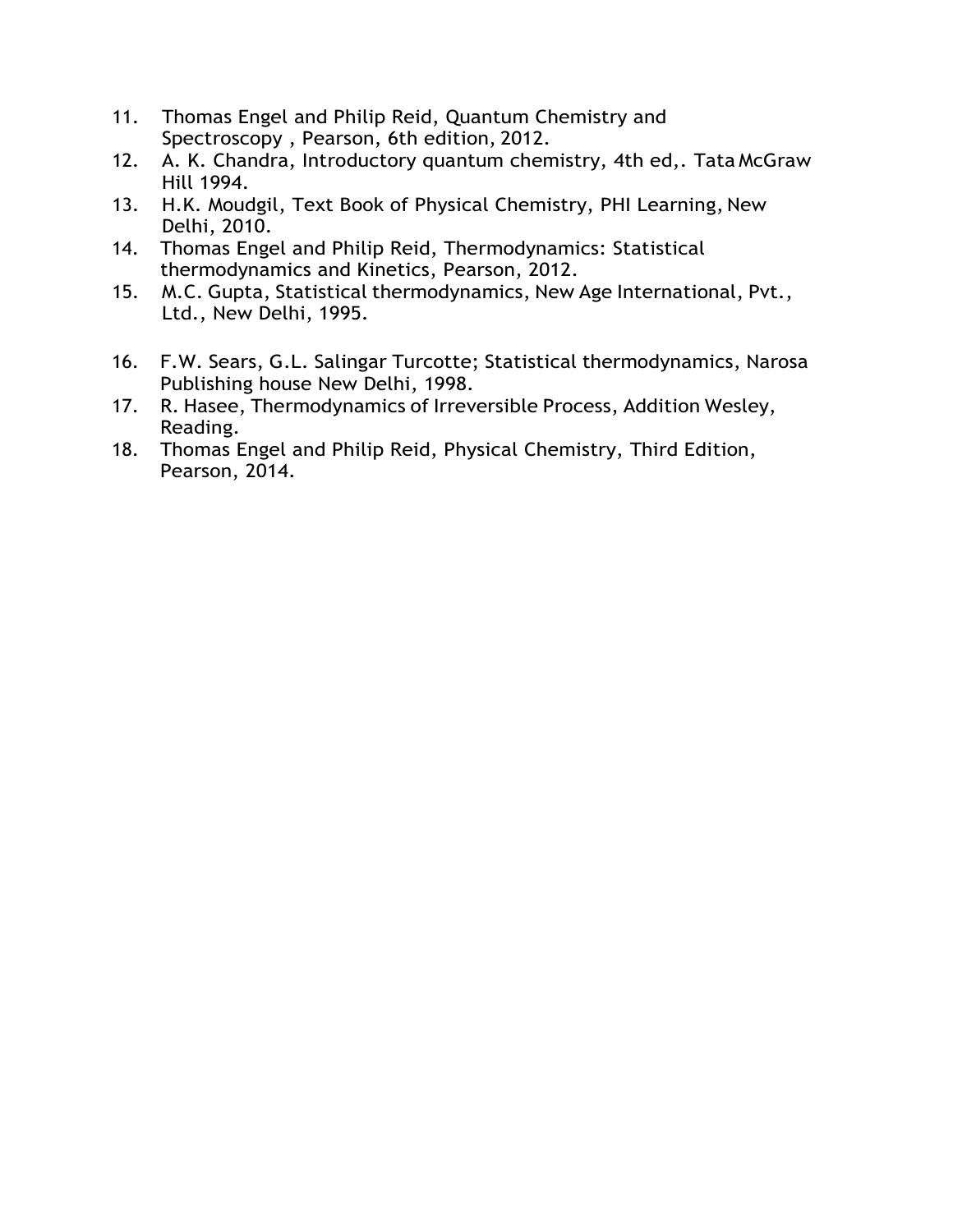11. Thomas Engel and Philip Reid, Quantum Chemistry and Spectroscopy , Pearson, 6th edition, 2012.
12. A. K. Chandra, Introductory quantum chemistry, 4th ed,. Tata McGraw Hill 1994.
13. H.K. Moudgil, Text Book of Physical Chemistry, PHI Learning, New Delhi, 2010.
14. Thomas Engel and Philip Reid, Thermodynamics: Statistical thermodynamics and Kinetics, Pearson, 2012.
15. M.C. Gupta, Statistical thermodynamics, New Age International, Pvt., Ltd., New Delhi, 1995.
16. F.W. Sears, G.L. Salingar Turcotte; Statistical thermodynamics, Narosa Publishing house New Delhi, 1998.
17. R. Hasee, Thermodynamics of Irreversible Process, Addition Wesley, Reading.
18. Thomas Engel and Philip Reid, Physical Chemistry, Third Edition, Pearson, 2014.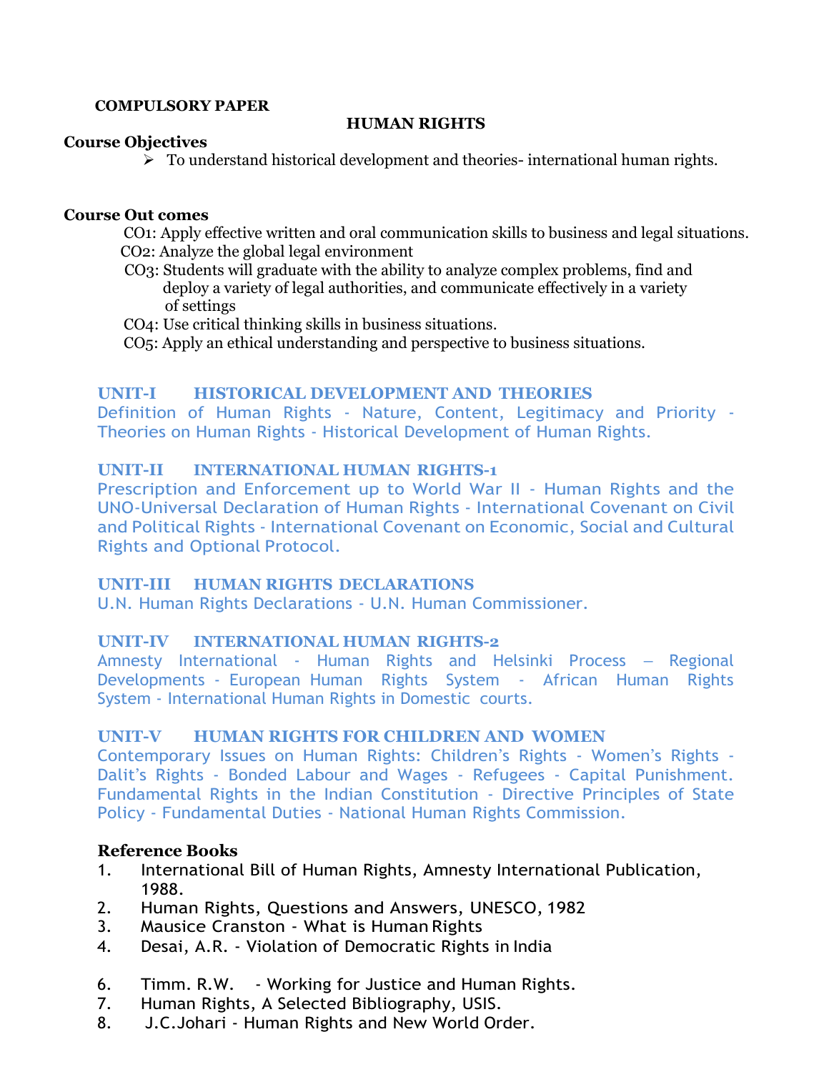**COMPULSORY PAPER**

## HUMAN RIGHTS

**Course Objectives**

- To understand historical development and theories- international human rights.

**Course Out comes**

CO1: Apply effective written and oral communication skills to business and legal situations.
CO2: Analyze the global legal environment
CO3: Students will graduate with the ability to analyze complex problems, find and deploy a variety of legal authorities, and communicate effectively in a variety of settings
CO4: Use critical thinking skills in business situations.
CO5: Apply an ethical understanding and perspective to business situations.

### UNIT-I HISTORICAL DEVELOPMENT AND THEORIES

Definition of Human Rights - Nature, Content, Legitimacy and Priority - Theories on Human Rights - Historical Development of Human Rights.

### UNIT-II INTERNATIONAL HUMAN RIGHTS-1

Prescription and Enforcement up to World War II - Human Rights and the UNO-Universal Declaration of Human Rights - International Covenant on Civil and Political Rights - International Covenant on Economic, Social and Cultural Rights and Optional Protocol.

### UNIT-III HUMAN RIGHTS DECLARATIONS

U.N. Human Rights Declarations - U.N. Human Commissioner.

### UNIT-IV INTERNATIONAL HUMAN RIGHTS-2

Amnesty International - Human Rights and Helsinki Process – Regional Developments - European Human Rights System - African Human Rights System - International Human Rights in Domestic courts.

### UNIT-V HUMAN RIGHTS FOR CHILDREN AND WOMEN

Contemporary Issues on Human Rights: Children's Rights - Women's Rights - Dalit's Rights - Bonded Labour and Wages - Refugees - Capital Punishment. Fundamental Rights in the Indian Constitution - Directive Principles of State Policy - Fundamental Duties - National Human Rights Commission.

**Reference Books**

1. International Bill of Human Rights, Amnesty International Publication, 1988.
2. Human Rights, Questions and Answers, UNESCO, 1982
3. Mausice Cranston - What is Human Rights
4. Desai, A.R. - Violation of Democratic Rights in India

6. Timm. R.W. - Working for Justice and Human Rights.
7. Human Rights, A Selected Bibliography, USIS.
8. J.C.Johari - Human Rights and New World Order.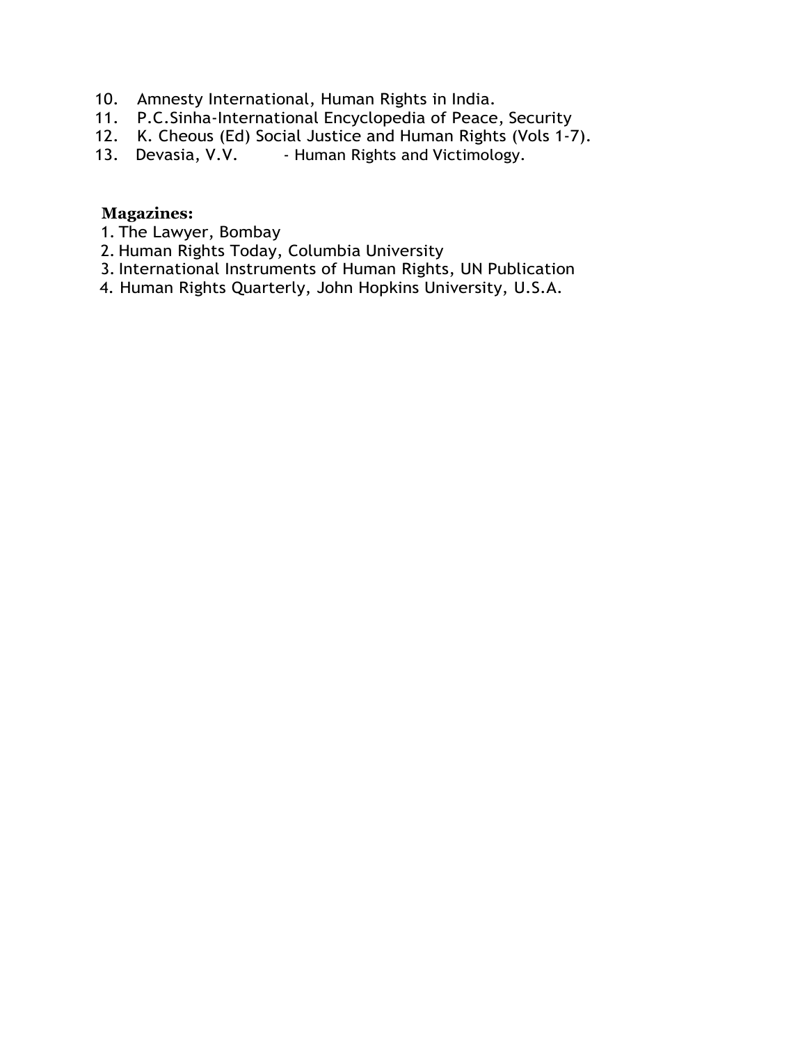10. Amnesty International, Human Rights in India.
11. P.C.Sinha-International Encyclopedia of Peace, Security
12. K. Cheous (Ed) Social Justice and Human Rights (Vols 1-7).
13. Devasia, V.V. - Human Rights and Victimology.

**Magazines:**

1. The Lawyer, Bombay
2. Human Rights Today, Columbia University
3. International Instruments of Human Rights, UN Publication
4. Human Rights Quarterly, John Hopkins University, U.S.A.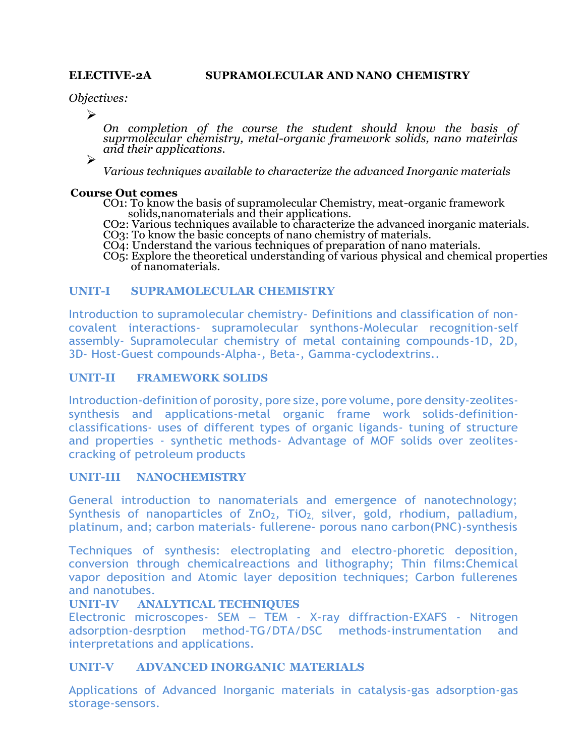**ELECTIVE-2A SUPRAMOLECULAR AND NANO CHEMISTRY**

*Objectives:*

- *On completion of the course the student should know the basis of suprmolecular chemistry, metal-organic framework solids, nano mateirlas and their applications.*
- *Various techniques available to characterize the advanced Inorganic materials*

**Course Out comes**

CO1: To know the basis of supramolecular Chemistry, meat-organic framework solids,nanomaterials and their applications.
CO2: Various techniques available to characterize the advanced inorganic materials.
CO3: To know the basic concepts of nano chemistry of materials.
CO4: Understand the various techniques of preparation of nano materials.
CO5: Explore the theoretical understanding of various physical and chemical properties of nanomaterials.

## UNIT-I SUPRAMOLECULAR CHEMISTRY

Introduction to supramolecular chemistry- Definitions and classification of non-covalent interactions- supramolecular synthons-Molecular recognition-self assembly- Supramolecular chemistry of metal containing compounds-1D, 2D, 3D- Host-Guest compounds-Alpha-, Beta-, Gamma-cyclodextrins..

## UNIT-II FRAMEWORK SOLIDS

Introduction-definition of porosity, pore size, pore volume, pore density-zeolites-synthesis and applications-metal organic frame work solids-definition-classifications- uses of different types of organic ligands- tuning of structure and properties - synthetic methods- Advantage of MOF solids over zeolites-cracking of petroleum products

## UNIT-III NANOCHEMISTRY

General introduction to nanomaterials and emergence of nanotechnology; Synthesis of nanoparticles of $ZnO_2$, $TiO_2$, silver, gold, rhodium, palladium, platinum, and; carbon materials- fullerene- porous nano carbon(PNC)-synthesis

Techniques of synthesis: electroplating and electro-phoretic deposition, conversion through chemicalreactions and lithography; Thin films:Chemical vapor deposition and Atomic layer deposition techniques; Carbon fullerenes and nanotubes.

## UNIT-IV ANALYTICAL TECHNIQUES

Electronic microscopes- SEM – TEM - X-ray diffraction-EXAFS - Nitrogen adsorption-desrption method-TG/DTA/DSC methods-instrumentation and interpretations and applications.

## UNIT-V ADVANCED INORGANIC MATERIALS

Applications of Advanced Inorganic materials in catalysis-gas adsorption-gas storage-sensors.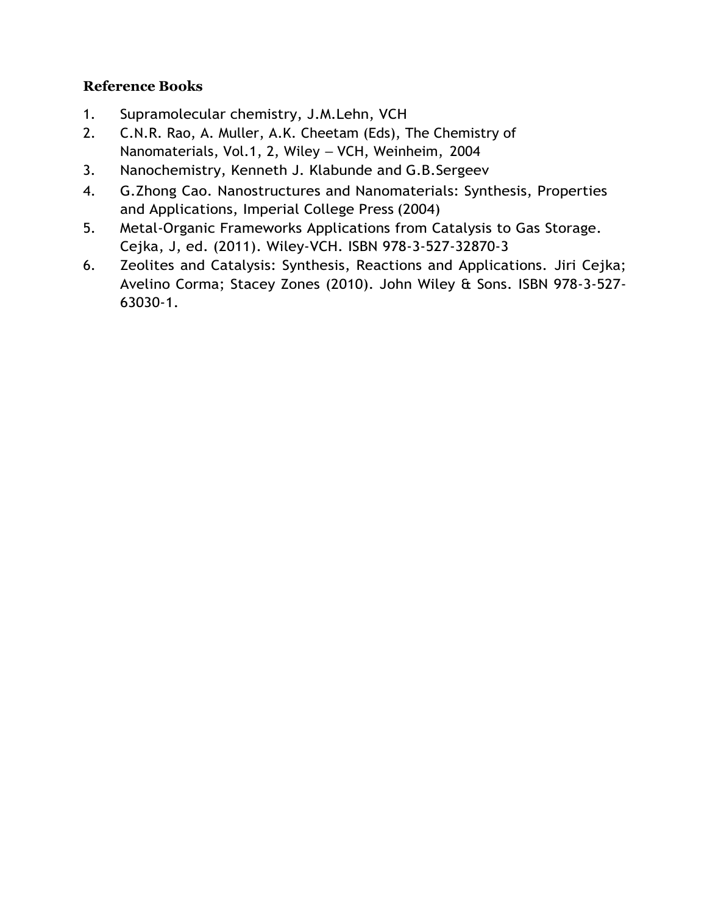**Reference Books**

1. Supramolecular chemistry, J.M.Lehn, VCH
2. C.N.R. Rao, A. Muller, A.K. Cheetam (Eds), The Chemistry of Nanomaterials, Vol.1, 2, Wiley – VCH, Weinheim, 2004
3. Nanochemistry, Kenneth J. Klabunde and G.B.Sergeev
4. G.Zhong Cao. Nanostructures and Nanomaterials: Synthesis, Properties and Applications, Imperial College Press (2004)
5. Metal-Organic Frameworks Applications from Catalysis to Gas Storage. Cejka, J, ed. (2011). Wiley-VCH. ISBN 978-3-527-32870-3
6. Zeolites and Catalysis: Synthesis, Reactions and Applications. Jiri Cejka; Avelino Corma; Stacey Zones (2010). John Wiley & Sons. ISBN 978-3-527-63030-1.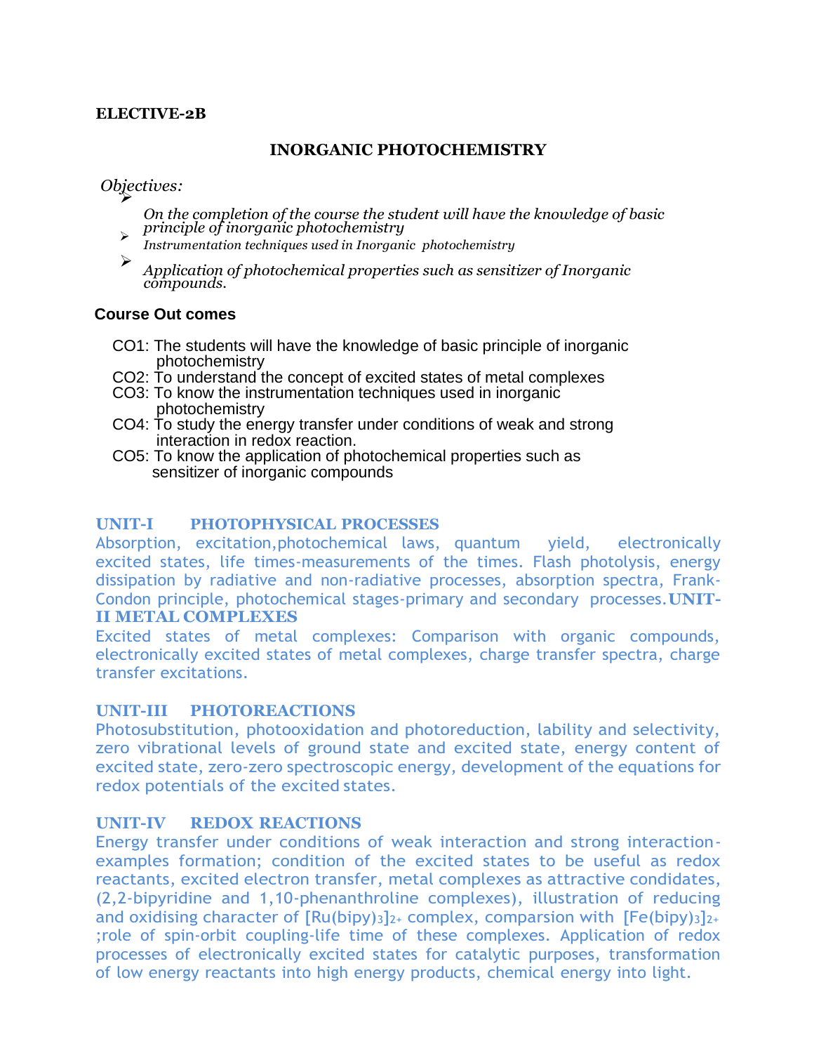**ELECTIVE-2B**

## INORGANIC PHOTOCHEMISTRY

*Objectives:*

- *On the completion of the course the student will have the knowledge of basic principle of inorganic photochemistry*
- *Instrumentation techniques used in Inorganic photochemistry*
- *Application of photochemical properties such as sensitizer of Inorganic compounds.*

**Course Out comes**

CO1: The students will have the knowledge of basic principle of inorganic photochemistry
CO2: To understand the concept of excited states of metal complexes
CO3: To know the instrumentation techniques used in inorganic photochemistry
CO4: To study the energy transfer under conditions of weak and strong interaction in redox reaction.
CO5: To know the application of photochemical properties such as sensitizer of inorganic compounds

### UNIT-I PHOTOPHYSICAL PROCESSES

Absorption, excitation, photochemical laws, quantum yield, electronically excited states, life times-measurements of the times. Flash photolysis, energy dissipation by radiative and non-radiative processes, absorption spectra, Frank-Condon principle, photochemical stages-primary and secondary processes.

### UNIT-II METAL COMPLEXES

Excited states of metal complexes: Comparison with organic compounds, electronically excited states of metal complexes, charge transfer spectra, charge transfer excitations.

### UNIT-III PHOTOREACTIONS

Photosubstitution, photooxidation and photoreduction, lability and selectivity, zero vibrational levels of ground state and excited state, energy content of excited state, zero-zero spectroscopic energy, development of the equations for redox potentials of the excited states.

### UNIT-IV REDOX REACTIONS

Energy transfer under conditions of weak interaction and strong interaction-examples formation; condition of the excited states to be useful as redox reactants, excited electron transfer, metal complexes as attractive condidates, (2,2-bipyridine and 1,10-phenanthroline complexes), illustration of reducing and oxidising character of $[Ru(bipy)_3]^{2+}$ complex, comparsion with $[Fe(bipy)_3]^{2+}$ ;role of spin-orbit coupling-life time of these complexes. Application of redox processes of electronically excited states for catalytic purposes, transformation of low energy reactants into high energy products, chemical energy into light.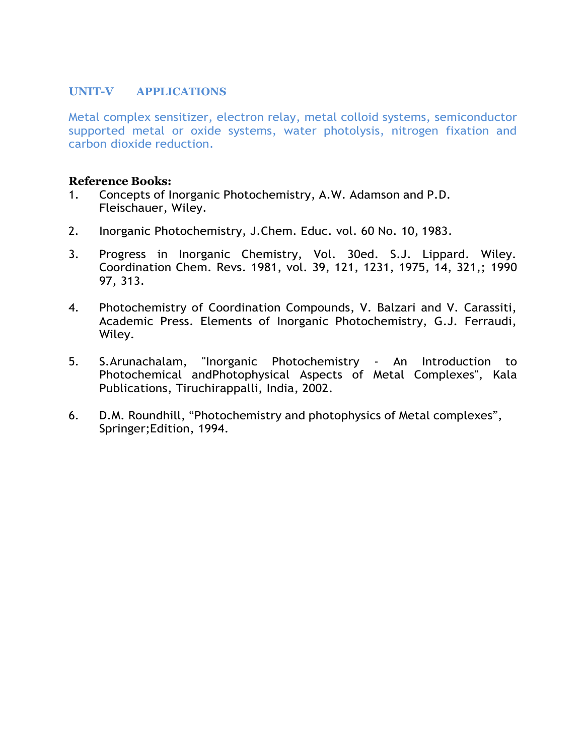## UNIT-V APPLICATIONS

Metal complex sensitizer, electron relay, metal colloid systems, semiconductor supported metal or oxide systems, water photolysis, nitrogen fixation and carbon dioxide reduction.

**Reference Books:**

1. Concepts of Inorganic Photochemistry, A.W. Adamson and P.D. Fleischauer, Wiley.

2. Inorganic Photochemistry, J.Chem. Educ. vol. 60 No. 10, 1983.

3. Progress in Inorganic Chemistry, Vol. 30ed. S.J. Lippard. Wiley. Coordination Chem. Revs. 1981, vol. 39, 121, 1231, 1975, 14, 321,; 1990 97, 313.

4. Photochemistry of Coordination Compounds, V. Balzari and V. Carassiti, Academic Press. Elements of Inorganic Photochemistry, G.J. Ferraudi, Wiley.

5. S.Arunachalam, "Inorganic Photochemistry - An Introduction to Photochemical andPhotophysical Aspects of Metal Complexes", Kala Publications, Tiruchirappalli, India, 2002.

6. D.M. Roundhill, “Photochemistry and photophysics of Metal complexes”, Springer;Edition, 1994.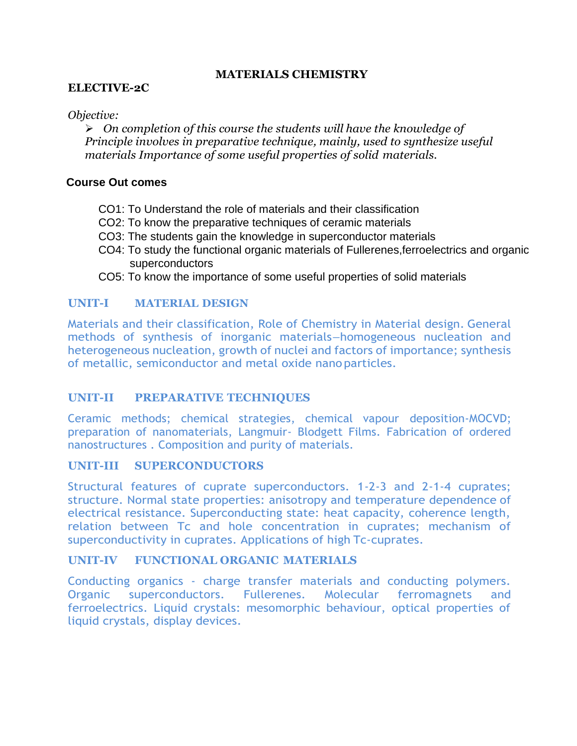# MATERIALS CHEMISTRY

**ELECTIVE-2C**

*Objective:*

- *On completion of this course the students will have the knowledge of Principle involves in preparative technique, mainly, used to synthesize useful materials Importance of some useful properties of solid materials.*

**Course Out comes**

CO1: To Understand the role of materials and their classification
CO2: To know the preparative techniques of ceramic materials
CO3: The students gain the knowledge in superconductor materials
CO4: To study the functional organic materials of Fullerenes,ferroelectrics and organic superconductors
CO5: To know the importance of some useful properties of solid materials

## UNIT-I MATERIAL DESIGN

Materials and their classification, Role of Chemistry in Material design. General methods of synthesis of inorganic materials—homogeneous nucleation and heterogeneous nucleation, growth of nuclei and factors of importance; synthesis of metallic, semiconductor and metal oxide nano particles.

## UNIT-II PREPARATIVE TECHNIQUES

Ceramic methods; chemical strategies, chemical vapour deposition-MOCVD; preparation of nanomaterials, Langmuir- Blodgett Films. Fabrication of ordered nanostructures . Composition and purity of materials.

## UNIT-III SUPERCONDUCTORS

Structural features of cuprate superconductors. 1-2-3 and 2-1-4 cuprates; structure. Normal state properties: anisotropy and temperature dependence of electrical resistance. Superconducting state: heat capacity, coherence length, relation between Tc and hole concentration in cuprates; mechanism of superconductivity in cuprates. Applications of high Tc-cuprates.

## UNIT-IV FUNCTIONAL ORGANIC MATERIALS

Conducting organics - charge transfer materials and conducting polymers. Organic superconductors. Fullerenes. Molecular ferromagnets and ferroelectrics. Liquid crystals: mesomorphic behaviour, optical properties of liquid crystals, display devices.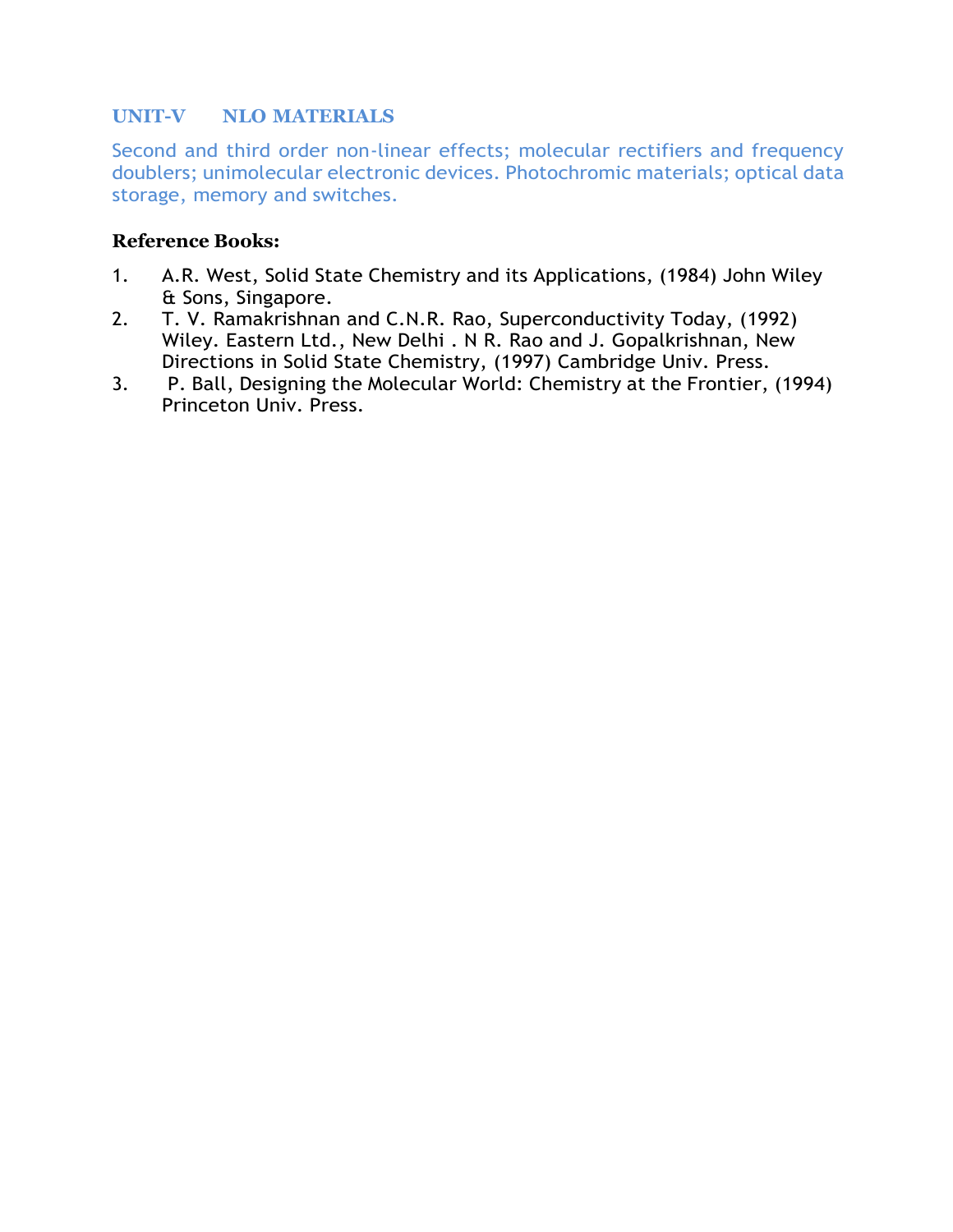## UNIT-V NLO MATERIALS

Second and third order non-linear effects; molecular rectifiers and frequency doublers; unimolecular electronic devices. Photochromic materials; optical data storage, memory and switches.

**Reference Books:**

1. A.R. West, Solid State Chemistry and its Applications, (1984) John Wiley & Sons, Singapore.
2. T. V. Ramakrishnan and C.N.R. Rao, Superconductivity Today, (1992) Wiley. Eastern Ltd., New Delhi . N R. Rao and J. Gopalkrishnan, New Directions in Solid State Chemistry, (1997) Cambridge Univ. Press.
3. P. Ball, Designing the Molecular World: Chemistry at the Frontier, (1994) Princeton Univ. Press.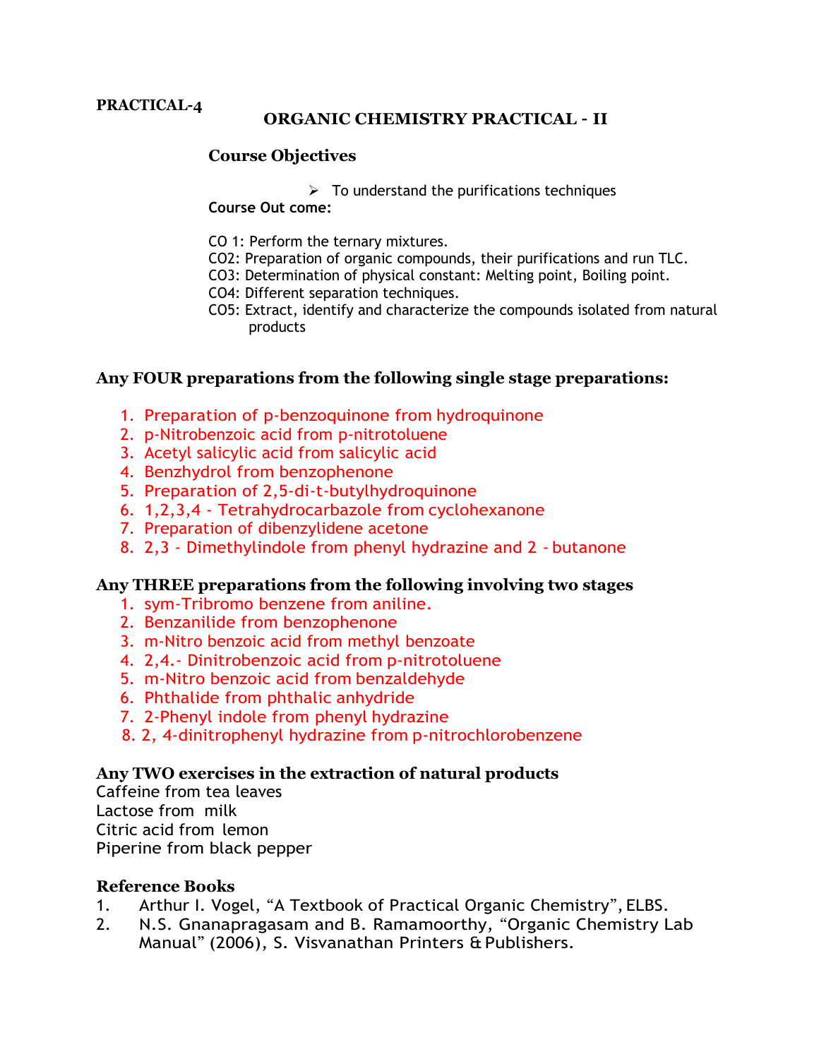**PRACTICAL-4**

## ORGANIC CHEMISTRY PRACTICAL - II

### Course Objectives

- To understand the purifications techniques

**Course Out come:**

CO 1: Perform the ternary mixtures.
CO2: Preparation of organic compounds, their purifications and run TLC.
CO3: Determination of physical constant: Melting point, Boiling point.
CO4: Different separation techniques.
CO5: Extract, identify and characterize the compounds isolated from natural products

### Any FOUR preparations from the following single stage preparations:

1. Preparation of p-benzoquinone from hydroquinone
2. p-Nitrobenzoic acid from p-nitrotoluene
3. Acetyl salicylic acid from salicylic acid
4. Benzhydrol from benzophenone
5. Preparation of 2,5-di-t-butylhydroquinone
6. 1,2,3,4 - Tetrahydrocarbazole from cyclohexanone
7. Preparation of dibenzylidene acetone
8. 2,3 - Dimethylindole from phenyl hydrazine and 2 - butanone

### Any THREE preparations from the following involving two stages

1. sym-Tribromo benzene from aniline.
2. Benzanilide from benzophenone
3. m-Nitro benzoic acid from methyl benzoate
4. 2,4.- Dinitrobenzoic acid from p-nitrotoluene
5. m-Nitro benzoic acid from benzaldehyde
6. Phthalide from phthalic anhydride
7. 2-Phenyl indole from phenyl hydrazine
8. 2, 4-dinitrophenyl hydrazine from p-nitrochlorobenzene

### Any TWO exercises in the extraction of natural products

Caffeine from tea leaves
Lactose from milk
Citric acid from lemon
Piperine from black pepper

### Reference Books

1. Arthur I. Vogel, "A Textbook of Practical Organic Chemistry", ELBS.
2. N.S. Gnanapragasam and B. Ramamoorthy, "Organic Chemistry Lab Manual" (2006), S. Visvanathan Printers & Publishers.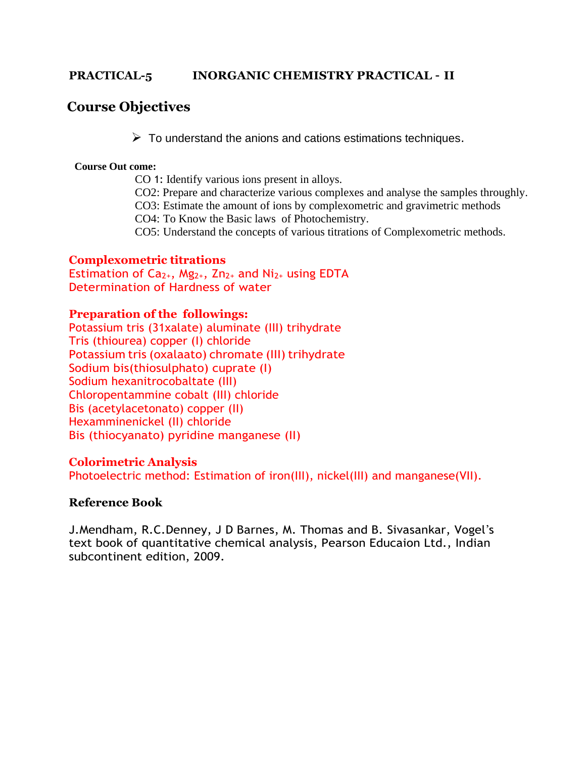**PRACTICAL-5 INORGANIC CHEMISTRY PRACTICAL - II**

## Course Objectives

- To understand the anions and cations estimations techniques.

**Course Out come:**

CO 1: Identify various ions present in alloys.
CO2: Prepare and characterize various complexes and analyse the samples throughly.
CO3: Estimate the amount of ions by complexometric and gravimetric methods
CO4: To Know the Basic laws of Photochemistry.
CO5: Understand the concepts of various titrations of Complexometric methods.

**Complexometric titrations**

Estimation of $Ca_{2+}$, $Mg_{2+}$, $Zn_{2+}$ and $Ni_{2+}$ using EDTA
Determination of Hardness of water

**Preparation of the followings:**

Potassium tris (31xalate) aluminate (III) trihydrate
Tris (thiourea) copper (I) chloride
Potassium tris (oxalaato) chromate (III) trihydrate
Sodium bis(thiosulphato) cuprate (I)
Sodium hexanitrocobaltate (III)
Chloropentammine cobalt (III) chloride
Bis (acetylacetonato) copper (II)
Hexamminenickel (II) chloride
Bis (thiocyanato) pyridine manganese (II)

**Colorimetric Analysis**

Photoelectric method: Estimation of iron(III), nickel(III) and manganese(VII).

**Reference Book**

J.Mendham, R.C.Denney, J D Barnes, M. Thomas and B. Sivasankar, Vogel's text book of quantitative chemical analysis, Pearson Educaion Ltd., Indian subcontinent edition, 2009.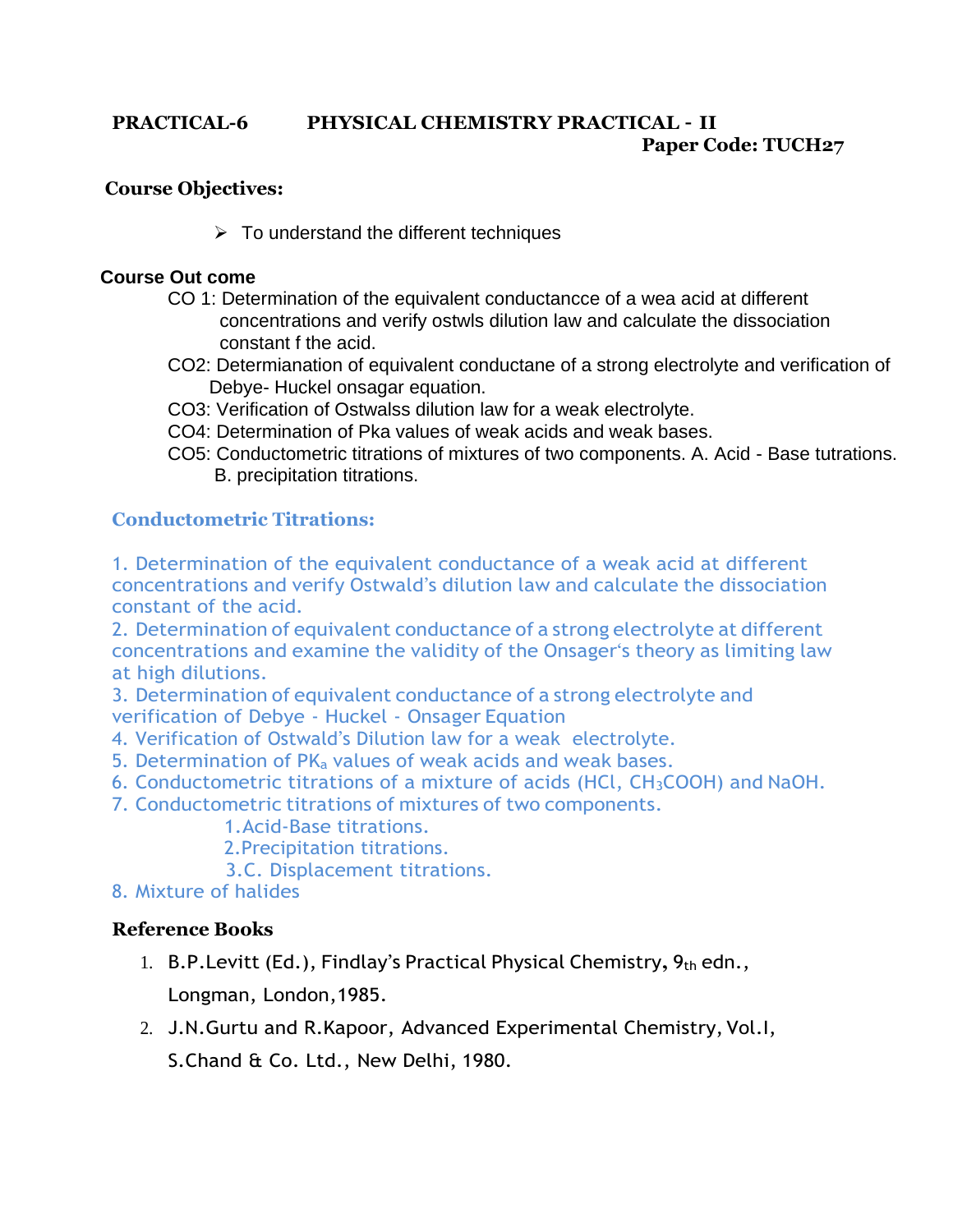**PRACTICAL-6 PHYSICAL CHEMISTRY PRACTICAL - II**

**Paper Code: TUCH27**

**Course Objectives:**

- To understand the different techniques

**Course Out come**

CO 1: Determination of the equivalent conductancce of a wea acid at different concentrations and verify ostwls dilution law and calculate the dissociation constant f the acid.

CO2: Determianation of equivalent conductane of a strong electrolyte and verification of Debye- Huckel onsagar equation.

CO3: Verification of Ostwalss dilution law for a weak electrolyte.

CO4: Determination of Pka values of weak acids and weak bases.

CO5: Conductometric titrations of mixtures of two components. A. Acid - Base tutrations. B. precipitation titrations.

## Conductometric Titrations:

1. Determination of the equivalent conductance of a weak acid at different concentrations and verify Ostwald's dilution law and calculate the dissociation constant of the acid.
2. Determination of equivalent conductance of a strong electrolyte at different concentrations and examine the validity of the Onsager's theory as limiting law at high dilutions.
3. Determination of equivalent conductance of a strong electrolyte and verification of Debye - Huckel - Onsager Equation
4. Verification of Ostwald's Dilution law for a weak electrolyte.
5. Determination of $PK_a$ values of weak acids and weak bases.
6. Conductometric titrations of a mixture of acids (HCl, $CH_3COOH$) and NaOH.
7. Conductometric titrations of mixtures of two components.
   1. Acid-Base titrations.
   2. Precipitation titrations.
   3. C. Displacement titrations.
8. Mixture of halides

**Reference Books**

1. B.P.Levitt (Ed.), Findlay's Practical Physical Chemistry, $9_{th}$ edn., Longman, London,1985.
2. J.N.Gurtu and R.Kapoor, Advanced Experimental Chemistry, Vol.I, S.Chand & Co. Ltd., New Delhi, 1980.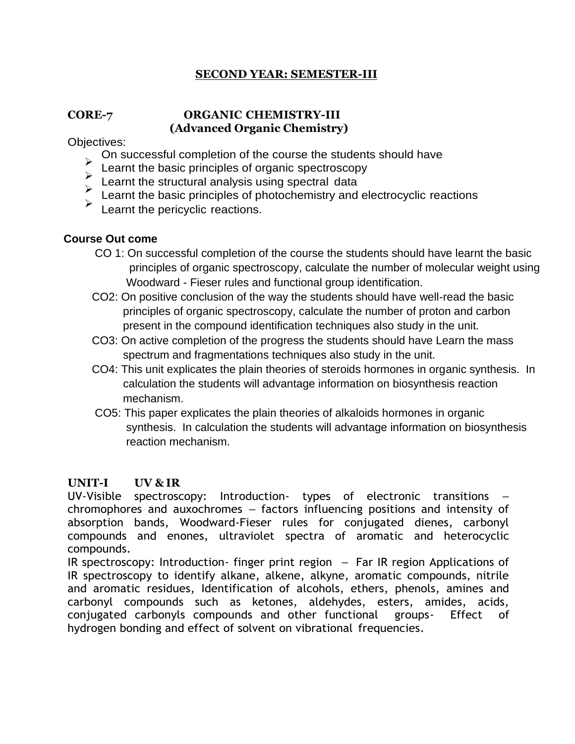## SECOND YEAR: SEMESTER-III

**CORE-7 ORGANIC CHEMISTRY-III**
**(Advanced Organic Chemistry)**

Objectives:

On successful completion of the course the students should have

- Learnt the basic principles of organic spectroscopy
- Learnt the structural analysis using spectral data
- Learnt the basic principles of photochemistry and electrocyclic reactions
- Learnt the pericyclic reactions.

**Course Out come**

CO 1: On successful completion of the course the students should have learnt the basic principles of organic spectroscopy, calculate the number of molecular weight using Woodward - Fieser rules and functional group identification.

CO2: On positive conclusion of the way the students should have well-read the basic principles of organic spectroscopy, calculate the number of proton and carbon present in the compound identification techniques also study in the unit.

CO3: On active completion of the progress the students should have Learn the mass spectrum and fragmentations techniques also study in the unit.

CO4: This unit explicates the plain theories of steroids hormones in organic synthesis. In calculation the students will advantage information on biosynthesis reaction mechanism.

CO5: This paper explicates the plain theories of alkaloids hormones in organic synthesis. In calculation the students will advantage information on biosynthesis reaction mechanism.

**UNIT-I UV & IR**

UV-Visible spectroscopy: Introduction- types of electronic transitions – chromophores and auxochromes – factors influencing positions and intensity of absorption bands, Woodward-Fieser rules for conjugated dienes, carbonyl compounds and enones, ultraviolet spectra of aromatic and heterocyclic compounds.

IR spectroscopy: Introduction- finger print region – Far IR region Applications of IR spectroscopy to identify alkane, alkene, alkyne, aromatic compounds, nitrile and aromatic residues, Identification of alcohols, ethers, phenols, amines and carbonyl compounds such as ketones, aldehydes, esters, amides, acids, conjugated carbonyls compounds and other functional groups- Effect of hydrogen bonding and effect of solvent on vibrational frequencies.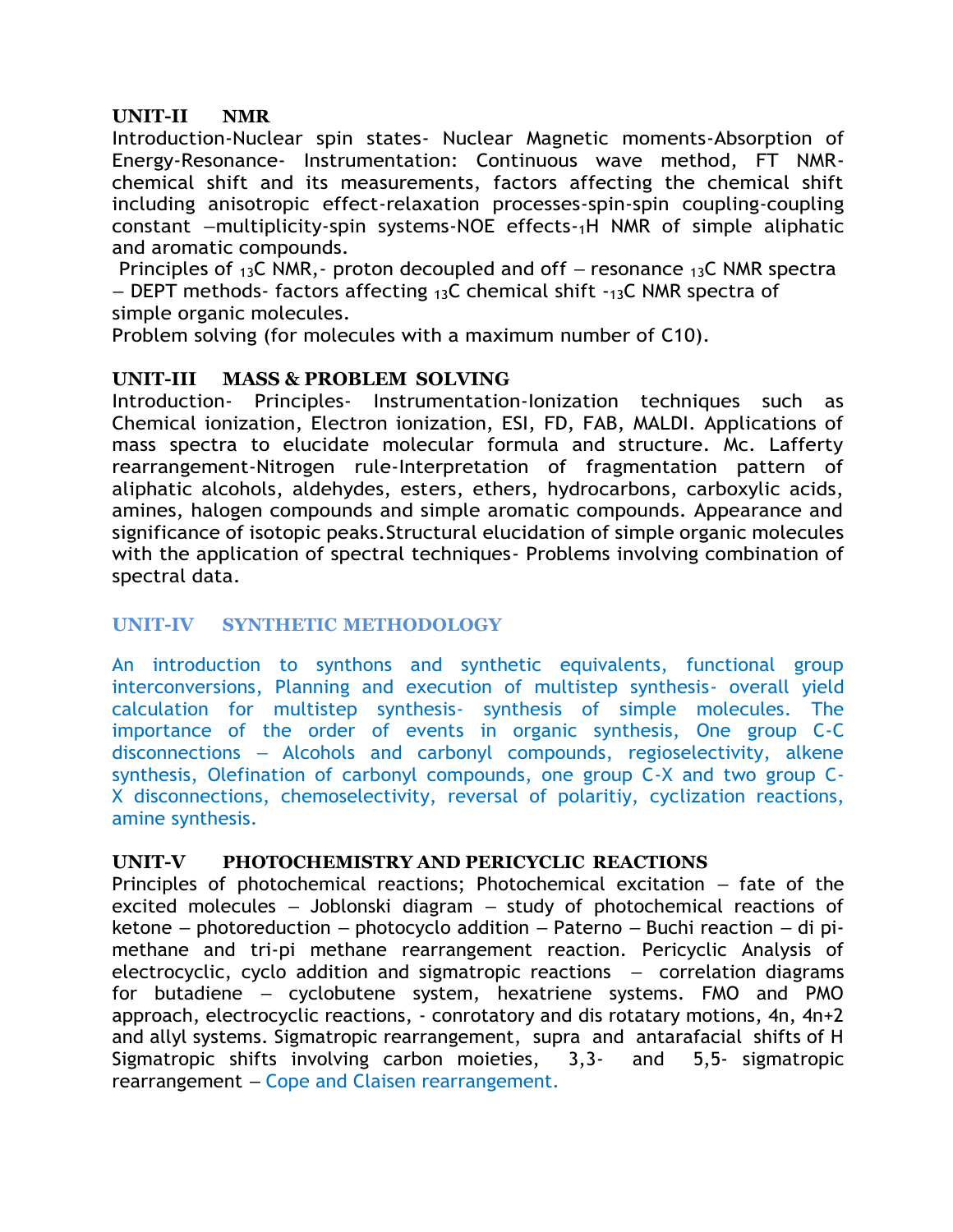## UNIT-II NMR

Introduction-Nuclear spin states- Nuclear Magnetic moments-Absorption of Energy-Resonance- Instrumentation: Continuous wave method, FT NMR-chemical shift and its measurements, factors affecting the chemical shift including anisotropic effect-relaxation processes-spin-spin coupling-coupling constant –multiplicity-spin systems-NOE effects-$_{1}$H NMR of simple aliphatic and aromatic compounds.

Principles of $_{13}$C NMR,- proton decoupled and off – resonance $_{13}$C NMR spectra – DEPT methods- factors affecting $_{13}$C chemical shift -$_{13}$C NMR spectra of simple organic molecules.

Problem solving (for molecules with a maximum number of C10).

## UNIT-III MASS & PROBLEM SOLVING

Introduction- Principles- Instrumentation-Ionization techniques such as Chemical ionization, Electron ionization, ESI, FD, FAB, MALDI. Applications of mass spectra to elucidate molecular formula and structure. Mc. Lafferty rearrangement-Nitrogen rule-Interpretation of fragmentation pattern of aliphatic alcohols, aldehydes, esters, ethers, hydrocarbons, carboxylic acids, amines, halogen compounds and simple aromatic compounds. Appearance and significance of isotopic peaks.Structural elucidation of simple organic molecules with the application of spectral techniques- Problems involving combination of spectral data.

## UNIT-IV SYNTHETIC METHODOLOGY

An introduction to synthons and synthetic equivalents, functional group interconversions, Planning and execution of multistep synthesis- overall yield calculation for multistep synthesis- synthesis of simple molecules. The importance of the order of events in organic synthesis, One group C-C disconnections – Alcohols and carbonyl compounds, regioselectivity, alkene synthesis, Olefination of carbonyl compounds, one group C-X and two group C-X disconnections, chemoselectivity, reversal of polaritiy, cyclization reactions, amine synthesis.

## UNIT-V PHOTOCHEMISTRY AND PERICYCLIC REACTIONS

Principles of photochemical reactions; Photochemical excitation – fate of the excited molecules – Joblonski diagram – study of photochemical reactions of ketone – photoreduction – photocyclo addition – Paterno – Buchi reaction – di pi-methane and tri-pi methane rearrangement reaction. Pericyclic Analysis of electrocyclic, cyclo addition and sigmatropic reactions – correlation diagrams for butadiene – cyclobutene system, hexatriene systems. FMO and PMO approach, electrocyclic reactions, - conrotatory and dis rotatary motions, 4n, 4n+2 and allyl systems. Sigmatropic rearrangement, supra and antarafacial shifts of H Sigmatropic shifts involving carbon moieties, 3,3- and 5,5- sigmatropic rearrangement – Cope and Claisen rearrangement.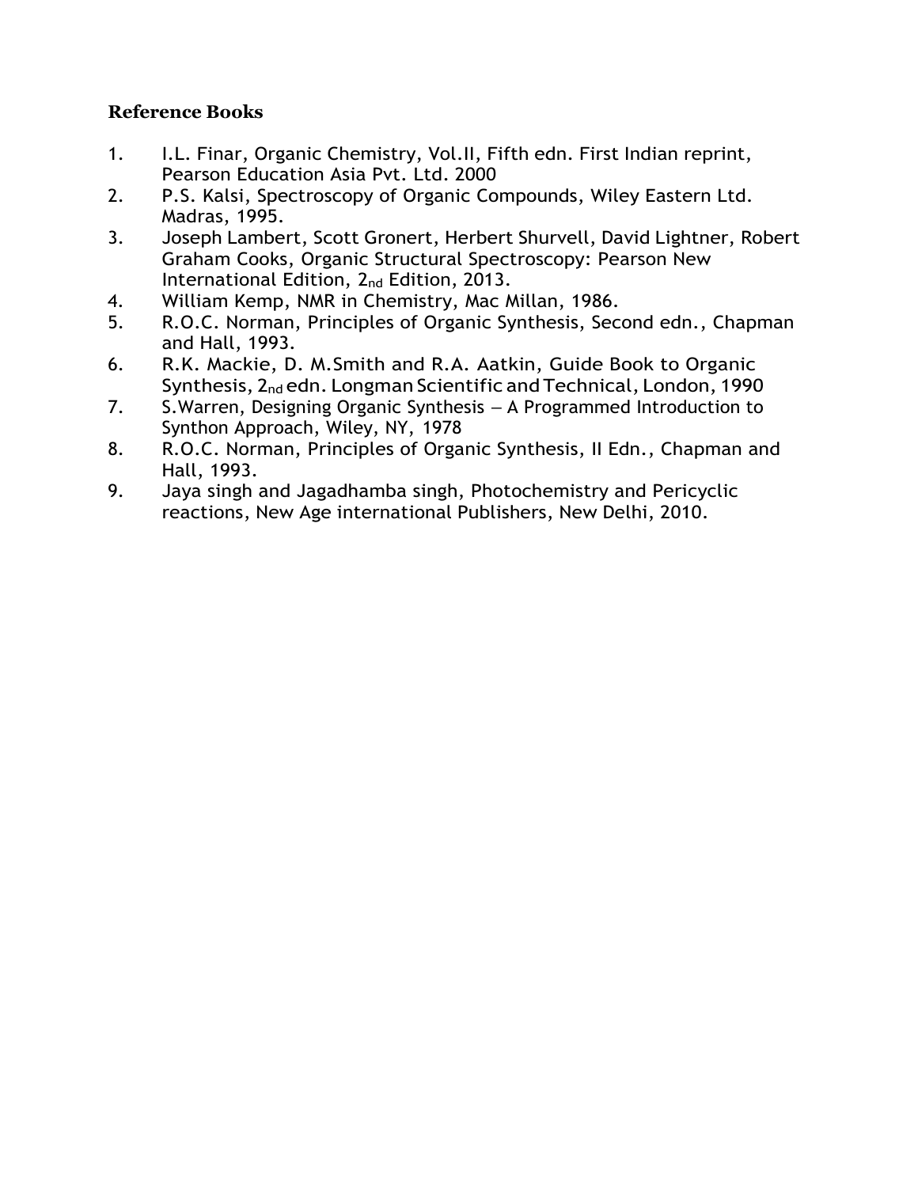**Reference Books**

1. I.L. Finar, Organic Chemistry, Vol.II, Fifth edn. First Indian reprint, Pearson Education Asia Pvt. Ltd. 2000
2. P.S. Kalsi, Spectroscopy of Organic Compounds, Wiley Eastern Ltd. Madras, 1995.
3. Joseph Lambert, Scott Gronert, Herbert Shurvell, David Lightner, Robert Graham Cooks, Organic Structural Spectroscopy: Pearson New International Edition, 2nd Edition, 2013.
4. William Kemp, NMR in Chemistry, Mac Millan, 1986.
5. R.O.C. Norman, Principles of Organic Synthesis, Second edn., Chapman and Hall, 1993.
6. R.K. Mackie, D. M.Smith and R.A. Aatkin, Guide Book to Organic Synthesis, 2nd edn. Longman Scientific and Technical, London, 1990
7. S.Warren, Designing Organic Synthesis – A Programmed Introduction to Synthon Approach, Wiley, NY, 1978
8. R.O.C. Norman, Principles of Organic Synthesis, II Edn., Chapman and Hall, 1993.
9. Jaya singh and Jagadhamba singh, Photochemistry and Pericyclic reactions, New Age international Publishers, New Delhi, 2010.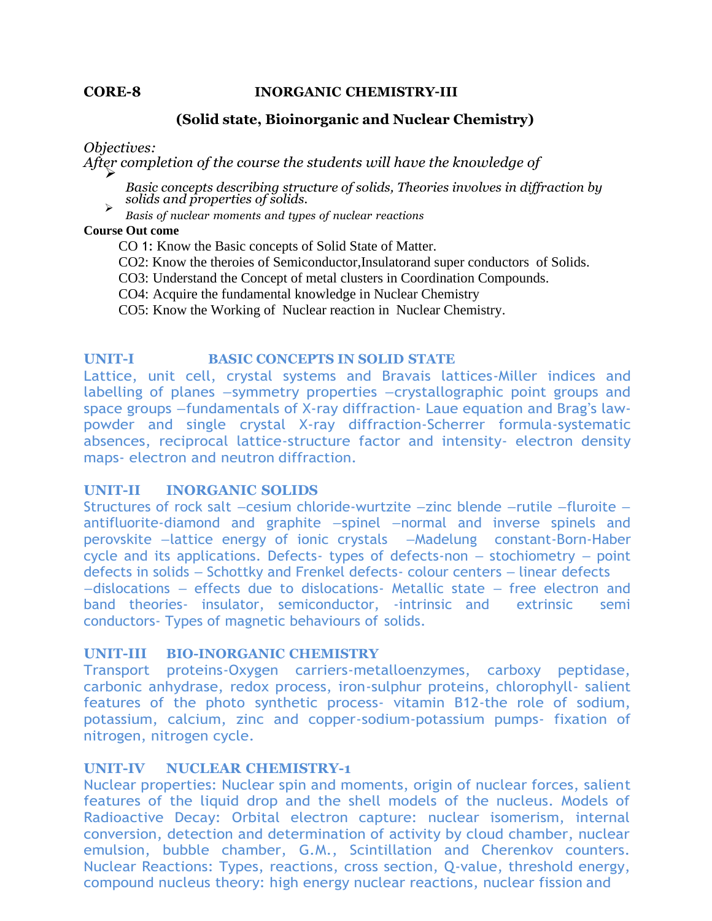**CORE-8 INORGANIC CHEMISTRY-III**

## (Solid state, Bioinorganic and Nuclear Chemistry)

*Objectives:*

*After completion of the course the students will have the knowledge of*

- *Basic concepts describing structure of solids, Theories involves in diffraction by solids and properties of solids.*
- *Basis of nuclear moments and types of nuclear reactions*

**Course Out come**

CO 1: Know the Basic concepts of Solid State of Matter.

CO2: Know the theroies of Semiconductor,Insulatorand super conductors of Solids.

CO3: Understand the Concept of metal clusters in Coordination Compounds.

CO4: Acquire the fundamental knowledge in Nuclear Chemistry

CO5: Know the Working of Nuclear reaction in Nuclear Chemistry.

### UNIT-I BASIC CONCEPTS IN SOLID STATE

Lattice, unit cell, crystal systems and Bravais lattices-Miller indices and labelling of planes –symmetry properties –crystallographic point groups and space groups –fundamentals of X-ray diffraction- Laue equation and Brag's law-powder and single crystal X-ray diffraction-Scherrer formula-systematic absences, reciprocal lattice-structure factor and intensity- electron density maps- electron and neutron diffraction.

### UNIT-II INORGANIC SOLIDS

Structures of rock salt –cesium chloride-wurtzite –zinc blende –rutile –fluroite –antifluorite-diamond and graphite –spinel –normal and inverse spinels and perovskite –lattice energy of ionic crystals –Madelung constant-Born-Haber cycle and its applications. Defects- types of defects-non – stochiometry – point defects in solids – Schottky and Frenkel defects- colour centers – linear defects –dislocations – effects due to dislocations- Metallic state – free electron and band theories- insulator, semiconductor, -intrinsic and extrinsic semi conductors- Types of magnetic behaviours of solids.

### UNIT-III BIO-INORGANIC CHEMISTRY

Transport proteins-Oxygen carriers-metalloenzymes, carboxy peptidase, carbonic anhydrase, redox process, iron-sulphur proteins, chlorophyll- salient features of the photo synthetic process- vitamin B12-the role of sodium, potassium, calcium, zinc and copper-sodium-potassium pumps- fixation of nitrogen, nitrogen cycle.

### UNIT-IV NUCLEAR CHEMISTRY-1

Nuclear properties: Nuclear spin and moments, origin of nuclear forces, salient features of the liquid drop and the shell models of the nucleus. Models of Radioactive Decay: Orbital electron capture: nuclear isomerism, internal conversion, detection and determination of activity by cloud chamber, nuclear emulsion, bubble chamber, G.M., Scintillation and Cherenkov counters. Nuclear Reactions: Types, reactions, cross section, Q-value, threshold energy, compound nucleus theory: high energy nuclear reactions, nuclear fission and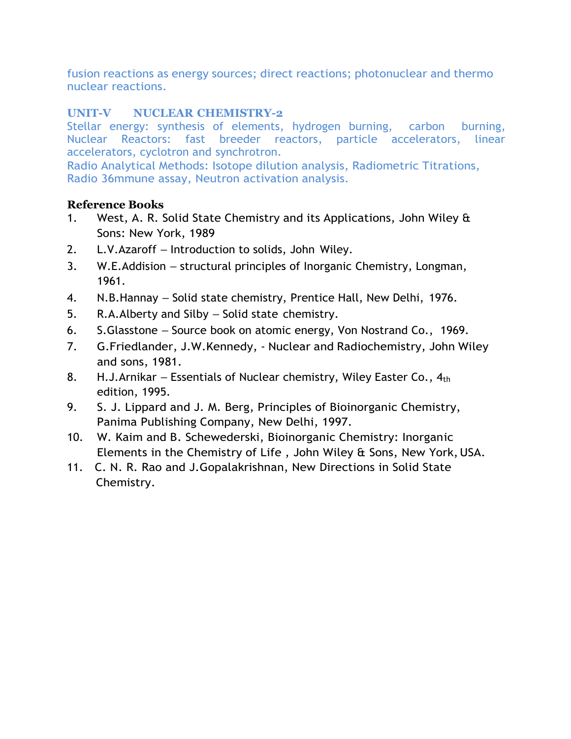fusion reactions as energy sources; direct reactions; photonuclear and thermo nuclear reactions.

## UNIT-V NUCLEAR CHEMISTRY-2

Stellar energy: synthesis of elements, hydrogen burning, carbon burning, Nuclear Reactors: fast breeder reactors, particle accelerators, linear accelerators, cyclotron and synchrotron.

Radio Analytical Methods: Isotope dilution analysis, Radiometric Titrations, Radio 36mmune assay, Neutron activation analysis.

**Reference Books**

1. West, A. R. Solid State Chemistry and its Applications, John Wiley & Sons: New York, 1989
2. L.V.Azaroff – Introduction to solids, John Wiley.
3. W.E.Addision – structural principles of Inorganic Chemistry, Longman, 1961.
4. N.B.Hannay – Solid state chemistry, Prentice Hall, New Delhi, 1976.
5. R.A.Alberty and Silby – Solid state chemistry.
6. S.Glasstone – Source book on atomic energy, Von Nostrand Co., 1969.
7. G.Friedlander, J.W.Kennedy, - Nuclear and Radiochemistry, John Wiley and sons, 1981.
8. H.J.Arnikar – Essentials of Nuclear chemistry, Wiley Easter Co., 4th edition, 1995.
9. S. J. Lippard and J. M. Berg, Principles of Bioinorganic Chemistry, Panima Publishing Company, New Delhi, 1997.
10. W. Kaim and B. Schewederski, Bioinorganic Chemistry: Inorganic Elements in the Chemistry of Life , John Wiley & Sons, New York, USA.
11. C. N. R. Rao and J.Gopalakrishnan, New Directions in Solid State Chemistry.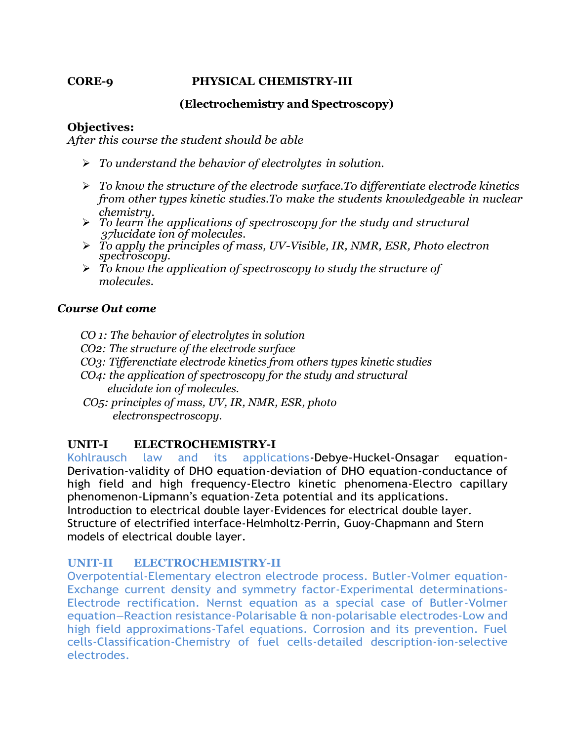**CORE-9 PHYSICAL CHEMISTRY-III**

**(Electrochemistry and Spectroscopy)**

**Objectives:**

*After this course the student should be able*

- *To understand the behavior of electrolytes in solution.*
- *To know the structure of the electrode surface.To differentiate electrode kinetics from other types kinetic studies.To make the students knowledgeable in nuclear chemistry.*
- *To learn the applications of spectroscopy for the study and structural 37lucidate ion of molecules.*
- *To apply the principles of mass, UV-Visible, IR, NMR, ESR, Photo electron spectroscopy.*
- *To know the application of spectroscopy to study the structure of molecules.*

***Course Out come***

*CO 1: The behavior of electrolytes in solution*

*CO2: The structure of the electrode surface*

*CO3: Tifferenctiate electrode kinetics from others types kinetic studies*

*CO4: the application of spectroscopy for the study and structural elucidate ion of molecules.*

*CO5: principles of mass, UV, IR, NMR, ESR, photo electronspectroscopy.*

**UNIT-I ELECTROCHEMISTRY-I**

Kohlrausch law and its applications-Debye-Huckel-Onsagar equation-Derivation-validity of DHO equation-deviation of DHO equation-conductance of high field and high frequency-Electro kinetic phenomena-Electro capillary phenomenon-Lipmann's equation-Zeta potential and its applications.
Introduction to electrical double layer-Evidences for electrical double layer.
Structure of electrified interface-Helmholtz-Perrin, Guoy-Chapmann and Stern models of electrical double layer.

**UNIT-II ELECTROCHEMISTRY-II**

Overpotential-Elementary electron electrode process. Butler-Volmer equation-Exchange current density and symmetry factor-Experimental determinations-Electrode rectification. Nernst equation as a special case of Butler-Volmer equation–Reaction resistance-Polarisable & non-polarisable electrodes-Low and high field approximations-Tafel equations. Corrosion and its prevention. Fuel cells-Classification-Chemistry of fuel cells-detailed description-ion-selective electrodes.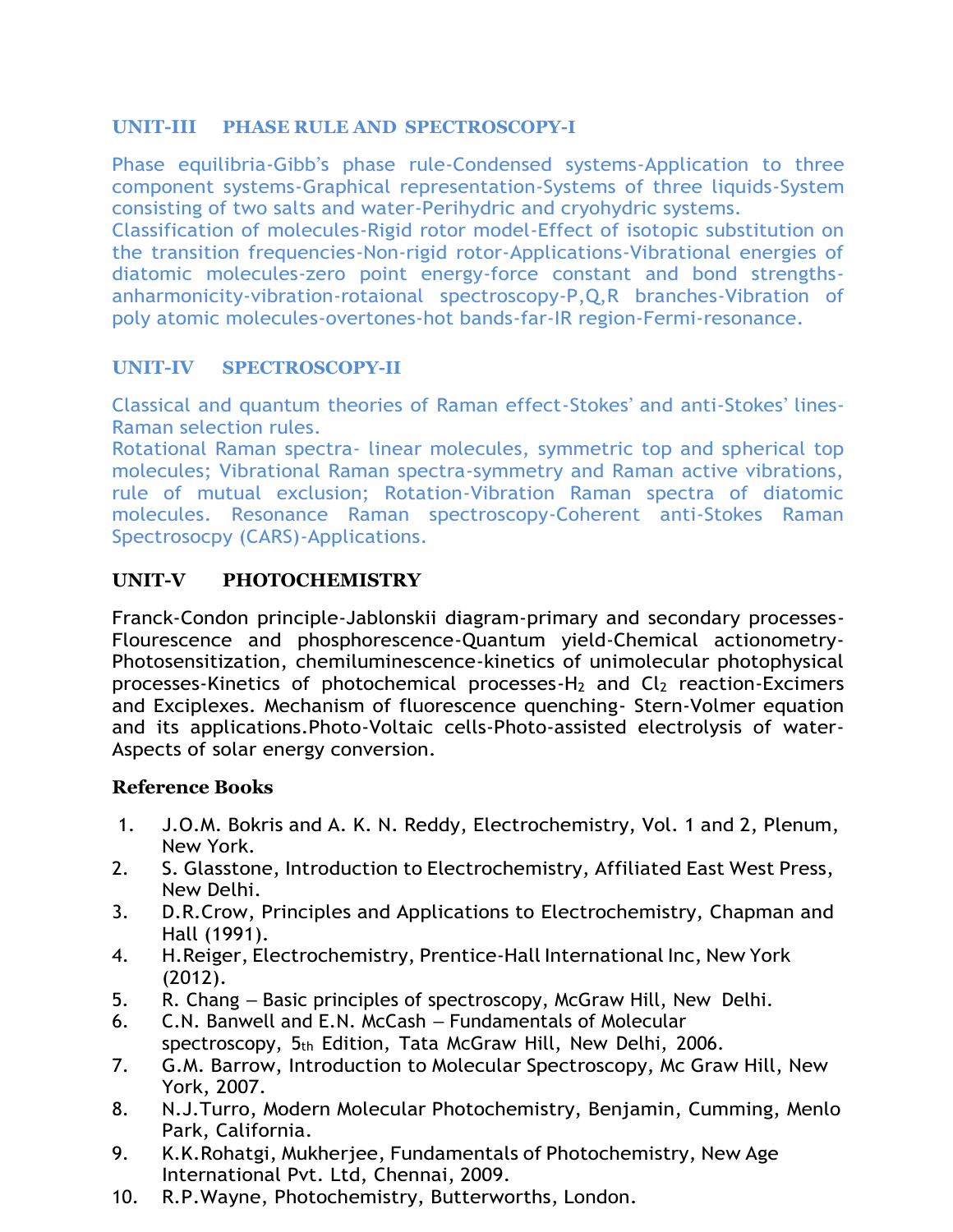## UNIT-III PHASE RULE AND SPECTROSCOPY-I

Phase equilibria-Gibb's phase rule-Condensed systems-Application to three component systems-Graphical representation-Systems of three liquids-System consisting of two salts and water-Perihydric and cryohydric systems.
Classification of molecules-Rigid rotor model-Effect of isotopic substitution on the transition frequencies-Non-rigid rotor-Applications-Vibrational energies of diatomic molecules-zero point energy-force constant and bond strengths-anharmonicity-vibration-rotaional spectroscopy-P,Q,R branches-Vibration of poly atomic molecules-overtones-hot bands-far-IR region-Fermi-resonance.

## UNIT-IV SPECTROSCOPY-II

Classical and quantum theories of Raman effect-Stokes' and anti-Stokes' lines-Raman selection rules.
Rotational Raman spectra- linear molecules, symmetric top and spherical top molecules; Vibrational Raman spectra-symmetry and Raman active vibrations, rule of mutual exclusion; Rotation-Vibration Raman spectra of diatomic molecules. Resonance Raman spectroscopy-Coherent anti-Stokes Raman Spectrosocpy (CARS)-Applications.

## UNIT-V PHOTOCHEMISTRY

Franck-Condon principle-Jablonskii diagram-primary and secondary processes-Flourescence and phosphorescence-Quantum yield-Chemical actionometry-Photosensitization, chemiluminescence-kinetics of unimolecular photophysical processes-Kinetics of photochemical processes-$H_2$ and $Cl_2$ reaction-Excimers and Exciplexes. Mechanism of fluorescence quenching- Stern-Volmer equation and its applications.Photo-Voltaic cells-Photo-assisted electrolysis of water-Aspects of solar energy conversion.

### Reference Books

1. J.O.M. Bokris and A. K. N. Reddy, Electrochemistry, Vol. 1 and 2, Plenum, New York.
2. S. Glasstone, Introduction to Electrochemistry, Affiliated East West Press, New Delhi.
3. D.R.Crow, Principles and Applications to Electrochemistry, Chapman and Hall (1991).
4. H.Reiger, Electrochemistry, Prentice-Hall International Inc, New York (2012).
5. R. Chang – Basic principles of spectroscopy, McGraw Hill, New Delhi.
6. C.N. Banwell and E.N. McCash – Fundamentals of Molecular spectroscopy, 5th Edition, Tata McGraw Hill, New Delhi, 2006.
7. G.M. Barrow, Introduction to Molecular Spectroscopy, Mc Graw Hill, New York, 2007.
8. N.J.Turro, Modern Molecular Photochemistry, Benjamin, Cumming, Menlo Park, California.
9. K.K.Rohatgi, Mukherjee, Fundamentals of Photochemistry, New Age International Pvt. Ltd, Chennai, 2009.
10. R.P.Wayne, Photochemistry, Butterworths, London.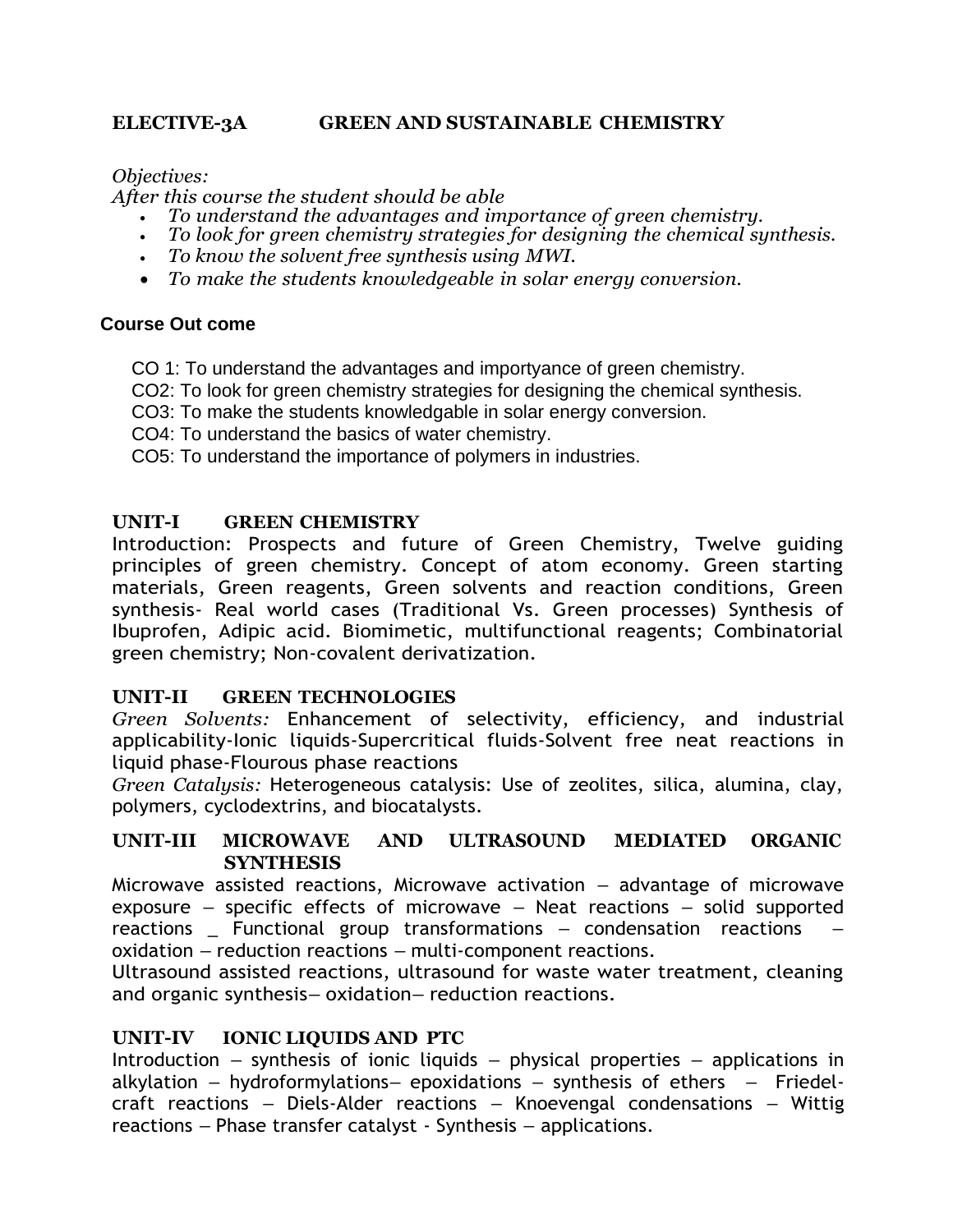## ELECTIVE-3A GREEN AND SUSTAINABLE CHEMISTRY

*Objectives:*

*After this course the student should be able*

- *To understand the advantages and importance of green chemistry.*
- *To look for green chemistry strategies for designing the chemical synthesis.*
- *To know the solvent free synthesis using MWI.*
- *To make the students knowledgeable in solar energy conversion.*

**Course Out come**

CO 1: To understand the advantages and importyance of green chemistry.

CO2: To look for green chemistry strategies for designing the chemical synthesis.

CO3: To make the students knowledgable in solar energy conversion.

CO4: To understand the basics of water chemistry.

CO5: To understand the importance of polymers in industries.

### UNIT-I GREEN CHEMISTRY

Introduction: Prospects and future of Green Chemistry, Twelve guiding principles of green chemistry. Concept of atom economy. Green starting materials, Green reagents, Green solvents and reaction conditions, Green synthesis- Real world cases (Traditional Vs. Green processes) Synthesis of Ibuprofen, Adipic acid. Biomimetic, multifunctional reagents; Combinatorial green chemistry; Non-covalent derivatization.

### UNIT-II GREEN TECHNOLOGIES

*Green Solvents:* Enhancement of selectivity, efficiency, and industrial applicability-Ionic liquids-Supercritical fluids-Solvent free neat reactions in liquid phase-Flourous phase reactions

*Green Catalysis:* Heterogeneous catalysis: Use of zeolites, silica, alumina, clay, polymers, cyclodextrins, and biocatalysts.

### UNIT-III MICROWAVE AND ULTRASOUND MEDIATED ORGANIC SYNTHESIS

Microwave assisted reactions, Microwave activation – advantage of microwave exposure – specific effects of microwave – Neat reactions – solid supported reactions _ Functional group transformations – condensation reactions – oxidation – reduction reactions – multi-component reactions.

Ultrasound assisted reactions, ultrasound for waste water treatment, cleaning and organic synthesis– oxidation– reduction reactions.

### UNIT-IV IONIC LIQUIDS AND PTC

Introduction – synthesis of ionic liquids – physical properties – applications in alkylation – hydroformylations– epoxidations – synthesis of ethers – Friedel-craft reactions – Diels-Alder reactions – Knoevengal condensations – Wittig reactions – Phase transfer catalyst - Synthesis – applications.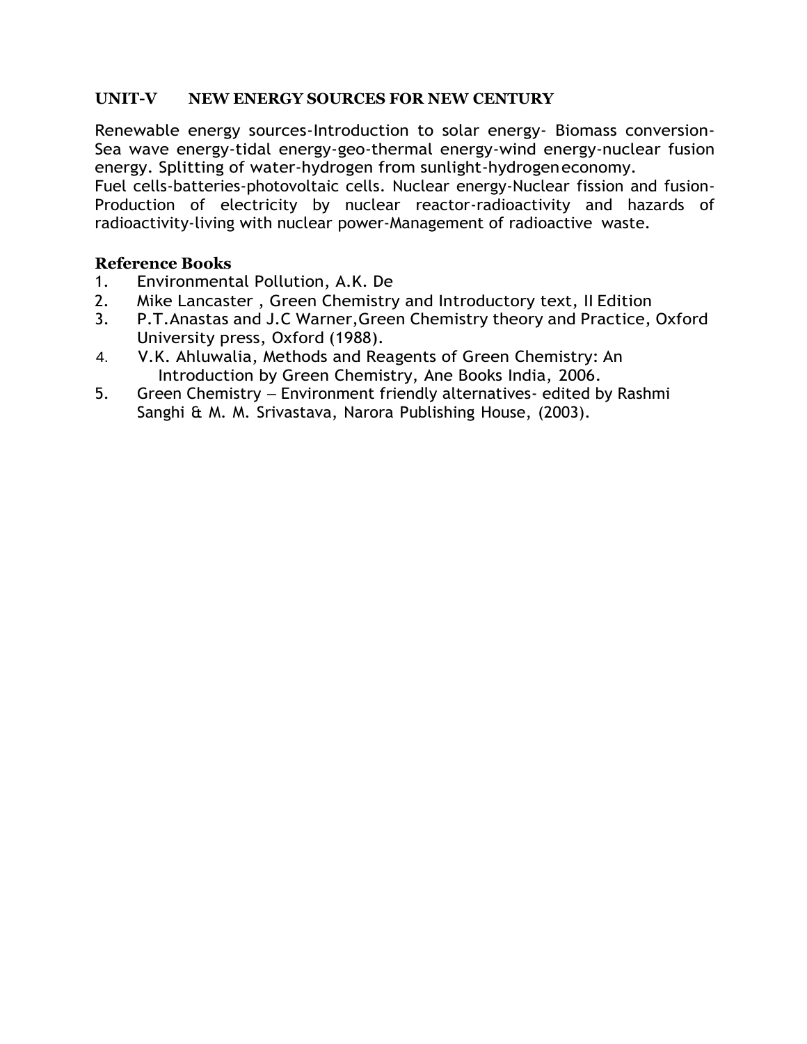## UNIT-V NEW ENERGY SOURCES FOR NEW CENTURY

Renewable energy sources-Introduction to solar energy- Biomass conversion-Sea wave energy-tidal energy-geo-thermal energy-wind energy-nuclear fusion energy. Splitting of water-hydrogen from sunlight-hydrogen economy.
Fuel cells-batteries-photovoltaic cells. Nuclear energy-Nuclear fission and fusion-Production of electricity by nuclear reactor-radioactivity and hazards of radioactivity-living with nuclear power-Management of radioactive waste.

### Reference Books

1. Environmental Pollution, A.K. De
2. Mike Lancaster , Green Chemistry and Introductory text, II Edition
3. P.T.Anastas and J.C Warner,Green Chemistry theory and Practice, Oxford University press, Oxford (1988).
4. V.K. Ahluwalia, Methods and Reagents of Green Chemistry: An Introduction by Green Chemistry, Ane Books India, 2006.
5. Green Chemistry – Environment friendly alternatives- edited by Rashmi Sanghi & M. M. Srivastava, Narora Publishing House, (2003).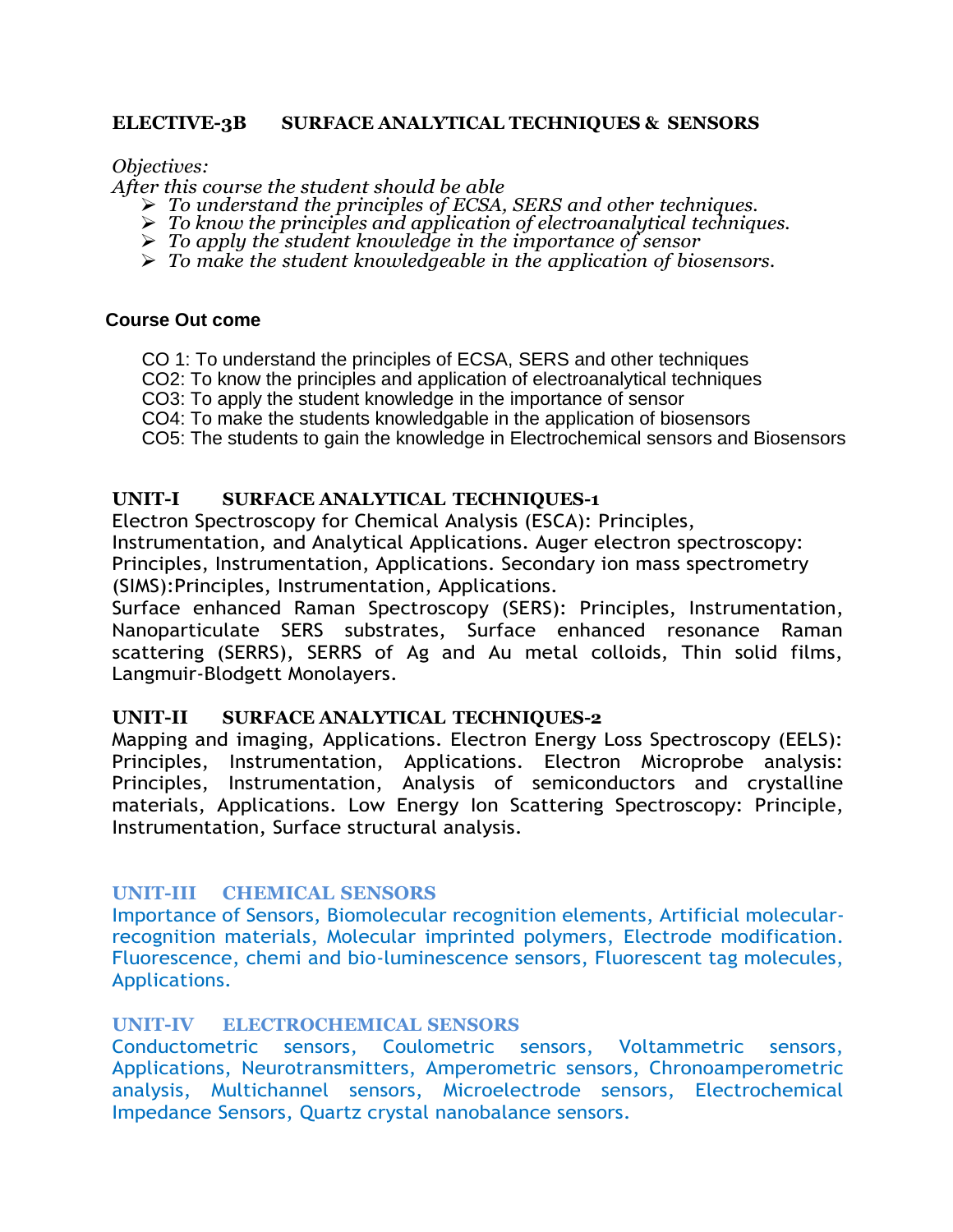## ELECTIVE-3B SURFACE ANALYTICAL TECHNIQUES & SENSORS

*Objectives:*

*After this course the student should be able*

- *To understand the principles of ECSA, SERS and other techniques.*
- *To know the principles and application of electroanalytical techniques.*
- *To apply the student knowledge in the importance of sensor*
- *To make the student knowledgeable in the application of biosensors.*

### Course Out come

CO 1: To understand the principles of ECSA, SERS and other techniques

CO2: To know the principles and application of electroanalytical techniques

CO3: To apply the student knowledge in the importance of sensor

CO4: To make the students knowledgable in the application of biosensors

CO5: The students to gain the knowledge in Electrochemical sensors and Biosensors

### UNIT-I SURFACE ANALYTICAL TECHNIQUES-1

Electron Spectroscopy for Chemical Analysis (ESCA): Principles, Instrumentation, and Analytical Applications. Auger electron spectroscopy: Principles, Instrumentation, Applications. Secondary ion mass spectrometry (SIMS):Principles, Instrumentation, Applications.

Surface enhanced Raman Spectroscopy (SERS): Principles, Instrumentation, Nanoparticulate SERS substrates, Surface enhanced resonance Raman scattering (SERRS), SERRS of Ag and Au metal colloids, Thin solid films, Langmuir-Blodgett Monolayers.

### UNIT-II SURFACE ANALYTICAL TECHNIQUES-2

Mapping and imaging, Applications. Electron Energy Loss Spectroscopy (EELS): Principles, Instrumentation, Applications. Electron Microprobe analysis: Principles, Instrumentation, Analysis of semiconductors and crystalline materials, Applications. Low Energy Ion Scattering Spectroscopy: Principle, Instrumentation, Surface structural analysis.

### UNIT-III CHEMICAL SENSORS

Importance of Sensors, Biomolecular recognition elements, Artificial molecular-recognition materials, Molecular imprinted polymers, Electrode modification. Fluorescence, chemi and bio-luminescence sensors, Fluorescent tag molecules, Applications.

### UNIT-IV ELECTROCHEMICAL SENSORS

Conductometric sensors, Coulometric sensors, Voltammetric sensors, Applications, Neurotransmitters, Amperometric sensors, Chronoamperometric analysis, Multichannel sensors, Microelectrode sensors, Electrochemical Impedance Sensors, Quartz crystal nanobalance sensors.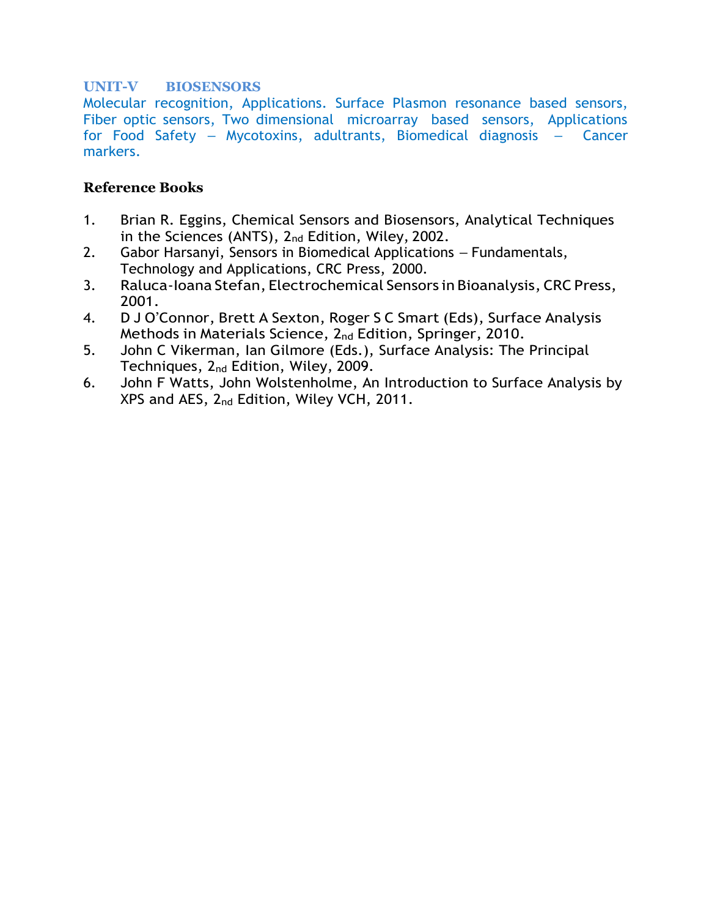### UNIT-V BIOSENSORS

Molecular recognition, Applications. Surface Plasmon resonance based sensors, Fiber optic sensors, Two dimensional microarray based sensors, Applications for Food Safety – Mycotoxins, adultrants, Biomedical diagnosis – Cancer markers.

**Reference Books**

1. Brian R. Eggins, Chemical Sensors and Biosensors, Analytical Techniques in the Sciences (ANTS), 2nd Edition, Wiley, 2002.
2. Gabor Harsanyi, Sensors in Biomedical Applications – Fundamentals, Technology and Applications, CRC Press, 2000.
3. Raluca-Ioana Stefan, Electrochemical Sensors in Bioanalysis, CRC Press, 2001.
4. D J O'Connor, Brett A Sexton, Roger S C Smart (Eds), Surface Analysis Methods in Materials Science, 2nd Edition, Springer, 2010.
5. John C Vikerman, Ian Gilmore (Eds.), Surface Analysis: The Principal Techniques, 2nd Edition, Wiley, 2009.
6. John F Watts, John Wolstenholme, An Introduction to Surface Analysis by XPS and AES, 2nd Edition, Wiley VCH, 2011.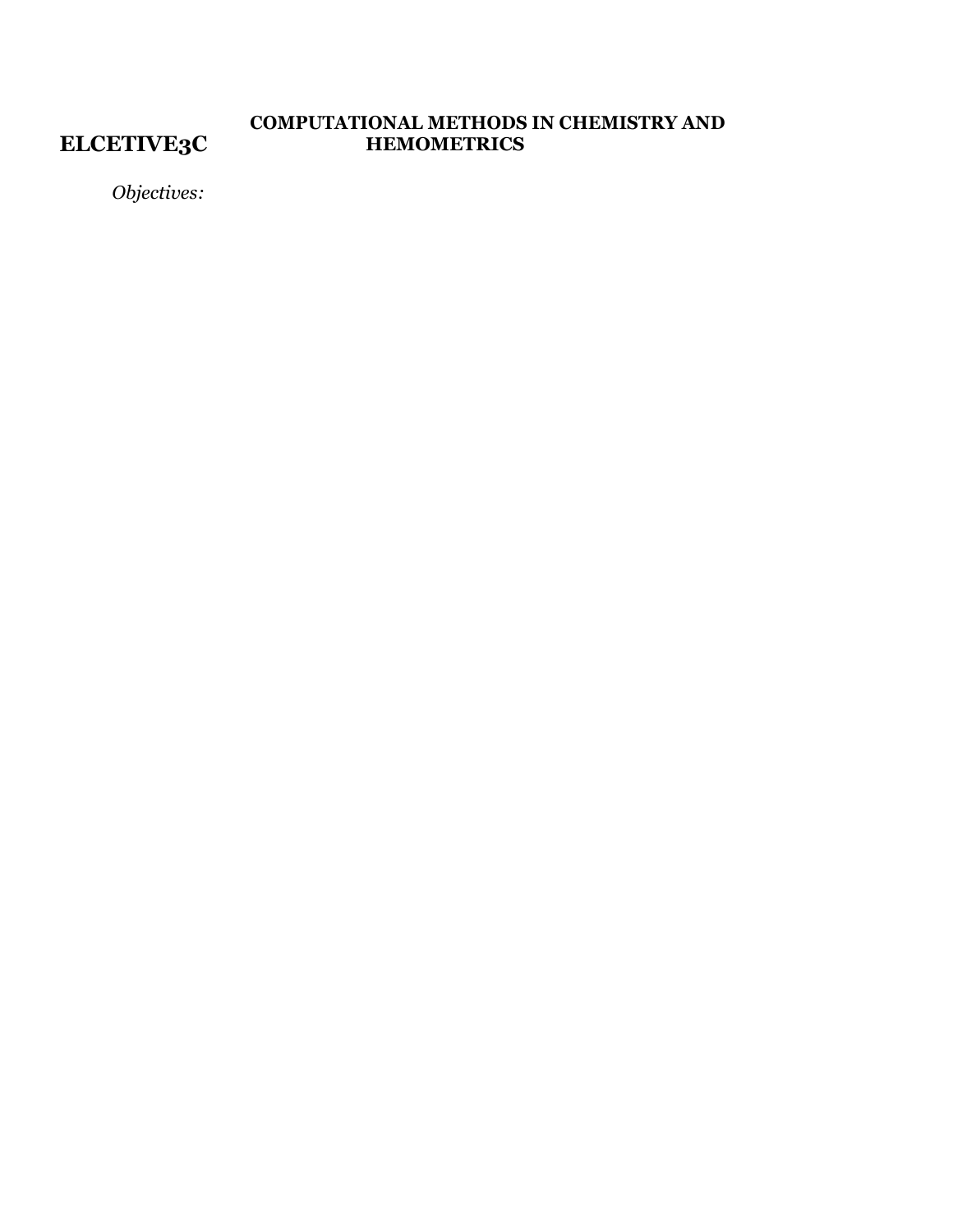**ELCETIVE3C** **COMPUTATIONAL METHODS IN CHEMISTRY AND HEMOMETRICS**

*Objectives:*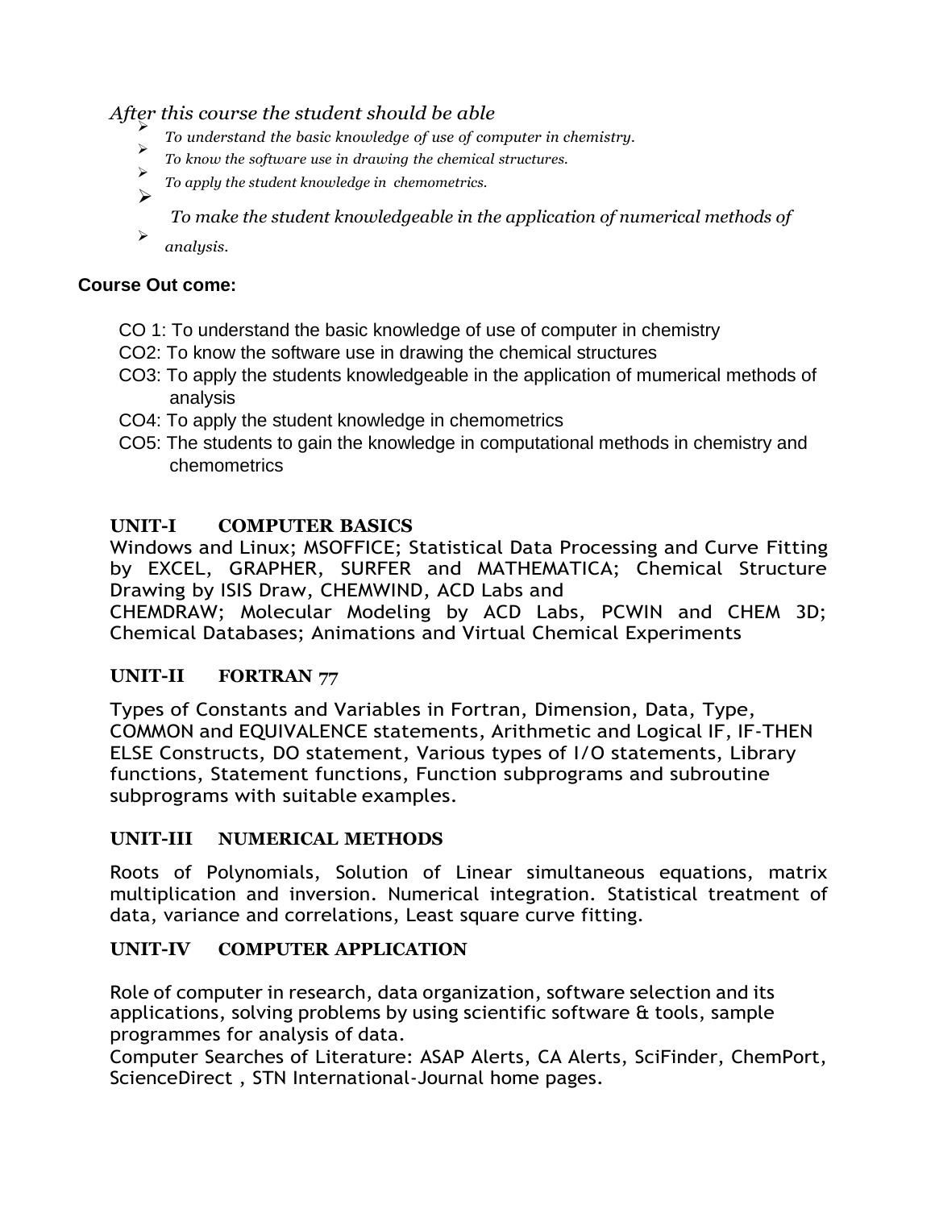*After this course the student should be able*

- *To understand the basic knowledge of use of computer in chemistry.*
- *To know the software use in drawing the chemical structures.*
- *To apply the student knowledge in chemometrics.*
- *To make the student knowledgeable in the application of numerical methods of analysis.*

**Course Out come:**

CO 1: To understand the basic knowledge of use of computer in chemistry
CO2: To know the software use in drawing the chemical structures
CO3: To apply the students knowledgeable in the application of mumerical methods of analysis
CO4: To apply the student knowledge in chemometrics
CO5: The students to gain the knowledge in computational methods in chemistry and chemometrics

**UNIT-I COMPUTER BASICS**

Windows and Linux; MSOFFICE; Statistical Data Processing and Curve Fitting by EXCEL, GRAPHER, SURFER and MATHEMATICA; Chemical Structure Drawing by ISIS Draw, CHEMWIND, ACD Labs and CHEMDRAW; Molecular Modeling by ACD Labs, PCWIN and CHEM 3D; Chemical Databases; Animations and Virtual Chemical Experiments

**UNIT-II FORTRAN 77**

Types of Constants and Variables in Fortran, Dimension, Data, Type, COMMON and EQUIVALENCE statements, Arithmetic and Logical IF, IF-THEN ELSE Constructs, DO statement, Various types of I/O statements, Library functions, Statement functions, Function subprograms and subroutine subprograms with suitable examples.

**UNIT-III NUMERICAL METHODS**

Roots of Polynomials, Solution of Linear simultaneous equations, matrix multiplication and inversion. Numerical integration. Statistical treatment of data, variance and correlations, Least square curve fitting.

**UNIT-IV COMPUTER APPLICATION**

Role of computer in research, data organization, software selection and its applications, solving problems by using scientific software & tools, sample programmes for analysis of data.
Computer Searches of Literature: ASAP Alerts, CA Alerts, SciFinder, ChemPort, ScienceDirect , STN International-Journal home pages.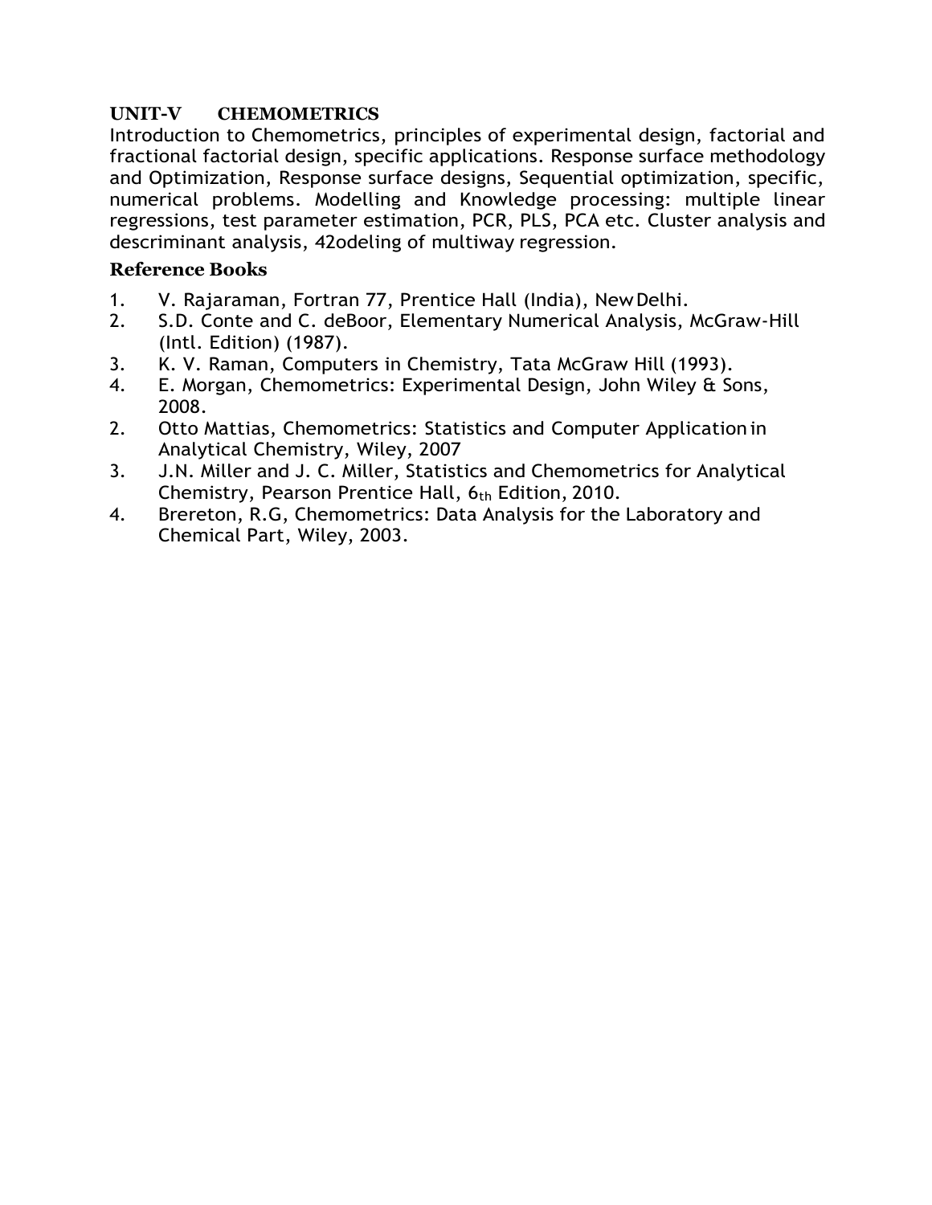**UNIT-V CHEMOMETRICS**

Introduction to Chemometrics, principles of experimental design, factorial and fractional factorial design, specific applications. Response surface methodology and Optimization, Response surface designs, Sequential optimization, specific, numerical problems. Modelling and Knowledge processing: multiple linear regressions, test parameter estimation, PCR, PLS, PCA etc. Cluster analysis and descriminant analysis, 42odeling of multiway regression.

**Reference Books**

1. V. Rajaraman, Fortran 77, Prentice Hall (India), New Delhi.
2. S.D. Conte and C. deBoor, Elementary Numerical Analysis, McGraw-Hill (Intl. Edition) (1987).
3. K. V. Raman, Computers in Chemistry, Tata McGraw Hill (1993).
4. E. Morgan, Chemometrics: Experimental Design, John Wiley & Sons, 2008.
2. Otto Mattias, Chemometrics: Statistics and Computer Application in Analytical Chemistry, Wiley, 2007
3. J.N. Miller and J. C. Miller, Statistics and Chemometrics for Analytical Chemistry, Pearson Prentice Hall, 6th Edition, 2010.
4. Brereton, R.G, Chemometrics: Data Analysis for the Laboratory and Chemical Part, Wiley, 2003.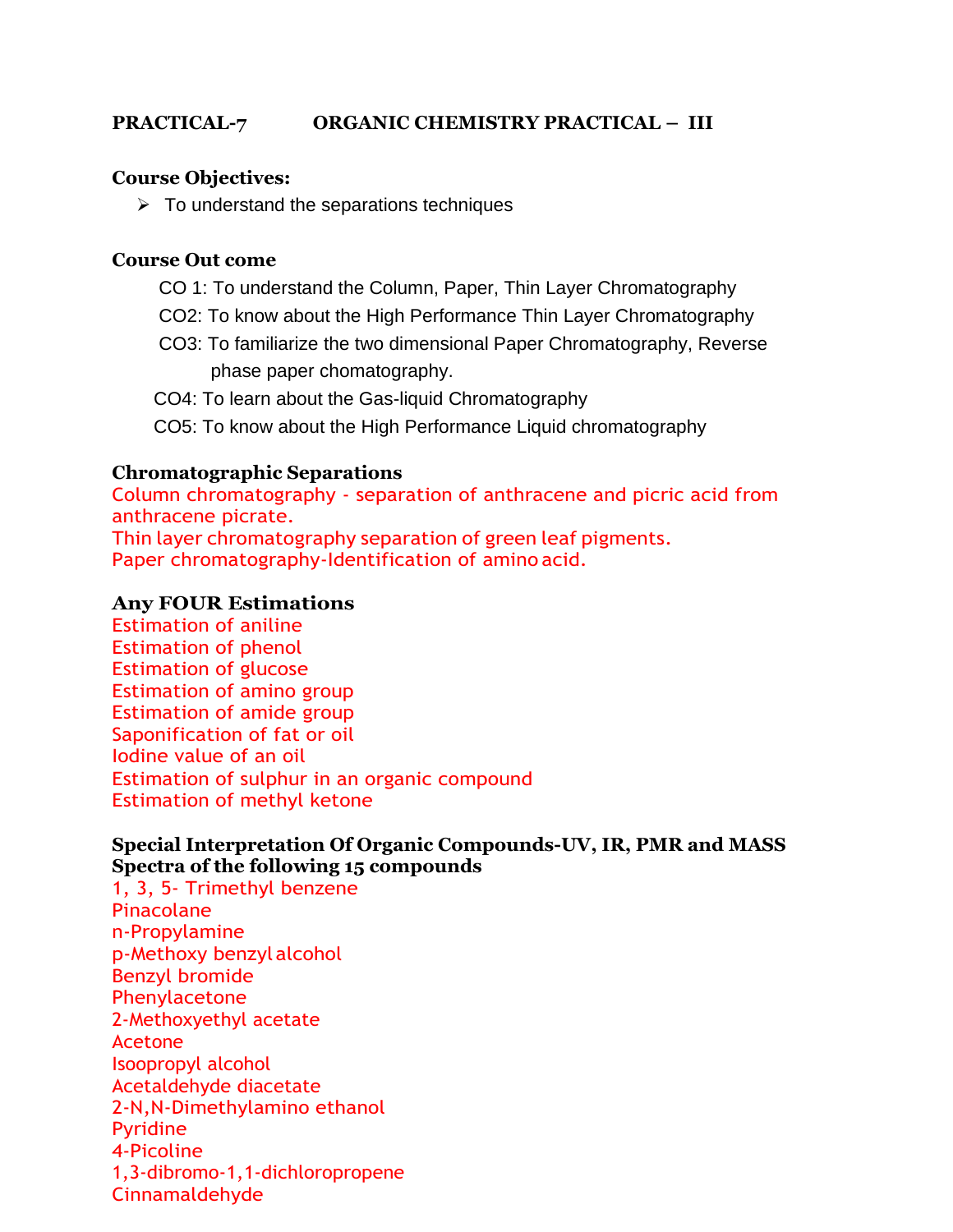**PRACTICAL-7 ORGANIC CHEMISTRY PRACTICAL – III**

**Course Objectives:**

- To understand the separations techniques

**Course Out come**

CO 1: To understand the Column, Paper, Thin Layer Chromatography

CO2: To know about the High Performance Thin Layer Chromatography

CO3: To familiarize the two dimensional Paper Chromatography, Reverse phase paper chomatography.

CO4: To learn about the Gas-liquid Chromatography

CO5: To know about the High Performance Liquid chromatography

**Chromatographic Separations**

Column chromatography - separation of anthracene and picric acid from anthracene picrate.
Thin layer chromatography separation of green leaf pigments.
Paper chromatography-Identification of amino acid.

**Any FOUR Estimations**

Estimation of aniline
Estimation of phenol
Estimation of glucose
Estimation of amino group
Estimation of amide group
Saponification of fat or oil
Iodine value of an oil
Estimation of sulphur in an organic compound
Estimation of methyl ketone

**Special Interpretation Of Organic Compounds-UV, IR, PMR and MASS Spectra of the following 15 compounds**

1, 3, 5- Trimethyl benzene
Pinacolane
n-Propylamine
p-Methoxy benzyl alcohol
Benzyl bromide
Phenylacetone
2-Methoxyethyl acetate
Acetone
Isoopropyl alcohol
Acetaldehyde diacetate
2-N,N-Dimethylamino ethanol
Pyridine
4-Picoline
1,3-dibromo-1,1-dichloropropene
Cinnamaldehyde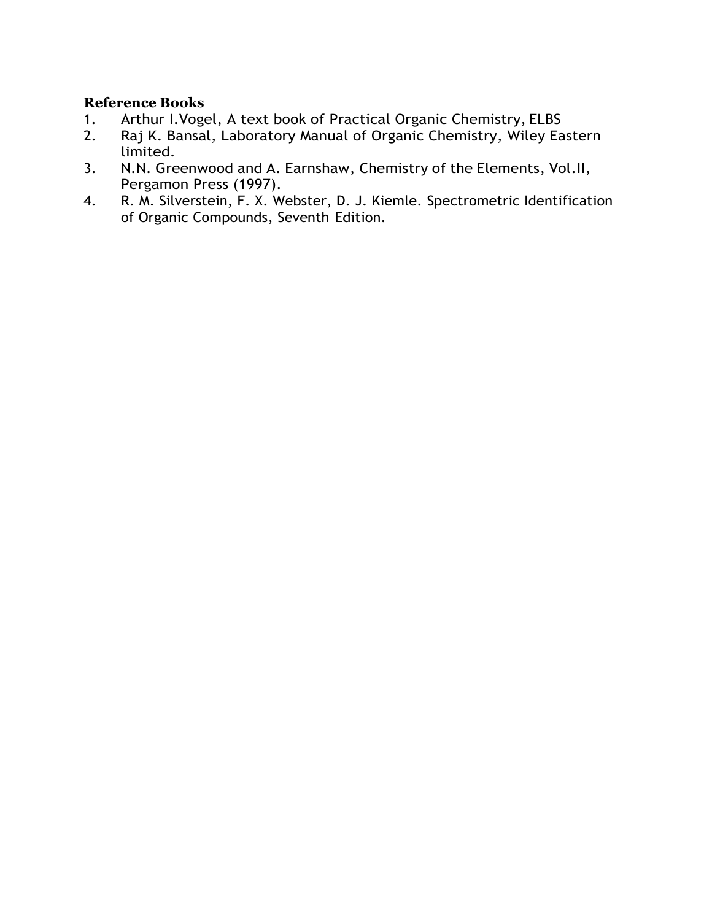**Reference Books**

1. Arthur I.Vogel, A text book of Practical Organic Chemistry, ELBS
2. Raj K. Bansal, Laboratory Manual of Organic Chemistry, Wiley Eastern limited.
3. N.N. Greenwood and A. Earnshaw, Chemistry of the Elements, Vol.II, Pergamon Press (1997).
4. R. M. Silverstein, F. X. Webster, D. J. Kiemle. Spectrometric Identification of Organic Compounds, Seventh Edition.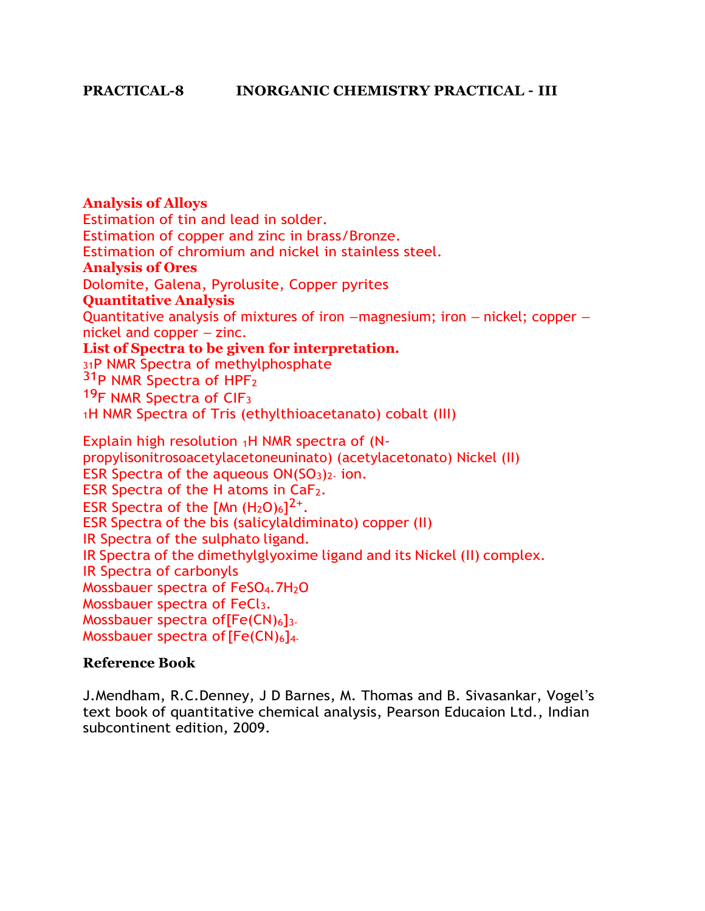**PRACTICAL-8 INORGANIC CHEMISTRY PRACTICAL - III**

**Analysis of Alloys**

Estimation of tin and lead in solder.

Estimation of copper and zinc in brass/Bronze.

Estimation of chromium and nickel in stainless steel.

**Analysis of Ores**

Dolomite, Galena, Pyrolusite, Copper pyrites

**Quantitative Analysis**

Quantitative analysis of mixtures of iron –magnesium; iron – nickel; copper – nickel and copper – zinc.

**List of Spectra to be given for interpretation.**

$_{31}$P NMR Spectra of methylphosphate

$^{31}$P NMR Spectra of $HPF_2$

$^{19}$F NMR Spectra of $ClF_3$

$_{1}$H NMR Spectra of Tris (ethylthioacetanato) cobalt (III)

Explain high resolution $_{1}$H NMR spectra of (N-propylisonitrosoacetylacetoneuninato) (acetylacetonato) Nickel (II)

ESR Spectra of the aqueous $ON(SO_3)_{2-}$ ion.

ESR Spectra of the H atoms in $CaF_2$.

ESR Spectra of the $[Mn(H_2O)_6]^{2+}$.

ESR Spectra of the bis (salicylaldiminato) copper (II)

IR Spectra of the sulphato ligand.

IR Spectra of the dimethylglyoxime ligand and its Nickel (II) complex.

IR Spectra of carbonyls

Mossbauer spectra of $FeSO_4.7H_2O$

Mossbauer spectra of $FeCl_3$.

Mossbauer spectra of$[Fe(CN)_6]_{3-}$

Mossbauer spectra of $[Fe(CN)_6]_{4-}$

**Reference Book**

J.Mendham, R.C.Denney, J D Barnes, M. Thomas and B. Sivasankar, Vogel's text book of quantitative chemical analysis, Pearson Educaion Ltd., Indian subcontinent edition, 2009.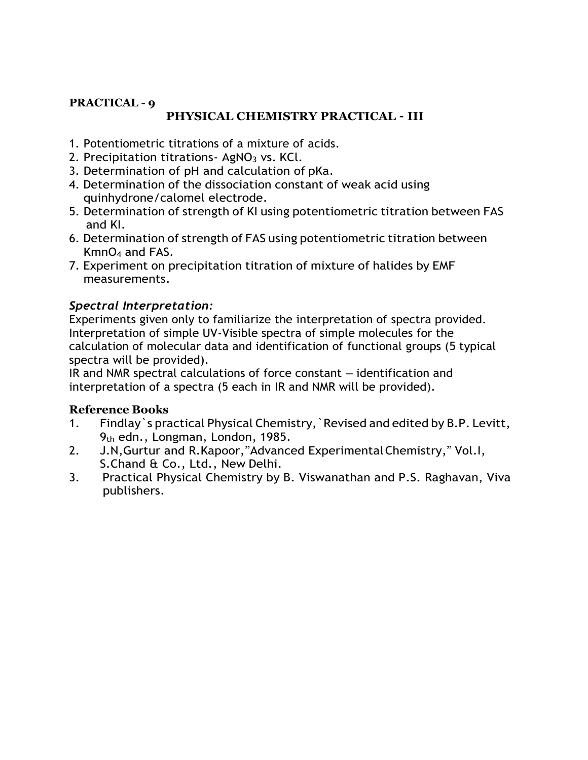**PRACTICAL - 9**

## PHYSICAL CHEMISTRY PRACTICAL - III

1. Potentiometric titrations of a mixture of acids.
2. Precipitation titrations- $AgNO_3$ vs. KCl.
3. Determination of pH and calculation of pKa.
4. Determination of the dissociation constant of weak acid using quinhydrone/calomel electrode.
5. Determination of strength of KI using potentiometric titration between FAS and KI.
6. Determination of strength of FAS using potentiometric titration between $KmnO_4$ and FAS.
7. Experiment on precipitation titration of mixture of halides by EMF measurements.

### *Spectral Interpretation:*

Experiments given only to familiarize the interpretation of spectra provided. Interpretation of simple UV-Visible spectra of simple molecules for the calculation of molecular data and identification of functional groups (5 typical spectra will be provided).
IR and NMR spectral calculations of force constant – identification and interpretation of a spectra (5 each in IR and NMR will be provided).

### Reference Books

1. Findlay`s practical Physical Chemistry,`Revised and edited by B.P. Levitt, $9_{th}$ edn., Longman, London, 1985.
2. J.N,Gurtur and R.Kapoor,"Advanced Experimental Chemistry," Vol.I, S.Chand & Co., Ltd., New Delhi.
3. Practical Physical Chemistry by B. Viswanathan and P.S. Raghavan, Viva publishers.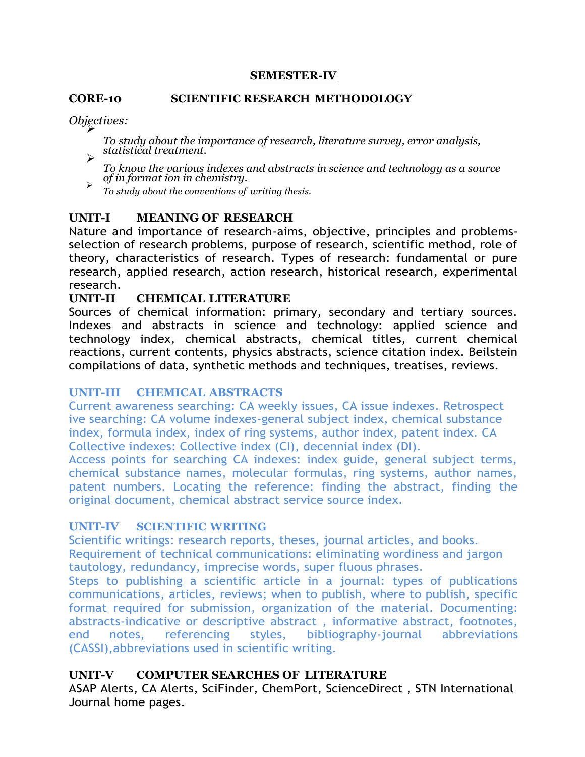## SEMESTER-IV

### CORE-10 SCIENTIFIC RESEARCH METHODOLOGY

*Objectives:*

- *To study about the importance of research, literature survey, error analysis, statistical treatment.*
- *To know the various indexes and abstracts in science and technology as a source of in format ion in chemistry.*
- *To study about the conventions of writing thesis.*

### UNIT-I MEANING OF RESEARCH

Nature and importance of research-aims, objective, principles and problems-selection of research problems, purpose of research, scientific method, role of theory, characteristics of research. Types of research: fundamental or pure research, applied research, action research, historical research, experimental research.

### UNIT-II CHEMICAL LITERATURE

Sources of chemical information: primary, secondary and tertiary sources. Indexes and abstracts in science and technology: applied science and technology index, chemical abstracts, chemical titles, current chemical reactions, current contents, physics abstracts, science citation index. Beilstein compilations of data, synthetic methods and techniques, treatises, reviews.

### UNIT-III CHEMICAL ABSTRACTS

Current awareness searching: CA weekly issues, CA issue indexes. Retrospect ive searching: CA volume indexes-general subject index, chemical substance index, formula index, index of ring systems, author index, patent index. CA Collective indexes: Collective index (CI), decennial index (DI).

Access points for searching CA indexes: index guide, general subject terms, chemical substance names, molecular formulas, ring systems, author names, patent numbers. Locating the reference: finding the abstract, finding the original document, chemical abstract service source index.

### UNIT-IV SCIENTIFIC WRITING

Scientific writings: research reports, theses, journal articles, and books. Requirement of technical communications: eliminating wordiness and jargon tautology, redundancy, imprecise words, super fluous phrases.

Steps to publishing a scientific article in a journal: types of publications communications, articles, reviews; when to publish, where to publish, specific format required for submission, organization of the material. Documenting: abstracts-indicative or descriptive abstract , informative abstract, footnotes, end notes, referencing styles, bibliography-journal abbreviations (CASSI),abbreviations used in scientific writing.

### UNIT-V COMPUTER SEARCHES OF LITERATURE

ASAP Alerts, CA Alerts, SciFinder, ChemPort, ScienceDirect , STN International Journal home pages.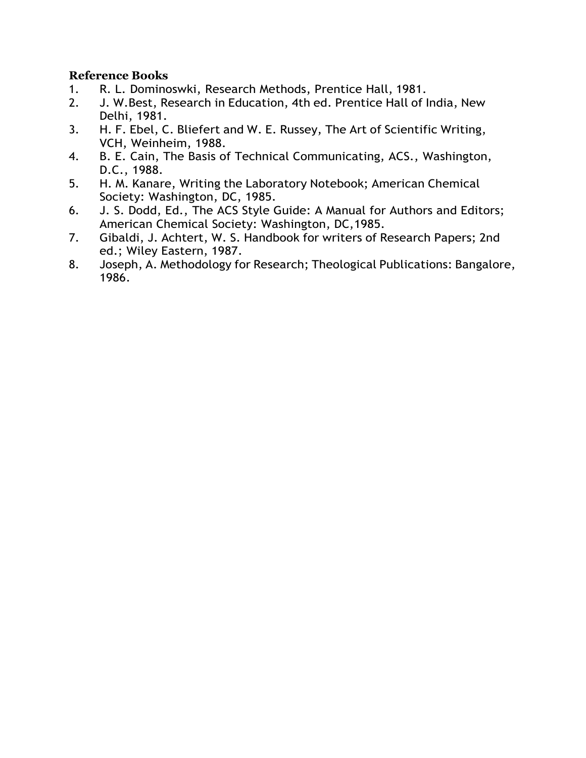**Reference Books**

1. R. L. Dominoswki, Research Methods, Prentice Hall, 1981.
2. J. W.Best, Research in Education, 4th ed. Prentice Hall of India, New Delhi, 1981.
3. H. F. Ebel, C. Bliefert and W. E. Russey, The Art of Scientific Writing, VCH, Weinheim, 1988.
4. B. E. Cain, The Basis of Technical Communicating, ACS., Washington, D.C., 1988.
5. H. M. Kanare, Writing the Laboratory Notebook; American Chemical Society: Washington, DC, 1985.
6. J. S. Dodd, Ed., The ACS Style Guide: A Manual for Authors and Editors; American Chemical Society: Washington, DC,1985.
7. Gibaldi, J. Achtert, W. S. Handbook for writers of Research Papers; 2nd ed.; Wiley Eastern, 1987.
8. Joseph, A. Methodology for Research; Theological Publications: Bangalore, 1986.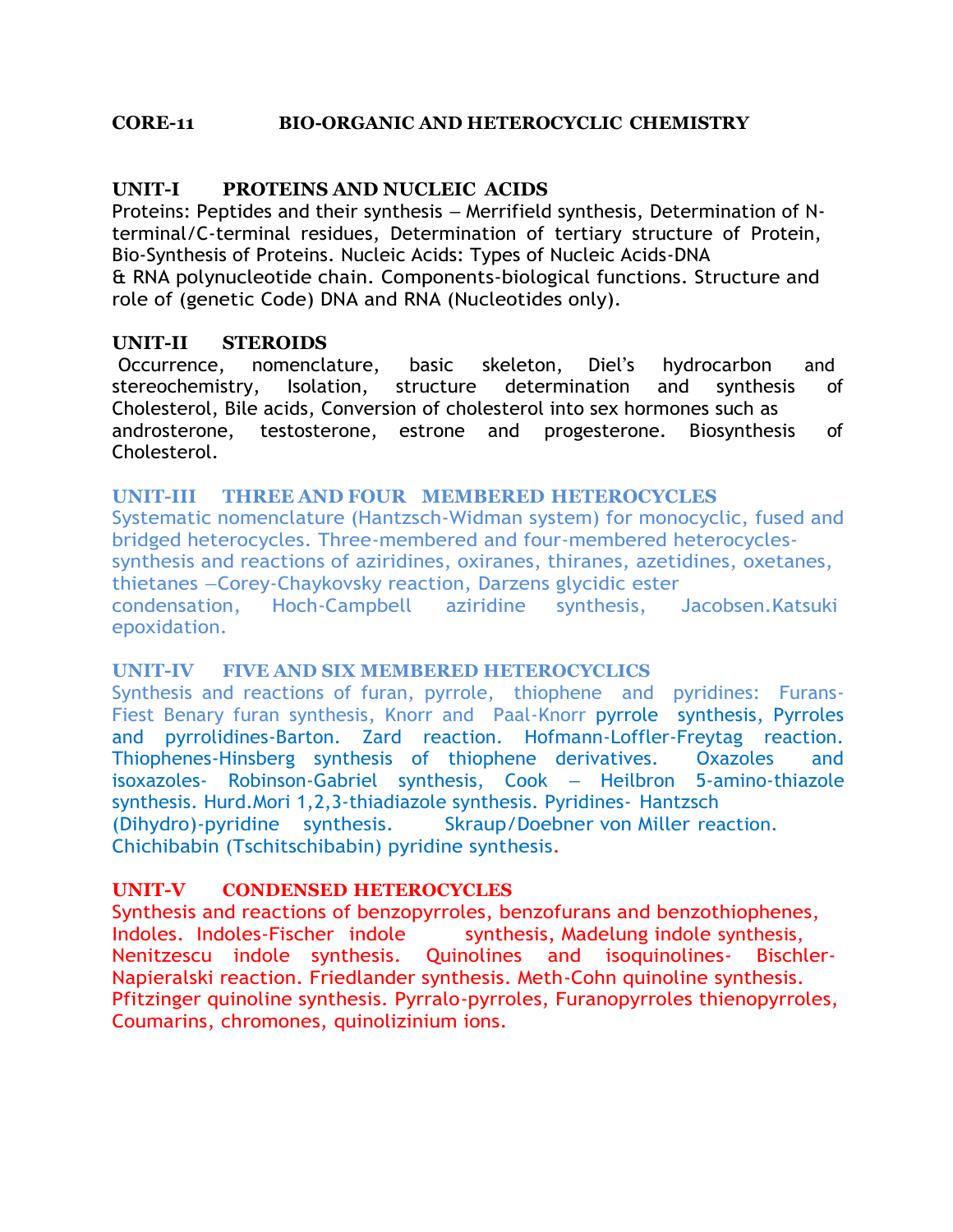## CORE-11 BIO-ORGANIC AND HETEROCYCLIC CHEMISTRY

### UNIT-I PROTEINS AND NUCLEIC ACIDS

Proteins: Peptides and their synthesis – Merrifield synthesis, Determination of N-terminal/C-terminal residues, Determination of tertiary structure of Protein, Bio-Synthesis of Proteins. Nucleic Acids: Types of Nucleic Acids-DNA & RNA polynucleotide chain. Components-biological functions. Structure and role of (genetic Code) DNA and RNA (Nucleotides only).

### UNIT-II STEROIDS

Occurrence, nomenclature, basic skeleton, Diel's hydrocarbon and stereochemistry, Isolation, structure determination and synthesis of Cholesterol, Bile acids, Conversion of cholesterol into sex hormones such as androsterone, testosterone, estrone and progesterone. Biosynthesis of Cholesterol.

### UNIT-III THREE AND FOUR MEMBERED HETEROCYCLES

Systematic nomenclature (Hantzsch-Widman system) for monocyclic, fused and bridged heterocycles. Three-membered and four-membered heterocycles-synthesis and reactions of aziridines, oxiranes, thiranes, azetidines, oxetanes, thietanes –Corey-Chaykovsky reaction, Darzens glycidic ester condensation, Hoch-Campbell aziridine synthesis, Jacobsen.Katsuki epoxidation.

### UNIT-IV FIVE AND SIX MEMBERED HETEROCYCLICS

Synthesis and reactions of furan, pyrrole, thiophene and pyridines: Furans-Fiest Benary furan synthesis, Knorr and Paal-Knorr pyrrole synthesis, Pyrroles and pyrrolidines-Barton. Zard reaction. Hofmann-Loffler-Freytag reaction. Thiophenes-Hinsberg synthesis of thiophene derivatives. Oxazoles and isoxazoles- Robinson-Gabriel synthesis, Cook – Heilbron 5-amino-thiazole synthesis. Hurd.Mori 1,2,3-thiadiazole synthesis. Pyridines- Hantzsch (Dihydro)-pyridine synthesis. Skraup/Doebner von Miller reaction. Chichibabin (Tschitschibabin) pyridine synthesis.

### UNIT-V CONDENSED HETEROCYCLES

Synthesis and reactions of benzopyrroles, benzofurans and benzothiophenes, Indoles. Indoles-Fischer indole synthesis, Madelung indole synthesis, Nenitzescu indole synthesis. Quinolines and isoquinolines- Bischler-Napieralski reaction. Friedlander synthesis. Meth-Cohn quinoline synthesis. Pfitzinger quinoline synthesis. Pyrralo-pyrroles, Furanopyrroles thienopyrroles, Coumarins, chromones, quinolizinium ions.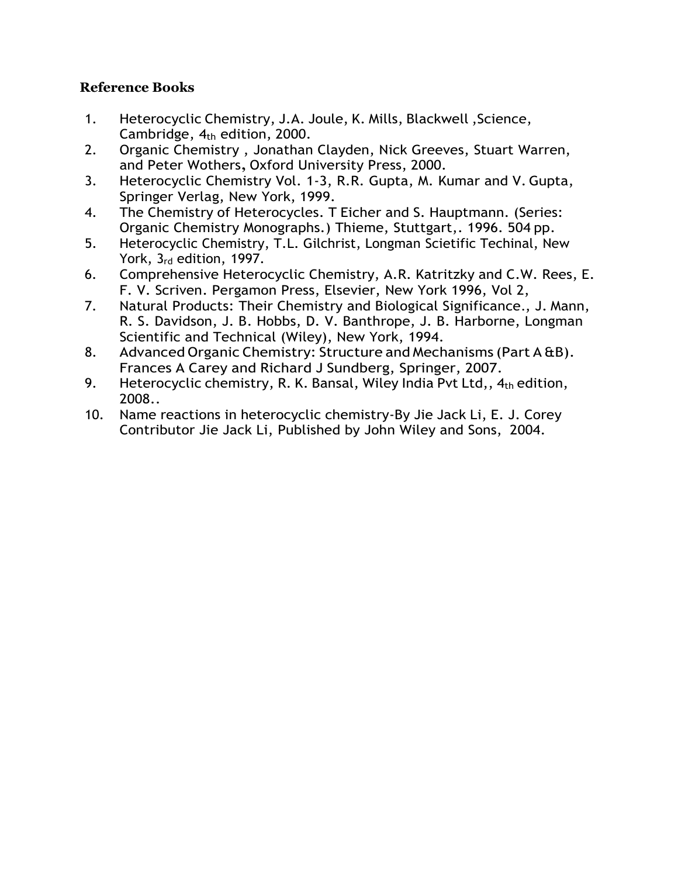**Reference Books**

1. Heterocyclic Chemistry, J.A. Joule, K. Mills, Blackwell ,Science, Cambridge, 4th edition, 2000.
2. Organic Chemistry , Jonathan Clayden, Nick Greeves, Stuart Warren, and Peter Wothers, Oxford University Press, 2000.
3. Heterocyclic Chemistry Vol. 1-3, R.R. Gupta, M. Kumar and V. Gupta, Springer Verlag, New York, 1999.
4. The Chemistry of Heterocycles. T Eicher and S. Hauptmann. (Series: Organic Chemistry Monographs.) Thieme, Stuttgart,. 1996. 504 pp.
5. Heterocyclic Chemistry, T.L. Gilchrist, Longman Scietific Techinal, New York, 3rd edition, 1997.
6. Comprehensive Heterocyclic Chemistry, A.R. Katritzky and C.W. Rees, E. F. V. Scriven. Pergamon Press, Elsevier, New York 1996, Vol 2,
7. Natural Products: Their Chemistry and Biological Significance., J. Mann, R. S. Davidson, J. B. Hobbs, D. V. Banthrope, J. B. Harborne, Longman Scientific and Technical (Wiley), New York, 1994.
8. Advanced Organic Chemistry: Structure and Mechanisms (Part A &B). Frances A Carey and Richard J Sundberg, Springer, 2007.
9. Heterocyclic chemistry, R. K. Bansal, Wiley India Pvt Ltd,, 4th edition, 2008..
10. Name reactions in heterocyclic chemistry-By Jie Jack Li, E. J. Corey Contributor Jie Jack Li, Published by John Wiley and Sons, 2004.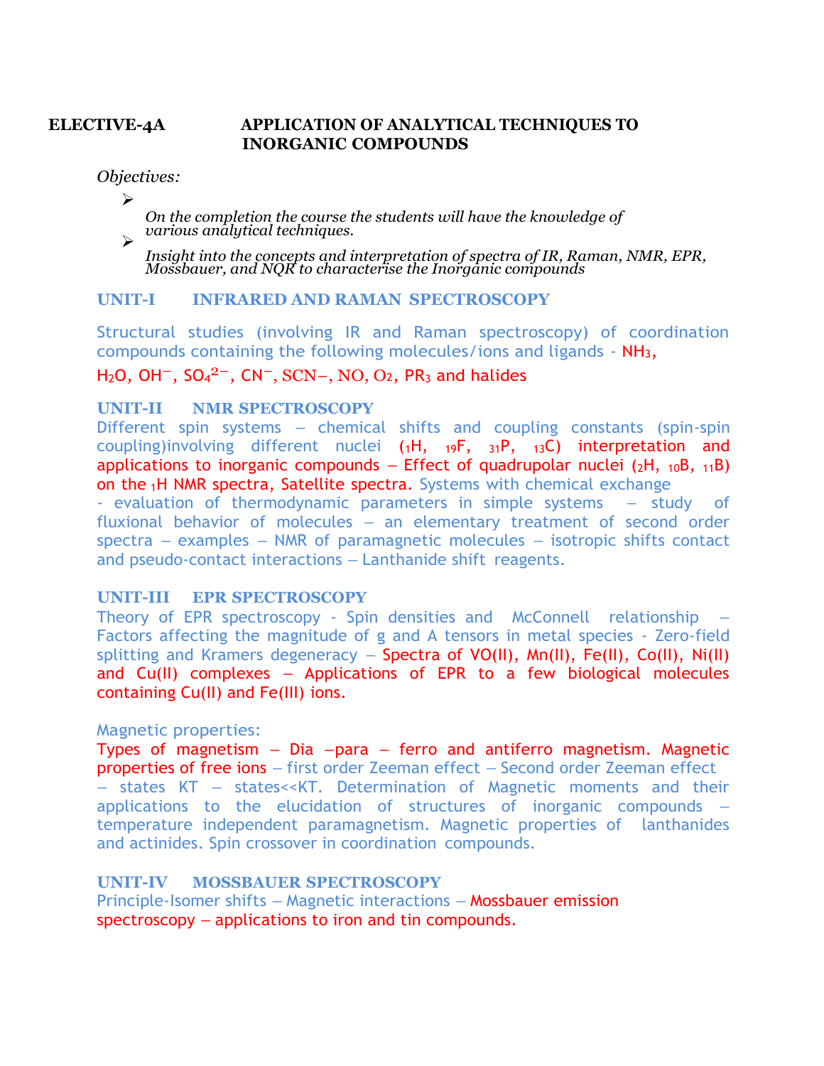**ELECTIVE-4A APPLICATION OF ANALYTICAL TECHNIQUES TO INORGANIC COMPOUNDS**

*Objectives:*

- *On the completion the course the students will have the knowledge of various analytical techniques.*
- *Insight into the concepts and interpretation of spectra of IR, Raman, NMR, EPR, Mossbauer, and NQR to characterise the Inorganic compounds*

## UNIT-I INFRARED AND RAMAN SPECTROSCOPY

Structural studies (involving IR and Raman spectroscopy) of coordination compounds containing the following molecules/ions and ligands - $NH_3$, $H_2O$, $OH^-$, $SO_4^{2-}$, $CN^-$, $SCN^-$, NO, $O_2$, $PR_3$ and halides

## UNIT-II NMR SPECTROSCOPY

Different spin systems – chemical shifts and coupling constants (spin-spin coupling)involving different nuclei ($_1H$, $_{19}F$, $_{31}P$, $_{13}C$) interpretation and applications to inorganic compounds – Effect of quadrupolar nuclei ($_2H$, $_{10}B$, $_{11}B$) on the $_1H$ NMR spectra, Satellite spectra. Systems with chemical exchange - evaluation of thermodynamic parameters in simple systems – study of fluxional behavior of molecules – an elementary treatment of second order spectra – examples – NMR of paramagnetic molecules – isotropic shifts contact and pseudo-contact interactions – Lanthanide shift reagents.

## UNIT-III EPR SPECTROSCOPY

Theory of EPR spectroscopy - Spin densities and McConnell relationship – Factors affecting the magnitude of g and A tensors in metal species - Zero-field splitting and Kramers degeneracy – Spectra of VO(II), Mn(II), Fe(II), Co(II), Ni(II) and Cu(II) complexes – Applications of EPR to a few biological molecules containing Cu(II) and Fe(III) ions.

Magnetic properties:

Types of magnetism – Dia –para – ferro and antiferro magnetism. Magnetic properties of free ions – first order Zeeman effect – Second order Zeeman effect – states KT – states<<KT. Determination of Magnetic moments and their applications to the elucidation of structures of inorganic compounds – temperature independent paramagnetism. Magnetic properties of lanthanides and actinides. Spin crossover in coordination compounds.

## UNIT-IV MOSSBAUER SPECTROSCOPY

Principle-Isomer shifts – Magnetic interactions – Mossbauer emission spectroscopy – applications to iron and tin compounds.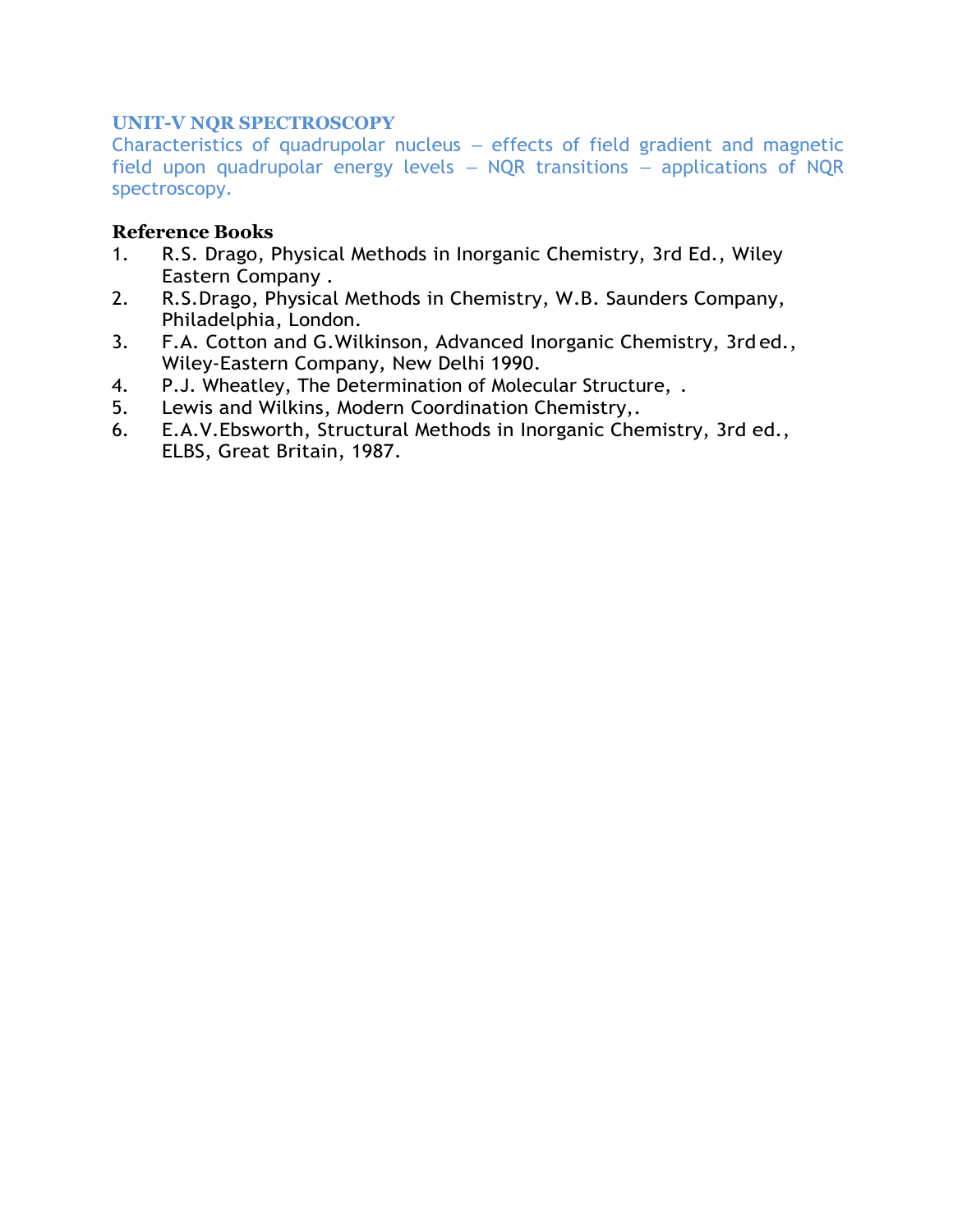## UNIT-V NQR SPECTROSCOPY

Characteristics of quadrupolar nucleus – effects of field gradient and magnetic field upon quadrupolar energy levels – NQR transitions – applications of NQR spectroscopy.

### Reference Books

1. R.S. Drago, Physical Methods in Inorganic Chemistry, 3rd Ed., Wiley Eastern Company .
2. R.S.Drago, Physical Methods in Chemistry, W.B. Saunders Company, Philadelphia, London.
3. F.A. Cotton and G.Wilkinson, Advanced Inorganic Chemistry, 3rd ed., Wiley-Eastern Company, New Delhi 1990.
4. P.J. Wheatley, The Determination of Molecular Structure, .
5. Lewis and Wilkins, Modern Coordination Chemistry,.
6. E.A.V.Ebsworth, Structural Methods in Inorganic Chemistry, 3rd ed., ELBS, Great Britain, 1987.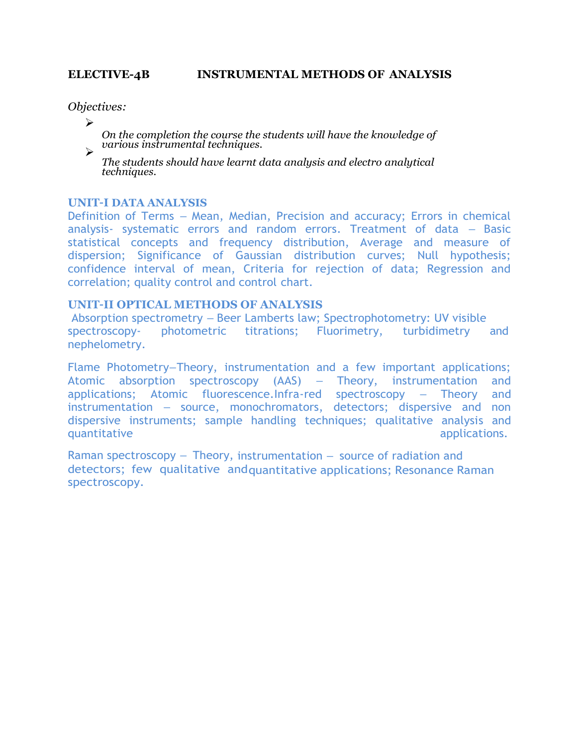## ELECTIVE-4B INSTRUMENTAL METHODS OF ANALYSIS

*Objectives:*

- *On the completion the course the students will have the knowledge of various instrumental techniques.*
- *The students should have learnt data analysis and electro analytical techniques.*

### UNIT-I DATA ANALYSIS

Definition of Terms – Mean, Median, Precision and accuracy; Errors in chemical analysis- systematic errors and random errors. Treatment of data – Basic statistical concepts and frequency distribution, Average and measure of dispersion; Significance of Gaussian distribution curves; Null hypothesis; confidence interval of mean, Criteria for rejection of data; Regression and correlation; quality control and control chart.

### UNIT-II OPTICAL METHODS OF ANALYSIS

Absorption spectrometry – Beer Lamberts law; Spectrophotometry: UV visible spectroscopy- photometric titrations; Fluorimetry, turbidimetry and nephelometry.

Flame Photometry–Theory, instrumentation and a few important applications; Atomic absorption spectroscopy (AAS) – Theory, instrumentation and applications; Atomic fluorescence.Infra-red spectroscopy – Theory and instrumentation – source, monochromators, detectors; dispersive and non dispersive instruments; sample handling techniques; qualitative analysis and quantitative applications.

Raman spectroscopy – Theory, instrumentation – source of radiation and detectors; few qualitative and quantitative applications; Resonance Raman spectroscopy.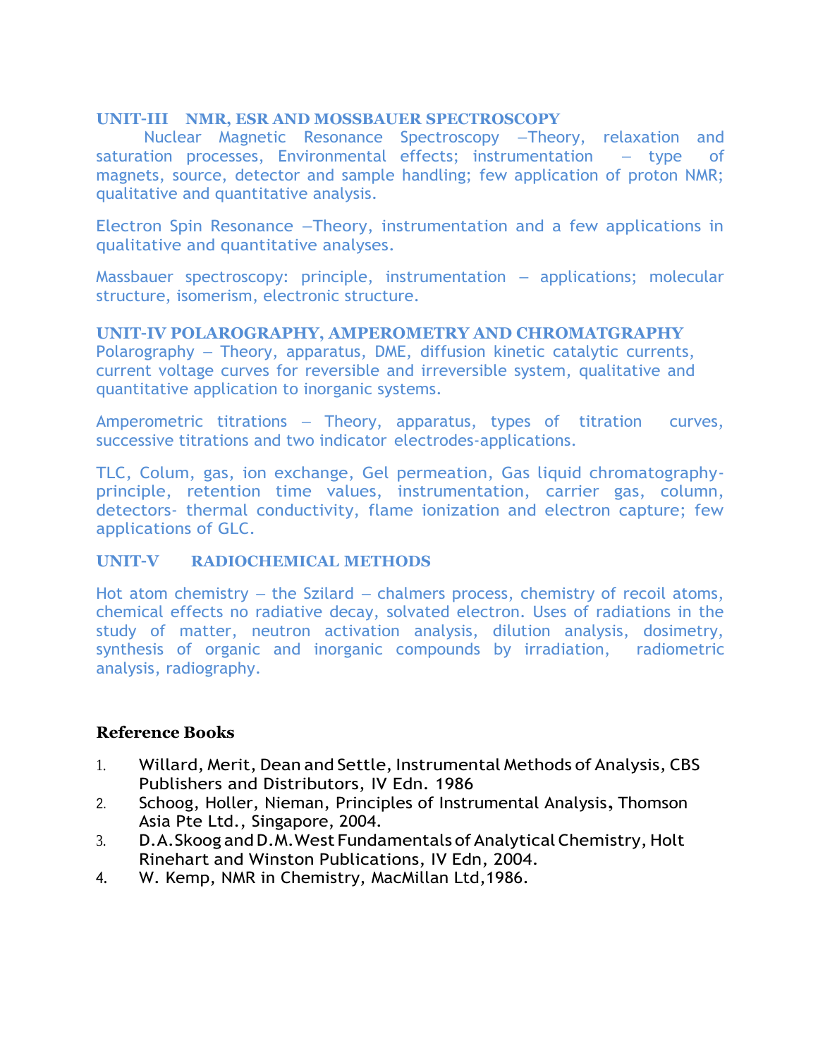### UNIT-III NMR, ESR AND MOSSBAUER SPECTROSCOPY

Nuclear Magnetic Resonance Spectroscopy –Theory, relaxation and saturation processes, Environmental effects; instrumentation – type of magnets, source, detector and sample handling; few application of proton NMR; qualitative and quantitative analysis.

Electron Spin Resonance –Theory, instrumentation and a few applications in qualitative and quantitative analyses.

Massbauer spectroscopy: principle, instrumentation – applications; molecular structure, isomerism, electronic structure.

### UNIT-IV POLAROGRAPHY, AMPEROMETRY AND CHROMATGRAPHY

Polarography – Theory, apparatus, DME, diffusion kinetic catalytic currents, current voltage curves for reversible and irreversible system, qualitative and quantitative application to inorganic systems.

Amperometric titrations – Theory, apparatus, types of titration curves, successive titrations and two indicator electrodes-applications.

TLC, Colum, gas, ion exchange, Gel permeation, Gas liquid chromatography-principle, retention time values, instrumentation, carrier gas, column, detectors- thermal conductivity, flame ionization and electron capture; few applications of GLC.

### UNIT-V RADIOCHEMICAL METHODS

Hot atom chemistry – the Szilard – chalmers process, chemistry of recoil atoms, chemical effects no radiative decay, solvated electron. Uses of radiations in the study of matter, neutron activation analysis, dilution analysis, dosimetry, synthesis of organic and inorganic compounds by irradiation, radiometric analysis, radiography.

### Reference Books

1. Willard, Merit, Dean and Settle, Instrumental Methods of Analysis, CBS Publishers and Distributors, IV Edn. 1986
2. Schoog, Holler, Nieman, Principles of Instrumental Analysis, Thomson Asia Pte Ltd., Singapore, 2004.
3. D.A.Skoog and D.M.West Fundamentals of Analytical Chemistry, Holt Rinehart and Winston Publications, IV Edn, 2004.
4. W. Kemp, NMR in Chemistry, MacMillan Ltd,1986.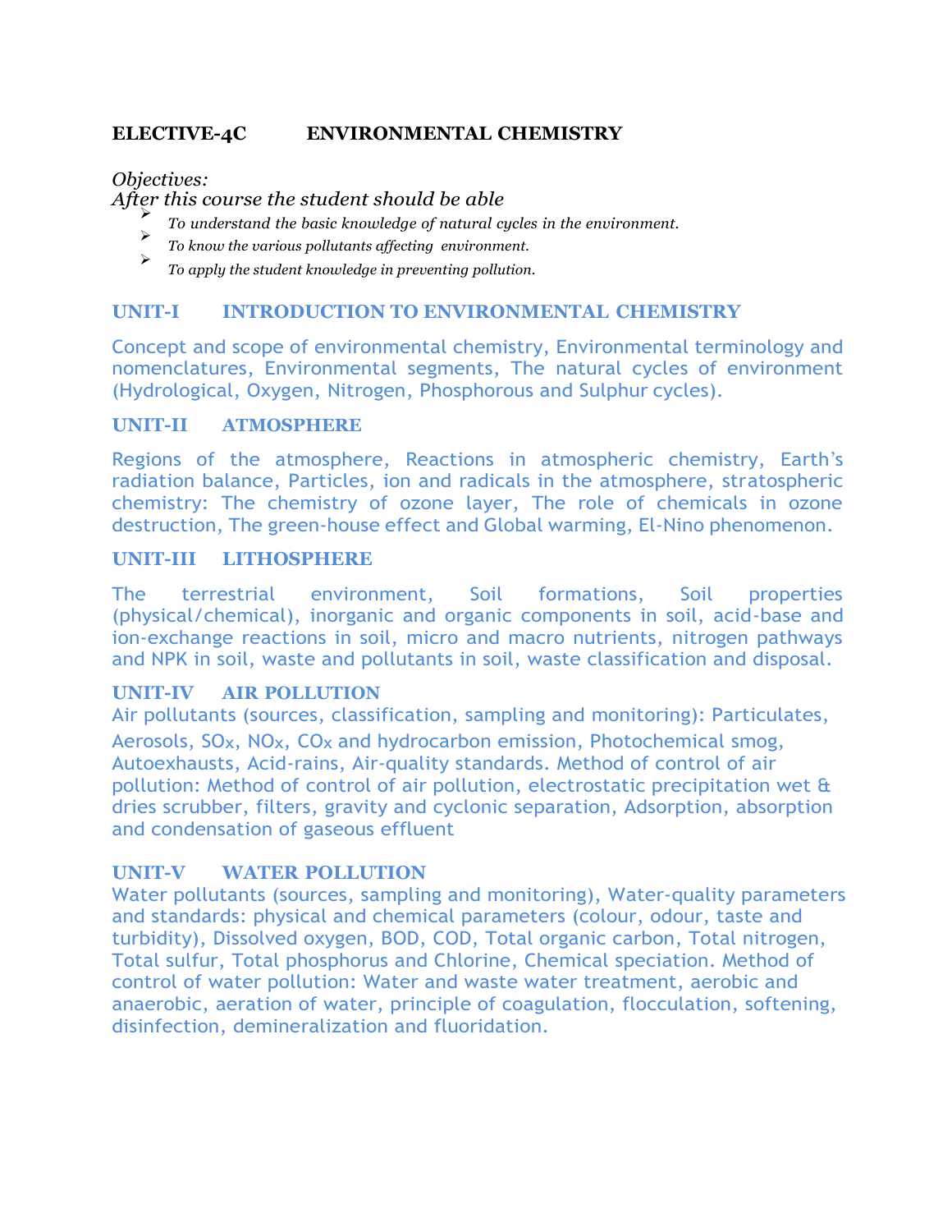## ELECTIVE-4C ENVIRONMENTAL CHEMISTRY

*Objectives:*

*After this course the student should be able*

- *To understand the basic knowledge of natural cycles in the environment.*
- *To know the various pollutants affecting environment.*
- *To apply the student knowledge in preventing pollution.*

### UNIT-I INTRODUCTION TO ENVIRONMENTAL CHEMISTRY

Concept and scope of environmental chemistry, Environmental terminology and nomenclatures, Environmental segments, The natural cycles of environment (Hydrological, Oxygen, Nitrogen, Phosphorous and Sulphur cycles).

### UNIT-II ATMOSPHERE

Regions of the atmosphere, Reactions in atmospheric chemistry, Earth's radiation balance, Particles, ion and radicals in the atmosphere, stratospheric chemistry: The chemistry of ozone layer, The role of chemicals in ozone destruction, The green-house effect and Global warming, El-Nino phenomenon.

### UNIT-III LITHOSPHERE

The terrestrial environment, Soil formations, Soil properties (physical/chemical), inorganic and organic components in soil, acid-base and ion-exchange reactions in soil, micro and macro nutrients, nitrogen pathways and NPK in soil, waste and pollutants in soil, waste classification and disposal.

### UNIT-IV AIR POLLUTION

Air pollutants (sources, classification, sampling and monitoring): Particulates, Aerosols, $SO_x$, $NO_x$, $CO_x$ and hydrocarbon emission, Photochemical smog, Autoexhausts, Acid-rains, Air-quality standards. Method of control of air pollution: Method of control of air pollution, electrostatic precipitation wet & dries scrubber, filters, gravity and cyclonic separation, Adsorption, absorption and condensation of gaseous effluent

### UNIT-V WATER POLLUTION

Water pollutants (sources, sampling and monitoring), Water-quality parameters and standards: physical and chemical parameters (colour, odour, taste and turbidity), Dissolved oxygen, BOD, COD, Total organic carbon, Total nitrogen, Total sulfur, Total phosphorus and Chlorine, Chemical speciation. Method of control of water pollution: Water and waste water treatment, aerobic and anaerobic, aeration of water, principle of coagulation, flocculation, softening, disinfection, demineralization and fluoridation.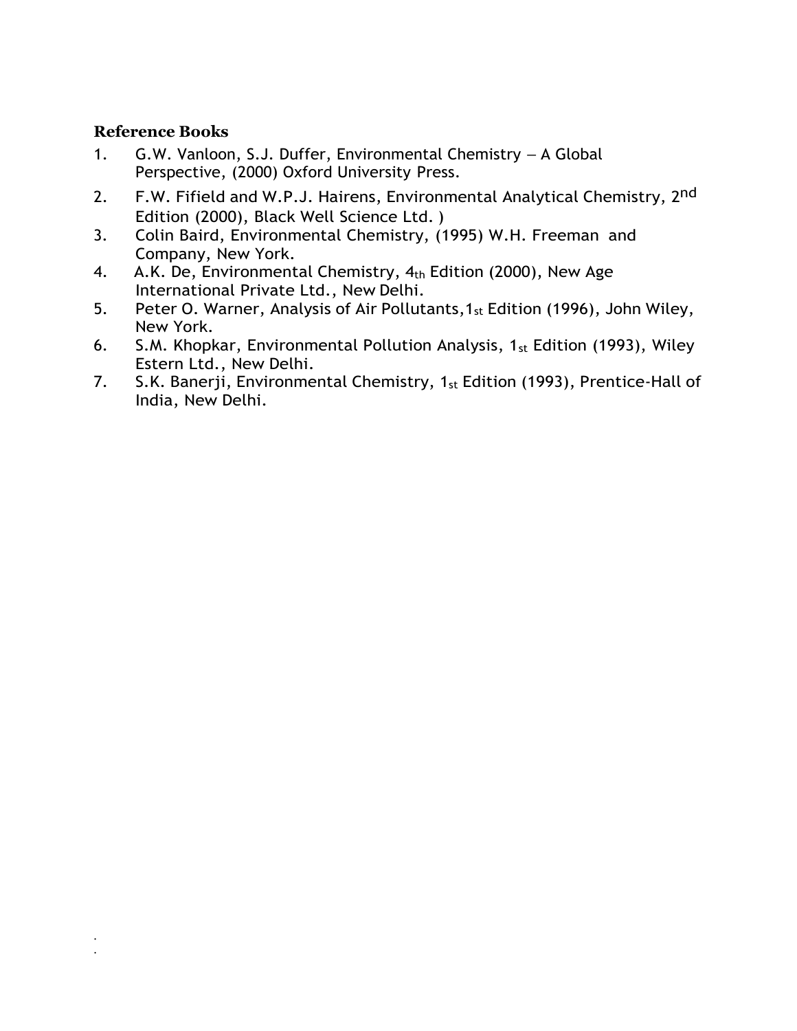**Reference Books**

1. G.W. Vanloon, S.J. Duffer, Environmental Chemistry – A Global Perspective, (2000) Oxford University Press.
2. F.W. Fifield and W.P.J. Hairens, Environmental Analytical Chemistry, 2nd Edition (2000), Black Well Science Ltd. )
3. Colin Baird, Environmental Chemistry, (1995) W.H. Freeman and Company, New York.
4. A.K. De, Environmental Chemistry, 4th Edition (2000), New Age International Private Ltd., New Delhi.
5. Peter O. Warner, Analysis of Air Pollutants, 1st Edition (1996), John Wiley, New York.
6. S.M. Khopkar, Environmental Pollution Analysis, 1st Edition (1993), Wiley Estern Ltd., New Delhi.
7. S.K. Banerji, Environmental Chemistry, 1st Edition (1993), Prentice-Hall of India, New Delhi.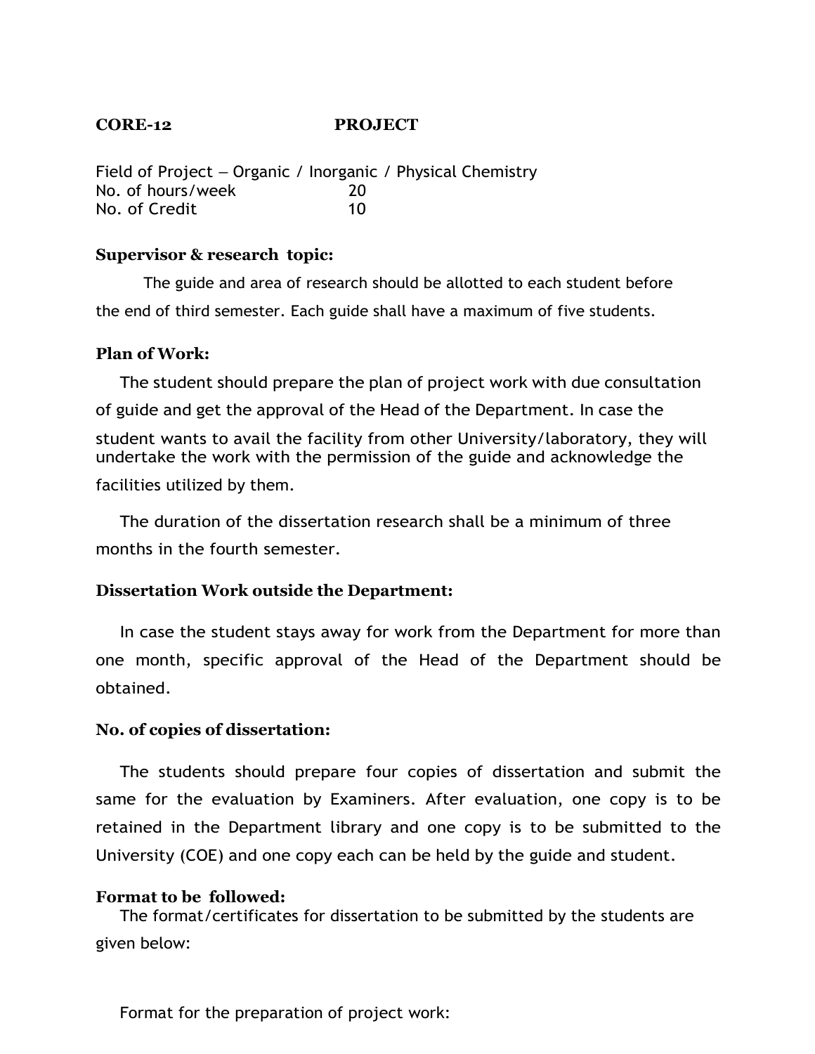**CORE-12 PROJECT**

Field of Project – Organic / Inorganic / Physical Chemistry

| | |
|---|---|
| No. of hours/week | 20 |
| No. of Credit | 10 |

**Supervisor & research topic:**

The guide and area of research should be allotted to each student before the end of third semester. Each guide shall have a maximum of five students.

**Plan of Work:**

The student should prepare the plan of project work with due consultation of guide and get the approval of the Head of the Department. In case the student wants to avail the facility from other University/laboratory, they will undertake the work with the permission of the guide and acknowledge the facilities utilized by them.

The duration of the dissertation research shall be a minimum of three months in the fourth semester.

**Dissertation Work outside the Department:**

In case the student stays away for work from the Department for more than one month, specific approval of the Head of the Department should be obtained.

**No. of copies of dissertation:**

The students should prepare four copies of dissertation and submit the same for the evaluation by Examiners. After evaluation, one copy is to be retained in the Department library and one copy is to be submitted to the University (COE) and one copy each can be held by the guide and student.

**Format to be followed:**

The format/certificates for dissertation to be submitted by the students are given below:

Format for the preparation of project work: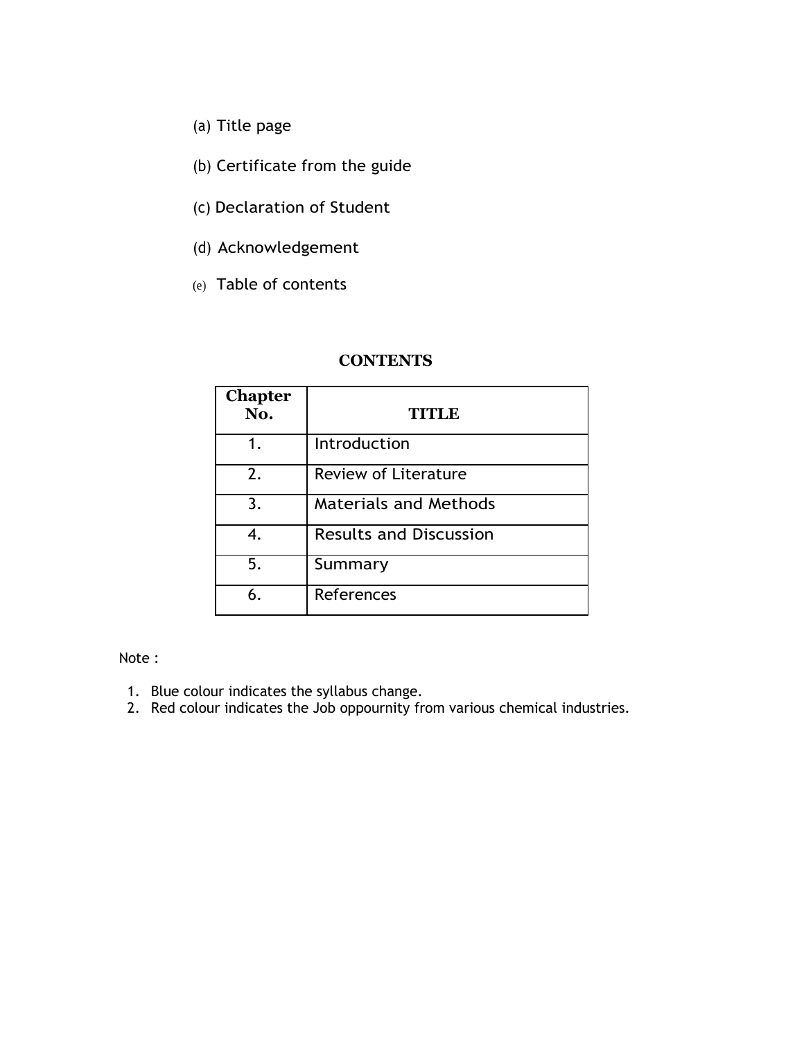(a) Title page

(b) Certificate from the guide

(c) Declaration of Student

(d) Acknowledgement

(e) Table of contents

## CONTENTS

| Chapter No. | TITLE |
|---|---|
| 1. | Introduction |
| 2. | Review of Literature |
| 3. | Materials and Methods |
| 4. | Results and Discussion |
| 5. | Summary |
| 6. | References |

Note :

1. Blue colour indicates the syllabus change.
2. Red colour indicates the Job oppournity from various chemical industries.